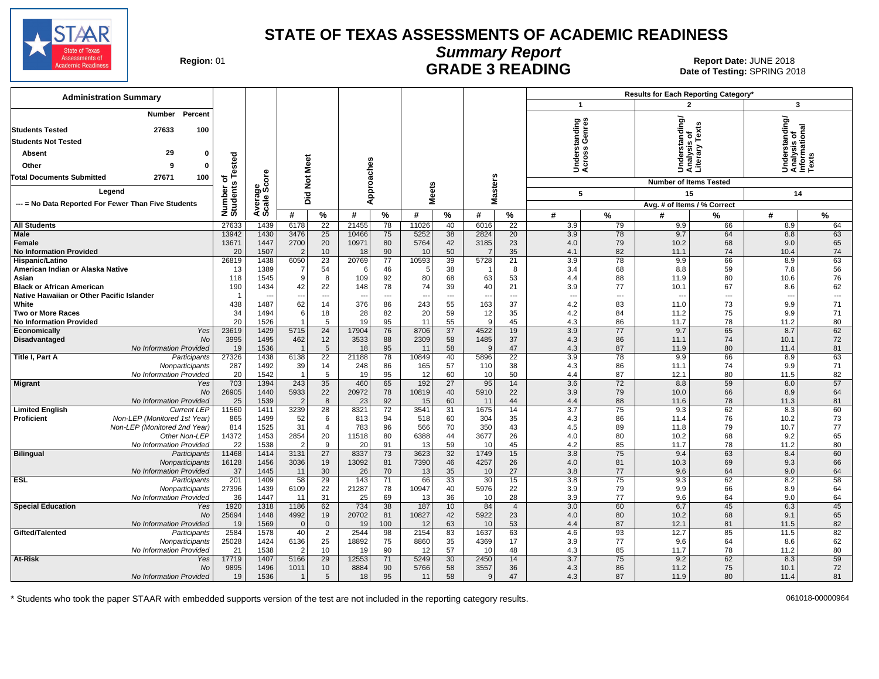# STATE OF TEXAS ASSESSMENTS OF ACADEMIC READINESS

## Summary Report

## GRADE 3 READING

**Region:** 01

**Report Date:** JUNE 2018
**Date of Testing:** SPRING 2018

### Administration Summary

| | Number | Percent |
|---|---|---|
| Students Tested | 27633 | 100 |
| Students Not Tested | | |
| Absent | 29 | 0 |
| Other | 9 | 0 |
| Total Documents Submitted | 27671 | 100 |

Legend

--- = No Data Reported For Fewer Than Five Students

Results for Each Reporting Category*: 1 = Understanding Across Genres (Number of Items Tested: 5); 2 = Understanding/Analysis of Literary Texts (Number of Items Tested: 15); 3 = Understanding/Analysis of Informational Texts (Number of Items Tested: 14). Avg. # of Items / % Correct.

| Group | Subgroup | Number of Students Tested | Average Scale Score | Did Not Meet # | Did Not Meet % | Approaches # | Approaches % | Meets # | Meets % | Masters # | Masters % | Cat 1 # | Cat 1 % | Cat 2 # | Cat 2 % | Cat 3 # | Cat 3 % |
|---|---|---|---|---|---|---|---|---|---|---|---|---|---|---|---|---|---|
| All Students | | 27633 | 1439 | 6178 | 22 | 21455 | 78 | 11026 | 40 | 6016 | 22 | 3.9 | 79 | 9.9 | 66 | 8.9 | 64 |
| Male | | 13942 | 1430 | 3476 | 25 | 10466 | 75 | 5252 | 38 | 2824 | 20 | 3.9 | 78 | 9.7 | 64 | 8.8 | 63 |
| Female | | 13671 | 1447 | 2700 | 20 | 10971 | 80 | 5764 | 42 | 3185 | 23 | 4.0 | 79 | 10.2 | 68 | 9.0 | 65 |
| No Information Provided | | 20 | 1507 | 2 | 10 | 18 | 90 | 10 | 50 | 7 | 35 | 4.1 | 82 | 11.1 | 74 | 10.4 | 74 |
| Hispanic/Latino | | 26819 | 1438 | 6050 | 23 | 20769 | 77 | 10593 | 39 | 5728 | 21 | 3.9 | 78 | 9.9 | 66 | 8.9 | 63 |
| American Indian or Alaska Native | | 13 | 1389 | 7 | 54 | 6 | 46 | 5 | 38 | 1 | 8 | 3.4 | 68 | 8.8 | 59 | 7.8 | 56 |
| Asian | | 118 | 1545 | 9 | 8 | 109 | 92 | 80 | 68 | 63 | 53 | 4.4 | 88 | 11.9 | 80 | 10.6 | 76 |
| Black or African American | | 190 | 1434 | 42 | 22 | 148 | 78 | 74 | 39 | 40 | 21 | 3.9 | 77 | 10.1 | 67 | 8.6 | 62 |
| Native Hawaiian or Other Pacific Islander | | 1 | --- | --- | --- | --- | --- | --- | --- | --- | --- | --- | --- | --- | --- | --- | --- |
| White | | 438 | 1487 | 62 | 14 | 376 | 86 | 243 | 55 | 163 | 37 | 4.2 | 83 | 11.0 | 73 | 9.9 | 71 |
| Two or More Races | | 34 | 1494 | 6 | 18 | 28 | 82 | 20 | 59 | 12 | 35 | 4.2 | 84 | 11.2 | 75 | 9.9 | 71 |
| No Information Provided | | 20 | 1526 | 1 | 5 | 19 | 95 | 11 | 55 | 9 | 45 | 4.3 | 86 | 11.7 | 78 | 11.2 | 80 |
| Economically Disadvantaged | Yes | 23619 | 1429 | 5715 | 24 | 17904 | 76 | 8706 | 37 | 4522 | 19 | 3.9 | 77 | 9.7 | 65 | 8.7 | 62 |
| | No | 3995 | 1495 | 462 | 12 | 3533 | 88 | 2309 | 58 | 1485 | 37 | 4.3 | 86 | 11.1 | 74 | 10.1 | 72 |
| | No Information Provided | 19 | 1536 | 1 | 5 | 18 | 95 | 11 | 58 | 9 | 47 | 4.3 | 87 | 11.9 | 80 | 11.4 | 81 |
| Title I, Part A | Participants | 27326 | 1438 | 6138 | 22 | 21188 | 78 | 10849 | 40 | 5896 | 22 | 3.9 | 78 | 9.9 | 66 | 8.9 | 63 |
| | Nonparticipants | 287 | 1492 | 39 | 14 | 248 | 86 | 165 | 57 | 110 | 38 | 4.3 | 86 | 11.1 | 74 | 9.9 | 71 |
| | No Information Provided | 20 | 1542 | 1 | 5 | 19 | 95 | 12 | 60 | 10 | 50 | 4.4 | 87 | 12.1 | 80 | 11.5 | 82 |
| Migrant | Yes | 703 | 1394 | 243 | 35 | 460 | 65 | 192 | 27 | 95 | 14 | 3.6 | 72 | 8.8 | 59 | 8.0 | 57 |
| | No | 26905 | 1440 | 5933 | 22 | 20972 | 78 | 10819 | 40 | 5910 | 22 | 3.9 | 79 | 10.0 | 66 | 8.9 | 64 |
| | No Information Provided | 25 | 1539 | 2 | 8 | 23 | 92 | 15 | 60 | 11 | 44 | 4.4 | 88 | 11.6 | 78 | 11.3 | 81 |
| Limited English Proficient | Current LEP | 11560 | 1411 | 3239 | 28 | 8321 | 72 | 3541 | 31 | 1675 | 14 | 3.7 | 75 | 9.3 | 62 | 8.3 | 60 |
| | Non-LEP (Monitored 1st Year) | 865 | 1499 | 52 | 6 | 813 | 94 | 518 | 60 | 304 | 35 | 4.3 | 86 | 11.4 | 76 | 10.2 | 73 |
| | Non-LEP (Monitored 2nd Year) | 814 | 1525 | 31 | 4 | 783 | 96 | 566 | 70 | 350 | 43 | 4.5 | 89 | 11.8 | 79 | 10.7 | 77 |
| | Other Non-LEP | 14372 | 1453 | 2854 | 20 | 11518 | 80 | 6388 | 44 | 3677 | 26 | 4.0 | 80 | 10.2 | 68 | 9.2 | 65 |
| | No Information Provided | 22 | 1538 | 2 | 9 | 20 | 91 | 13 | 59 | 10 | 45 | 4.2 | 85 | 11.7 | 78 | 11.2 | 80 |
| Bilingual | Participants | 11468 | 1414 | 3131 | 27 | 8337 | 73 | 3623 | 32 | 1749 | 15 | 3.8 | 75 | 9.4 | 63 | 8.4 | 60 |
| | Nonparticipants | 16128 | 1456 | 3036 | 19 | 13092 | 81 | 7390 | 46 | 4257 | 26 | 4.0 | 81 | 10.3 | 69 | 9.3 | 66 |
| | No Information Provided | 37 | 1445 | 11 | 30 | 26 | 70 | 13 | 35 | 10 | 27 | 3.8 | 77 | 9.6 | 64 | 9.0 | 64 |
| ESL | Participants | 201 | 1409 | 58 | 29 | 143 | 71 | 66 | 33 | 30 | 15 | 3.8 | 75 | 9.3 | 62 | 8.2 | 58 |
| | Nonparticipants | 27396 | 1439 | 6109 | 22 | 21287 | 78 | 10947 | 40 | 5976 | 22 | 3.9 | 79 | 9.9 | 66 | 8.9 | 64 |
| | No Information Provided | 36 | 1447 | 11 | 31 | 25 | 69 | 13 | 36 | 10 | 28 | 3.9 | 77 | 9.6 | 64 | 9.0 | 64 |
| Special Education | Yes | 1920 | 1318 | 1186 | 62 | 734 | 38 | 187 | 10 | 84 | 4 | 3.0 | 60 | 6.7 | 45 | 6.3 | 45 |
| | No | 25694 | 1448 | 4992 | 19 | 20702 | 81 | 10827 | 42 | 5922 | 23 | 4.0 | 80 | 10.2 | 68 | 9.1 | 65 |
| | No Information Provided | 19 | 1569 | 0 | 0 | 19 | 100 | 12 | 63 | 10 | 53 | 4.4 | 87 | 12.1 | 81 | 11.5 | 82 |
| Gifted/Talented | Participants | 2584 | 1578 | 40 | 2 | 2544 | 98 | 2154 | 83 | 1637 | 63 | 4.6 | 93 | 12.7 | 85 | 11.5 | 82 |
| | Nonparticipants | 25028 | 1424 | 6136 | 25 | 18892 | 75 | 8860 | 35 | 4369 | 17 | 3.9 | 77 | 9.6 | 64 | 8.6 | 62 |
| | No Information Provided | 21 | 1538 | 2 | 10 | 19 | 90 | 12 | 57 | 10 | 48 | 4.3 | 85 | 11.7 | 78 | 11.2 | 80 |
| At-Risk | Yes | 17719 | 1407 | 5166 | 29 | 12553 | 71 | 5249 | 30 | 2450 | 14 | 3.7 | 75 | 9.2 | 62 | 8.3 | 59 |
| | No | 9895 | 1496 | 1011 | 10 | 8884 | 90 | 5766 | 58 | 3557 | 36 | 4.3 | 86 | 11.2 | 75 | 10.1 | 72 |
| | No Information Provided | 19 | 1536 | 1 | 5 | 18 | 95 | 11 | 58 | 9 | 47 | 4.3 | 87 | 11.9 | 80 | 11.4 | 81 |

* Students who took the paper STAAR with embedded supports version of the test are not included in the reporting category results.

061018-00000964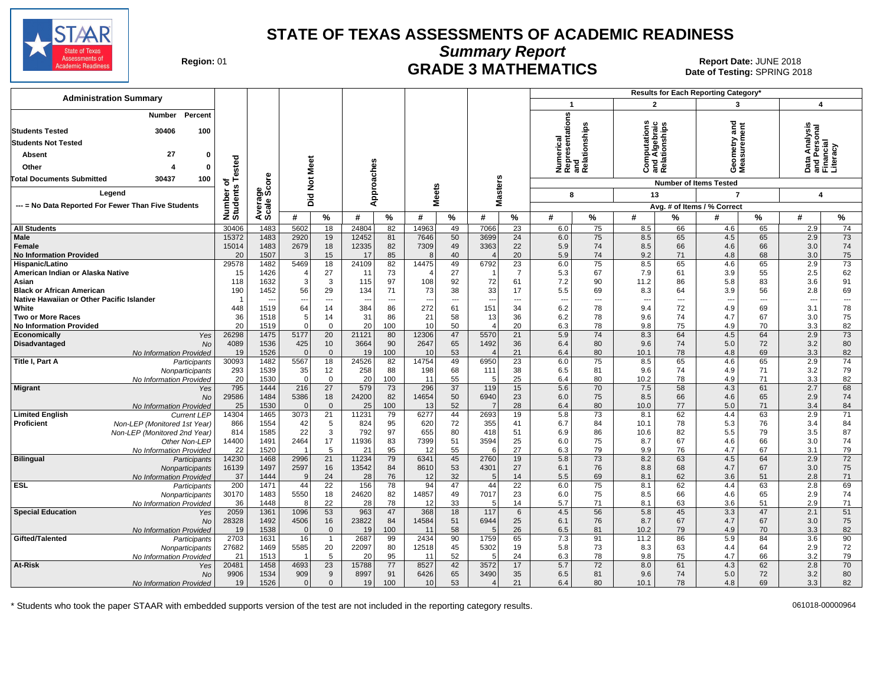# STATE OF TEXAS ASSESSMENTS OF ACADEMIC READINESS

## Summary Report

## GRADE 3 MATHEMATICS

Region: 01

Report Date: JUNE 2018
Date of Testing: SPRING 2018

### Administration Summary

| | Number | Percent |
|---|---|---|
| Students Tested | 30406 | 100 |
| Students Not Tested | | |
| Absent | 27 | 0 |
| Other | 4 | 0 |
| Total Documents Submitted | 30437 | 100 |

Legend

--- = No Data Reported For Fewer Than Five Students

Results for Each Reporting Category*: 1 = Numerical Representations and Relationships (Number of Items Tested: 8); 2 = Computations and Algebraic Relationships (13); 3 = Geometry and Measurement (7); 4 = Data Analysis and Personal Financial Literacy (4). Avg. # of Items / % Correct.

| Group | | Number of Students Tested | Average Scale Score | Did Not Meet # | Did Not Meet % | Approaches # | Approaches % | Meets # | Meets % | Masters # | Masters % | Cat 1 # | Cat 1 % | Cat 2 # | Cat 2 % | Cat 3 # | Cat 3 % | Cat 4 # | Cat 4 % |
|---|---|---|---|---|---|---|---|---|---|---|---|---|---|---|---|---|---|---|---|
| All Students | | 30406 | 1483 | 5602 | 18 | 24804 | 82 | 14963 | 49 | 7066 | 23 | 6.0 | 75 | 8.5 | 66 | 4.6 | 65 | 2.9 | 74 |
| Male | | 15372 | 1483 | 2920 | 19 | 12452 | 81 | 7646 | 50 | 3699 | 24 | 6.0 | 75 | 8.5 | 65 | 4.5 | 65 | 2.9 | 73 |
| Female | | 15014 | 1483 | 2679 | 18 | 12335 | 82 | 7309 | 49 | 3363 | 22 | 5.9 | 74 | 8.5 | 66 | 4.6 | 66 | 3.0 | 74 |
| No Information Provided | | 20 | 1507 | 3 | 15 | 17 | 85 | 8 | 40 | 4 | 20 | 5.9 | 74 | 9.2 | 71 | 4.8 | 68 | 3.0 | 75 |
| Hispanic/Latino | | 29578 | 1482 | 5469 | 18 | 24109 | 82 | 14475 | 49 | 6792 | 23 | 6.0 | 75 | 8.5 | 65 | 4.6 | 65 | 2.9 | 73 |
| American Indian or Alaska Native | | 15 | 1426 | 4 | 27 | 11 | 73 | 4 | 27 | 1 | 7 | 5.3 | 67 | 7.9 | 61 | 3.9 | 55 | 2.5 | 62 |
| Asian | | 118 | 1632 | 3 | 3 | 115 | 97 | 108 | 92 | 72 | 61 | 7.2 | 90 | 11.2 | 86 | 5.8 | 83 | 3.6 | 91 |
| Black or African American | | 190 | 1452 | 56 | 29 | 134 | 71 | 73 | 38 | 33 | 17 | 5.5 | 69 | 8.3 | 64 | 3.9 | 56 | 2.8 | 69 |
| Native Hawaiian or Other Pacific Islander | | 1 | --- | --- | --- | --- | --- | --- | --- | --- | --- | --- | --- | --- | --- | --- | --- | --- | --- |
| White | | 448 | 1519 | 64 | 14 | 384 | 86 | 272 | 61 | 151 | 34 | 6.2 | 78 | 9.4 | 72 | 4.9 | 69 | 3.1 | 78 |
| Two or More Races | | 36 | 1518 | 5 | 14 | 31 | 86 | 21 | 58 | 13 | 36 | 6.2 | 78 | 9.6 | 74 | 4.7 | 67 | 3.0 | 75 |
| No Information Provided | | 20 | 1519 | 0 | 0 | 20 | 100 | 10 | 50 | 4 | 20 | 6.3 | 78 | 9.8 | 75 | 4.9 | 70 | 3.3 | 82 |
| Economically Disadvantaged | Yes | 26298 | 1475 | 5177 | 20 | 21121 | 80 | 12306 | 47 | 5570 | 21 | 5.9 | 74 | 8.3 | 64 | 4.5 | 64 | 2.9 | 73 |
| | No | 4089 | 1536 | 425 | 10 | 3664 | 90 | 2647 | 65 | 1492 | 36 | 6.4 | 80 | 9.6 | 74 | 5.0 | 72 | 3.2 | 80 |
| | No Information Provided | 19 | 1526 | 0 | 0 | 19 | 100 | 10 | 53 | 4 | 21 | 6.4 | 80 | 10.1 | 78 | 4.8 | 69 | 3.3 | 82 |
| Title I, Part A | Participants | 30093 | 1482 | 5567 | 18 | 24526 | 82 | 14754 | 49 | 6950 | 23 | 6.0 | 75 | 8.5 | 65 | 4.6 | 65 | 2.9 | 74 |
| | Nonparticipants | 293 | 1539 | 35 | 12 | 258 | 88 | 198 | 68 | 111 | 38 | 6.5 | 81 | 9.6 | 74 | 4.9 | 71 | 3.2 | 79 |
| | No Information Provided | 20 | 1530 | 0 | 0 | 20 | 100 | 11 | 55 | 5 | 25 | 6.4 | 80 | 10.2 | 78 | 4.9 | 71 | 3.3 | 82 |
| Migrant | Yes | 795 | 1444 | 216 | 27 | 579 | 73 | 296 | 37 | 119 | 15 | 5.6 | 70 | 7.5 | 58 | 4.3 | 61 | 2.7 | 68 |
| | No | 29586 | 1484 | 5386 | 18 | 24200 | 82 | 14654 | 50 | 6940 | 23 | 6.0 | 75 | 8.5 | 66 | 4.6 | 65 | 2.9 | 74 |
| | No Information Provided | 25 | 1530 | 0 | 0 | 25 | 100 | 13 | 52 | 7 | 28 | 6.4 | 80 | 10.0 | 77 | 5.0 | 71 | 3.4 | 84 |
| Limited English Proficient | Current LEP | 14304 | 1465 | 3073 | 21 | 11231 | 79 | 6277 | 44 | 2693 | 19 | 5.8 | 73 | 8.1 | 62 | 4.4 | 63 | 2.9 | 71 |
| | Non-LEP (Monitored 1st Year) | 866 | 1554 | 42 | 5 | 824 | 95 | 620 | 72 | 355 | 41 | 6.7 | 84 | 10.1 | 78 | 5.3 | 76 | 3.4 | 84 |
| | Non-LEP (Monitored 2nd Year) | 814 | 1585 | 22 | 3 | 792 | 97 | 655 | 80 | 418 | 51 | 6.9 | 86 | 10.6 | 82 | 5.5 | 79 | 3.5 | 87 |
| | Other Non-LEP | 14400 | 1491 | 2464 | 17 | 11936 | 83 | 7399 | 51 | 3594 | 25 | 6.0 | 75 | 8.7 | 67 | 4.6 | 66 | 3.0 | 74 |
| | No Information Provided | 22 | 1520 | 1 | 5 | 21 | 95 | 12 | 55 | 6 | 27 | 6.3 | 79 | 9.9 | 76 | 4.7 | 67 | 3.1 | 79 |
| Bilingual | Participants | 14230 | 1468 | 2996 | 21 | 11234 | 79 | 6341 | 45 | 2760 | 19 | 5.8 | 73 | 8.2 | 63 | 4.5 | 64 | 2.9 | 72 |
| | Nonparticipants | 16139 | 1497 | 2597 | 16 | 13542 | 84 | 8610 | 53 | 4301 | 27 | 6.1 | 76 | 8.8 | 68 | 4.7 | 67 | 3.0 | 75 |
| | No Information Provided | 37 | 1444 | 9 | 24 | 28 | 76 | 12 | 32 | 5 | 14 | 5.5 | 69 | 8.1 | 62 | 3.6 | 51 | 2.8 | 71 |
| ESL | Participants | 200 | 1471 | 44 | 22 | 156 | 78 | 94 | 47 | 44 | 22 | 6.0 | 75 | 8.1 | 62 | 4.4 | 63 | 2.8 | 69 |
| | Nonparticipants | 30170 | 1483 | 5550 | 18 | 24620 | 82 | 14857 | 49 | 7017 | 23 | 6.0 | 75 | 8.5 | 66 | 4.6 | 65 | 2.9 | 74 |
| | No Information Provided | 36 | 1448 | 8 | 22 | 28 | 78 | 12 | 33 | 5 | 14 | 5.7 | 71 | 8.1 | 63 | 3.6 | 51 | 2.9 | 71 |
| Special Education | Yes | 2059 | 1361 | 1096 | 53 | 963 | 47 | 368 | 18 | 117 | 6 | 4.5 | 56 | 5.8 | 45 | 3.3 | 47 | 2.1 | 51 |
| | No | 28328 | 1492 | 4506 | 16 | 23822 | 84 | 14584 | 51 | 6944 | 25 | 6.1 | 76 | 8.7 | 67 | 4.7 | 67 | 3.0 | 75 |
| | No Information Provided | 19 | 1538 | 0 | 0 | 19 | 100 | 11 | 58 | 5 | 26 | 6.5 | 81 | 10.2 | 79 | 4.9 | 70 | 3.3 | 82 |
| Gifted/Talented | Participants | 2703 | 1631 | 16 | 1 | 2687 | 99 | 2434 | 90 | 1759 | 65 | 7.3 | 91 | 11.2 | 86 | 5.9 | 84 | 3.6 | 90 |
| | Nonparticipants | 27682 | 1469 | 5585 | 20 | 22097 | 80 | 12518 | 45 | 5302 | 19 | 5.8 | 73 | 8.3 | 63 | 4.4 | 64 | 2.9 | 72 |
| | No Information Provided | 21 | 1513 | 1 | 5 | 20 | 95 | 11 | 52 | 5 | 24 | 6.3 | 78 | 9.8 | 75 | 4.7 | 66 | 3.2 | 79 |
| At-Risk | Yes | 20481 | 1458 | 4693 | 23 | 15788 | 77 | 8527 | 42 | 3572 | 17 | 5.7 | 72 | 8.0 | 61 | 4.3 | 62 | 2.8 | 70 |
| | No | 9906 | 1534 | 909 | 9 | 8997 | 91 | 6426 | 65 | 3490 | 35 | 6.5 | 81 | 9.6 | 74 | 5.0 | 72 | 3.2 | 80 |
| | No Information Provided | 19 | 1526 | 0 | 0 | 19 | 100 | 10 | 53 | 4 | 21 | 6.4 | 80 | 10.1 | 78 | 4.8 | 69 | 3.3 | 82 |

\* Students who took the paper STAAR with embedded supports version of the test are not included in the reporting category results.

061018-00000964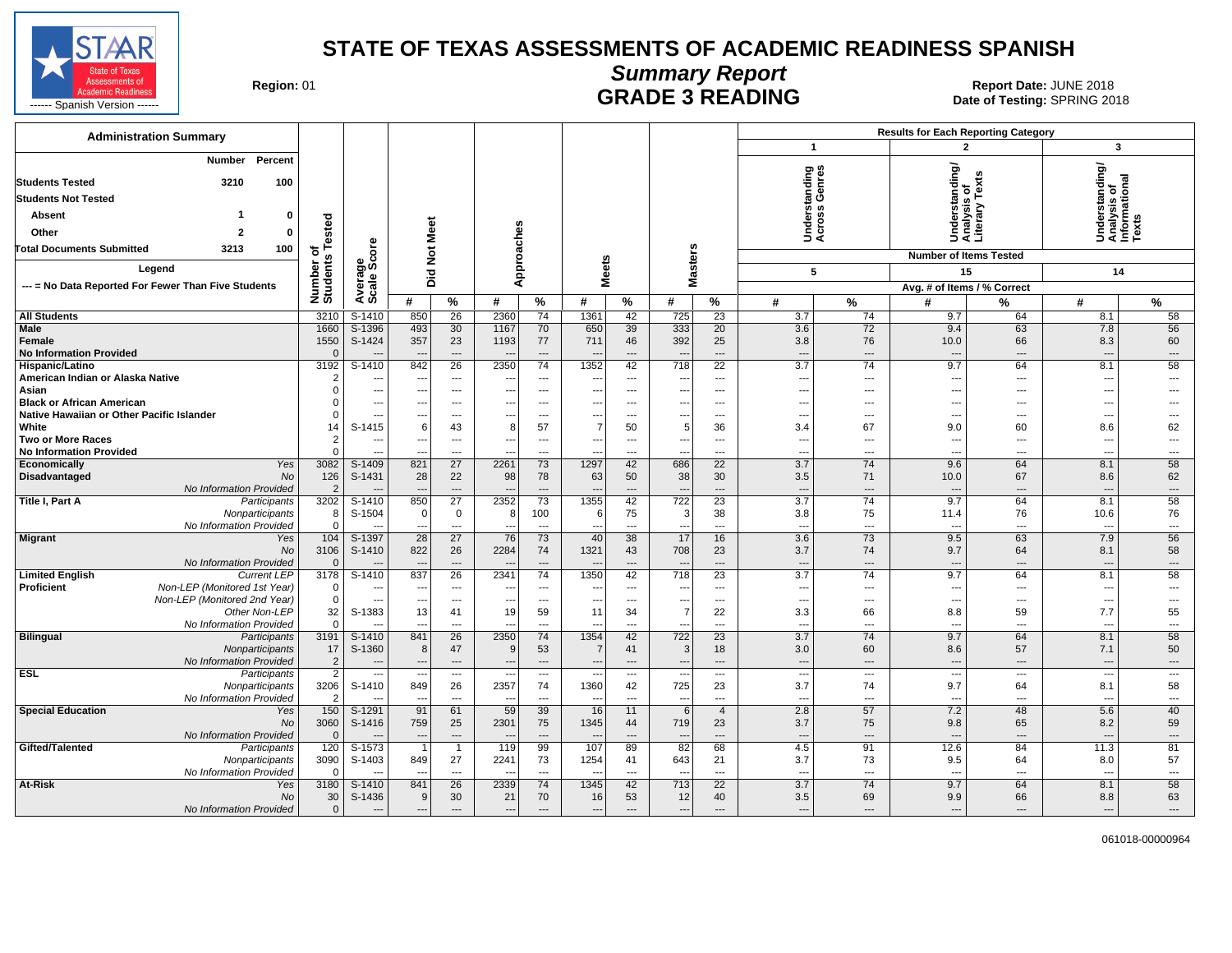# STATE OF TEXAS ASSESSMENTS OF ACADEMIC READINESS SPANISH

## *Summary Report*

## GRADE 3 READING

**Region:** 01

**Report Date:** JUNE 2018
**Date of Testing:** SPRING 2018

------ Spanish Version ------

| Administration Summary | Number | Percent |
|---|---|---|
| **Students Tested** | 3210 | 100 |
| **Students Not Tested** | | |
| Absent | 1 | 0 |
| Other | 2 | 0 |
| **Total Documents Submitted** | 3213 | 100 |

Legend: --- = No Data Reported For Fewer Than Five Students

Results for Each Reporting Category: 1 = Understanding Across Genres (Number of Items Tested: 5); 2 = Understanding/ Analysis of Literary Texts (Number of Items Tested: 15); 3 = Understanding/ Analysis of Informational Texts (Number of Items Tested: 14). Avg. # of Items / % Correct.

| Group | | Number of Students Tested | Average Scale Score | Did Not Meet # | Did Not Meet % | Approaches # | Approaches % | Meets # | Meets % | Masters # | Masters % | Cat 1 # | Cat 1 % | Cat 2 # | Cat 2 % | Cat 3 # | Cat 3 % |
|---|---|---|---|---|---|---|---|---|---|---|---|---|---|---|---|---|---|
| **All Students** | | 3210 | S-1410 | 850 | 26 | 2360 | 74 | 1361 | 42 | 725 | 23 | 3.7 | 74 | 9.7 | 64 | 8.1 | 58 |
| **Male** | | 1660 | S-1396 | 493 | 30 | 1167 | 70 | 650 | 39 | 333 | 20 | 3.6 | 72 | 9.4 | 63 | 7.8 | 56 |
| **Female** | | 1550 | S-1424 | 357 | 23 | 1193 | 77 | 711 | 46 | 392 | 25 | 3.8 | 76 | 10.0 | 66 | 8.3 | 60 |
| **No Information Provided** | | 0 | --- | --- | --- | --- | --- | --- | --- | --- | --- | --- | --- | --- | --- | --- | --- |
| **Hispanic/Latino** | | 3192 | S-1410 | 842 | 26 | 2350 | 74 | 1352 | 42 | 718 | 22 | 3.7 | 74 | 9.7 | 64 | 8.1 | 58 |
| **American Indian or Alaska Native** | | 2 | --- | --- | --- | --- | --- | --- | --- | --- | --- | --- | --- | --- | --- | --- | --- |
| **Asian** | | 0 | --- | --- | --- | --- | --- | --- | --- | --- | --- | --- | --- | --- | --- | --- | --- |
| **Black or African American** | | 0 | --- | --- | --- | --- | --- | --- | --- | --- | --- | --- | --- | --- | --- | --- | --- |
| **Native Hawaiian or Other Pacific Islander** | | 0 | --- | --- | --- | --- | --- | --- | --- | --- | --- | --- | --- | --- | --- | --- | --- |
| **White** | | 14 | S-1415 | 6 | 43 | 8 | 57 | 7 | 50 | 5 | 36 | 3.4 | 67 | 9.0 | 60 | 8.6 | 62 |
| **Two or More Races** | | 2 | --- | --- | --- | --- | --- | --- | --- | --- | --- | --- | --- | --- | --- | --- | --- |
| **No Information Provided** | | 0 | --- | --- | --- | --- | --- | --- | --- | --- | --- | --- | --- | --- | --- | --- | --- |
| **Economically Disadvantaged** | *Yes* | 3082 | S-1409 | 821 | 27 | 2261 | 73 | 1297 | 42 | 686 | 22 | 3.7 | 74 | 9.6 | 64 | 8.1 | 58 |
| | *No* | 126 | S-1431 | 28 | 22 | 98 | 78 | 63 | 50 | 38 | 30 | 3.5 | 71 | 10.0 | 67 | 8.6 | 62 |
| | *No Information Provided* | 2 | --- | --- | --- | --- | --- | --- | --- | --- | --- | --- | --- | --- | --- | --- | --- |
| **Title I, Part A** | *Participants* | 3202 | S-1410 | 850 | 27 | 2352 | 73 | 1355 | 42 | 722 | 23 | 3.7 | 74 | 9.7 | 64 | 8.1 | 58 |
| | *Nonparticipants* | 8 | S-1504 | 0 | 0 | 8 | 100 | 6 | 75 | 3 | 38 | 3.8 | 75 | 11.4 | 76 | 10.6 | 76 |
| | *No Information Provided* | 0 | --- | --- | --- | --- | --- | --- | --- | --- | --- | --- | --- | --- | --- | --- | --- |
| **Migrant** | *Yes* | 104 | S-1397 | 28 | 27 | 76 | 73 | 40 | 38 | 17 | 16 | 3.6 | 73 | 9.5 | 63 | 7.9 | 56 |
| | *No* | 3106 | S-1410 | 822 | 26 | 2284 | 74 | 1321 | 43 | 708 | 23 | 3.7 | 74 | 9.7 | 64 | 8.1 | 58 |
| | *No Information Provided* | 0 | --- | --- | --- | --- | --- | --- | --- | --- | --- | --- | --- | --- | --- | --- | --- |
| **Limited English Proficient** | *Current LEP* | 3178 | S-1410 | 837 | 26 | 2341 | 74 | 1350 | 42 | 718 | 23 | 3.7 | 74 | 9.7 | 64 | 8.1 | 58 |
| | *Non-LEP (Monitored 1st Year)* | 0 | --- | --- | --- | --- | --- | --- | --- | --- | --- | --- | --- | --- | --- | --- | --- |
| | *Non-LEP (Monitored 2nd Year)* | 0 | --- | --- | --- | --- | --- | --- | --- | --- | --- | --- | --- | --- | --- | --- | --- |
| | *Other Non-LEP* | 32 | S-1383 | 13 | 41 | 19 | 59 | 11 | 34 | 7 | 22 | 3.3 | 66 | 8.8 | 59 | 7.7 | 55 |
| | *No Information Provided* | 0 | --- | --- | --- | --- | --- | --- | --- | --- | --- | --- | --- | --- | --- | --- | --- |
| **Bilingual** | *Participants* | 3191 | S-1410 | 841 | 26 | 2350 | 74 | 1354 | 42 | 722 | 23 | 3.7 | 74 | 9.7 | 64 | 8.1 | 58 |
| | *Nonparticipants* | 17 | S-1360 | 8 | 47 | 9 | 53 | 7 | 41 | 3 | 18 | 3.0 | 60 | 8.6 | 57 | 7.1 | 50 |
| | *No Information Provided* | 2 | --- | --- | --- | --- | --- | --- | --- | --- | --- | --- | --- | --- | --- | --- | --- |
| **ESL** | *Participants* | 2 | --- | --- | --- | --- | --- | --- | --- | --- | --- | --- | --- | --- | --- | --- | --- |
| | *Nonparticipants* | 3206 | S-1410 | 849 | 26 | 2357 | 74 | 1360 | 42 | 725 | 23 | 3.7 | 74 | 9.7 | 64 | 8.1 | 58 |
| | *No Information Provided* | 2 | --- | --- | --- | --- | --- | --- | --- | --- | --- | --- | --- | --- | --- | --- | --- |
| **Special Education** | *Yes* | 150 | S-1291 | 91 | 61 | 59 | 39 | 16 | 11 | 6 | 4 | 2.8 | 57 | 7.2 | 48 | 5.6 | 40 |
| | *No* | 3060 | S-1416 | 759 | 25 | 2301 | 75 | 1345 | 44 | 719 | 23 | 3.7 | 75 | 9.8 | 65 | 8.2 | 59 |
| | *No Information Provided* | 0 | --- | --- | --- | --- | --- | --- | --- | --- | --- | --- | --- | --- | --- | --- | --- |
| **Gifted/Talented** | *Participants* | 120 | S-1573 | 1 | 1 | 119 | 99 | 107 | 89 | 82 | 68 | 4.5 | 91 | 12.6 | 84 | 11.3 | 81 |
| | *Nonparticipants* | 3090 | S-1403 | 849 | 27 | 2241 | 73 | 1254 | 41 | 643 | 21 | 3.7 | 73 | 9.5 | 64 | 8.0 | 57 |
| | *No Information Provided* | 0 | --- | --- | --- | --- | --- | --- | --- | --- | --- | --- | --- | --- | --- | --- | --- |
| **At-Risk** | *Yes* | 3180 | S-1410 | 841 | 26 | 2339 | 74 | 1345 | 42 | 713 | 22 | 3.7 | 74 | 9.7 | 64 | 8.1 | 58 |
| | *No* | 30 | S-1436 | 9 | 30 | 21 | 70 | 16 | 53 | 12 | 40 | 3.5 | 69 | 9.9 | 66 | 8.8 | 63 |
| | *No Information Provided* | 0 | --- | --- | --- | --- | --- | --- | --- | --- | --- | --- | --- | --- | --- | --- | --- |

061018-00000964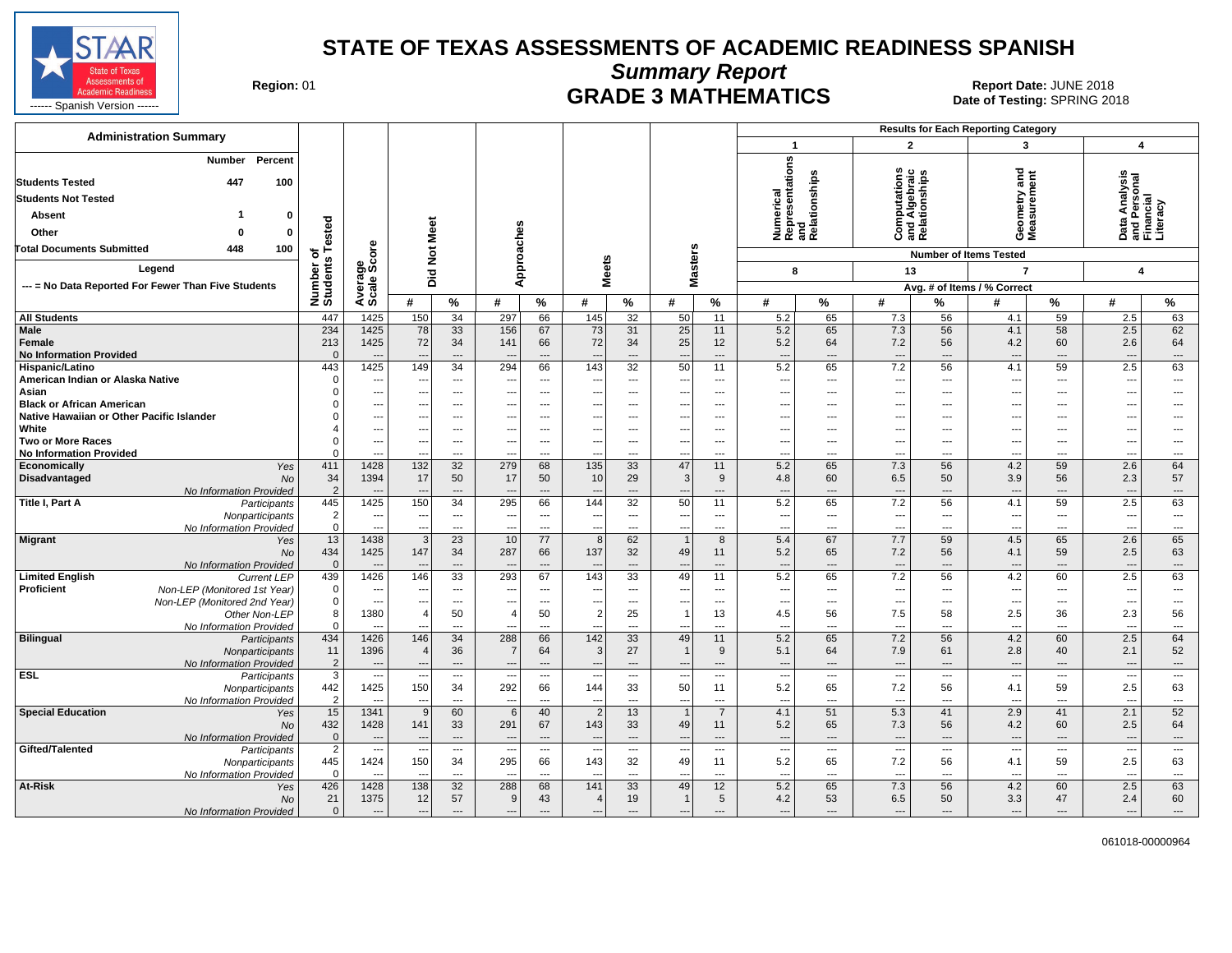# STATE OF TEXAS ASSESSMENTS OF ACADEMIC READINESS SPANISH

## Summary Report

## GRADE 3 MATHEMATICS

Region: 01

Report Date: JUNE 2018
Date of Testing: SPRING 2018

------ Spanish Version ------

**Administration Summary**

| | Number | Percent |
|---|---|---|
| Students Tested | 447 | 100 |
| Students Not Tested | | |
| Absent | 1 | 0 |
| Other | 0 | 0 |
| Total Documents Submitted | 448 | 100 |

**Legend**

--- = No Data Reported For Fewer Than Five Students

Results for Each Reporting Category: 1 = Numerical Representations and Relationships (8 items); 2 = Computations and Algebraic Relationships (13 items); 3 = Geometry and Measurement (7 items); 4 = Data Analysis and Personal Financial Literacy (4 items). Avg. # of Items / % Correct.

| Group | | Number of Students Tested | Average Scale Score | Did Not Meet # | Did Not Meet % | Approaches # | Approaches % | Meets # | Meets % | Masters # | Masters % | Cat 1 # | Cat 1 % | Cat 2 # | Cat 2 % | Cat 3 # | Cat 3 % | Cat 4 # | Cat 4 % |
|---|---|---|---|---|---|---|---|---|---|---|---|---|---|---|---|---|---|---|---|
| All Students | | 447 | 1425 | 150 | 34 | 297 | 66 | 145 | 32 | 50 | 11 | 5.2 | 65 | 7.3 | 56 | 4.1 | 59 | 2.5 | 63 |
| Male | | 234 | 1425 | 78 | 33 | 156 | 67 | 73 | 31 | 25 | 11 | 5.2 | 65 | 7.3 | 56 | 4.1 | 58 | 2.5 | 62 |
| Female | | 213 | 1425 | 72 | 34 | 141 | 66 | 72 | 34 | 25 | 12 | 5.2 | 64 | 7.2 | 56 | 4.2 | 60 | 2.6 | 64 |
| No Information Provided | | 0 | --- | --- | --- | --- | --- | --- | --- | --- | --- | --- | --- | --- | --- | --- | --- | --- | --- |
| Hispanic/Latino | | 443 | 1425 | 149 | 34 | 294 | 66 | 143 | 32 | 50 | 11 | 5.2 | 65 | 7.2 | 56 | 4.1 | 59 | 2.5 | 63 |
| American Indian or Alaska Native | | 0 | --- | --- | --- | --- | --- | --- | --- | --- | --- | --- | --- | --- | --- | --- | --- | --- | --- |
| Asian | | 0 | --- | --- | --- | --- | --- | --- | --- | --- | --- | --- | --- | --- | --- | --- | --- | --- | --- |
| Black or African American | | 0 | --- | --- | --- | --- | --- | --- | --- | --- | --- | --- | --- | --- | --- | --- | --- | --- | --- |
| Native Hawaiian or Other Pacific Islander | | 0 | --- | --- | --- | --- | --- | --- | --- | --- | --- | --- | --- | --- | --- | --- | --- | --- | --- |
| White | | 4 | --- | --- | --- | --- | --- | --- | --- | --- | --- | --- | --- | --- | --- | --- | --- | --- | --- |
| Two or More Races | | 0 | --- | --- | --- | --- | --- | --- | --- | --- | --- | --- | --- | --- | --- | --- | --- | --- | --- |
| No Information Provided | | 0 | --- | --- | --- | --- | --- | --- | --- | --- | --- | --- | --- | --- | --- | --- | --- | --- | --- |
| Economically Disadvantaged | Yes | 411 | 1428 | 132 | 32 | 279 | 68 | 135 | 33 | 47 | 11 | 5.2 | 65 | 7.3 | 56 | 4.2 | 59 | 2.6 | 64 |
| | No | 34 | 1394 | 17 | 50 | 17 | 50 | 10 | 29 | 3 | 9 | 4.8 | 60 | 6.5 | 50 | 3.9 | 56 | 2.3 | 57 |
| | No Information Provided | 2 | --- | --- | --- | --- | --- | --- | --- | --- | --- | --- | --- | --- | --- | --- | --- | --- | --- |
| Title I, Part A | Participants | 445 | 1425 | 150 | 34 | 295 | 66 | 144 | 32 | 50 | 11 | 5.2 | 65 | 7.2 | 56 | 4.1 | 59 | 2.5 | 63 |
| | Nonparticipants | 2 | --- | --- | --- | --- | --- | --- | --- | --- | --- | --- | --- | --- | --- | --- | --- | --- | --- |
| | No Information Provided | 0 | --- | --- | --- | --- | --- | --- | --- | --- | --- | --- | --- | --- | --- | --- | --- | --- | --- |
| Migrant | Yes | 13 | 1438 | 3 | 23 | 10 | 77 | 8 | 62 | 1 | 8 | 5.4 | 67 | 7.7 | 59 | 4.5 | 65 | 2.6 | 65 |
| | No | 434 | 1425 | 147 | 34 | 287 | 66 | 137 | 32 | 49 | 11 | 5.2 | 65 | 7.2 | 56 | 4.1 | 59 | 2.5 | 63 |
| | No Information Provided | 0 | --- | --- | --- | --- | --- | --- | --- | --- | --- | --- | --- | --- | --- | --- | --- | --- | --- |
| Limited English Proficient | Current LEP | 439 | 1426 | 146 | 33 | 293 | 67 | 143 | 33 | 49 | 11 | 5.2 | 65 | 7.2 | 56 | 4.2 | 60 | 2.5 | 63 |
| | Non-LEP (Monitored 1st Year) | 0 | --- | --- | --- | --- | --- | --- | --- | --- | --- | --- | --- | --- | --- | --- | --- | --- | --- |
| | Non-LEP (Monitored 2nd Year) | 0 | --- | --- | --- | --- | --- | --- | --- | --- | --- | --- | --- | --- | --- | --- | --- | --- | --- |
| | Other Non-LEP | 8 | 1380 | 4 | 50 | 4 | 50 | 2 | 25 | 1 | 13 | 4.5 | 56 | 7.5 | 58 | 2.5 | 36 | 2.3 | 56 |
| | No Information Provided | 0 | --- | --- | --- | --- | --- | --- | --- | --- | --- | --- | --- | --- | --- | --- | --- | --- | --- |
| Bilingual | Participants | 434 | 1426 | 146 | 34 | 288 | 66 | 142 | 33 | 49 | 11 | 5.2 | 65 | 7.2 | 56 | 4.2 | 60 | 2.5 | 64 |
| | Nonparticipants | 11 | 1396 | 4 | 36 | 7 | 64 | 3 | 27 | 1 | 9 | 5.1 | 64 | 7.9 | 61 | 2.8 | 40 | 2.1 | 52 |
| | No Information Provided | 2 | --- | --- | --- | --- | --- | --- | --- | --- | --- | --- | --- | --- | --- | --- | --- | --- | --- |
| ESL | Participants | 3 | --- | --- | --- | --- | --- | --- | --- | --- | --- | --- | --- | --- | --- | --- | --- | --- | --- |
| | Nonparticipants | 442 | 1425 | 150 | 34 | 292 | 66 | 144 | 33 | 50 | 11 | 5.2 | 65 | 7.2 | 56 | 4.1 | 59 | 2.5 | 63 |
| | No Information Provided | 2 | --- | --- | --- | --- | --- | --- | --- | --- | --- | --- | --- | --- | --- | --- | --- | --- | --- |
| Special Education | Yes | 15 | 1341 | 9 | 60 | 6 | 40 | 2 | 13 | 1 | 7 | 4.1 | 51 | 5.3 | 41 | 2.9 | 41 | 2.1 | 52 |
| | No | 432 | 1428 | 141 | 33 | 291 | 67 | 143 | 33 | 49 | 11 | 5.2 | 65 | 7.3 | 56 | 4.2 | 60 | 2.5 | 64 |
| | No Information Provided | 0 | --- | --- | --- | --- | --- | --- | --- | --- | --- | --- | --- | --- | --- | --- | --- | --- | --- |
| Gifted/Talented | Participants | 2 | --- | --- | --- | --- | --- | --- | --- | --- | --- | --- | --- | --- | --- | --- | --- | --- | --- |
| | Nonparticipants | 445 | 1424 | 150 | 34 | 295 | 66 | 143 | 32 | 49 | 11 | 5.2 | 65 | 7.2 | 56 | 4.1 | 59 | 2.5 | 63 |
| | No Information Provided | 0 | --- | --- | --- | --- | --- | --- | --- | --- | --- | --- | --- | --- | --- | --- | --- | --- | --- |
| At-Risk | Yes | 426 | 1428 | 138 | 32 | 288 | 68 | 141 | 33 | 49 | 12 | 5.2 | 65 | 7.3 | 56 | 4.2 | 60 | 2.5 | 63 |
| | No | 21 | 1375 | 12 | 57 | 9 | 43 | 4 | 19 | 1 | 5 | 4.2 | 53 | 6.5 | 50 | 3.3 | 47 | 2.4 | 60 |
| | No Information Provided | 0 | --- | --- | --- | --- | --- | --- | --- | --- | --- | --- | --- | --- | --- | --- | --- | --- | --- |

061018-00000964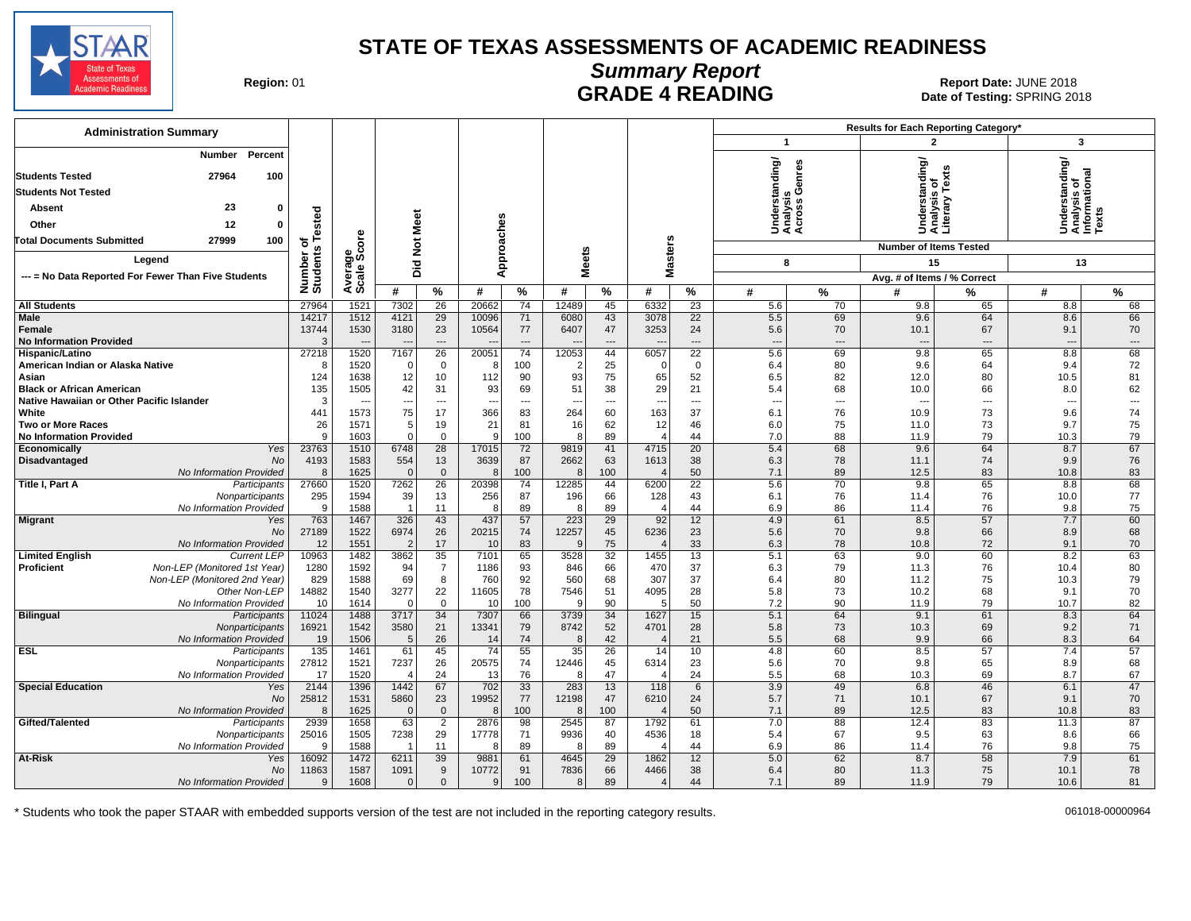# STATE OF TEXAS ASSESSMENTS OF ACADEMIC READINESS

## Summary Report

## GRADE 4 READING

**Region:** 01

**Report Date:** JUNE 2018

**Date of Testing:** SPRING 2018

### Administration Summary

| | Number | Percent |
|---|---|---|
| Students Tested | 27964 | 100 |
| Students Not Tested | | |
| Absent | 23 | 0 |
| Other | 12 | 0 |
| Total Documents Submitted | 27999 | 100 |

Legend

--- = No Data Reported For Fewer Than Five Students

Results for Each Reporting Category*: 1 = Understanding/Analysis Across Genres (Number of Items Tested: 8); 2 = Understanding/Analysis of Literary Texts (Number of Items Tested: 15); 3 = Understanding/Analysis of Informational Texts (Number of Items Tested: 13). Values are Avg. # of Items / % Correct.

| Group | | Number of Students Tested | Average Scale Score | Did Not Meet # | Did Not Meet % | Approaches # | Approaches % | Meets # | Meets % | Masters # | Masters % | Cat. 1 # | Cat. 1 % | Cat. 2 # | Cat. 2 % | Cat. 3 # | Cat. 3 % |
|---|---|---|---|---|---|---|---|---|---|---|---|---|---|---|---|---|---|
| All Students | | 27964 | 1521 | 7302 | 26 | 20662 | 74 | 12489 | 45 | 6332 | 23 | 5.6 | 70 | 9.8 | 65 | 8.8 | 68 |
| Male | | 14217 | 1512 | 4121 | 29 | 10096 | 71 | 6080 | 43 | 3078 | 22 | 5.5 | 69 | 9.6 | 64 | 8.6 | 66 |
| Female | | 13744 | 1530 | 3180 | 23 | 10564 | 77 | 6407 | 47 | 3253 | 24 | 5.6 | 70 | 10.1 | 67 | 9.1 | 70 |
| No Information Provided | | 3 | --- | --- | --- | --- | --- | --- | --- | --- | --- | --- | --- | --- | --- | --- | --- |
| Hispanic/Latino | | 27218 | 1520 | 7167 | 26 | 20051 | 74 | 12053 | 44 | 6057 | 22 | 5.6 | 69 | 9.8 | 65 | 8.8 | 68 |
| American Indian or Alaska Native | | 8 | 1520 | 0 | 0 | 8 | 100 | 2 | 25 | 0 | 0 | 6.4 | 80 | 9.6 | 64 | 9.4 | 72 |
| Asian | | 124 | 1638 | 12 | 10 | 112 | 90 | 93 | 75 | 65 | 52 | 6.5 | 82 | 12.0 | 80 | 10.5 | 81 |
| Black or African American | | 135 | 1505 | 42 | 31 | 93 | 69 | 51 | 38 | 29 | 21 | 5.4 | 68 | 10.0 | 66 | 8.0 | 62 |
| Native Hawaiian or Other Pacific Islander | | 3 | --- | --- | --- | --- | --- | --- | --- | --- | --- | --- | --- | --- | --- | --- | --- |
| White | | 441 | 1573 | 75 | 17 | 366 | 83 | 264 | 60 | 163 | 37 | 6.1 | 76 | 10.9 | 73 | 9.6 | 74 |
| Two or More Races | | 26 | 1571 | 5 | 19 | 21 | 81 | 16 | 62 | 12 | 46 | 6.0 | 75 | 11.0 | 73 | 9.7 | 75 |
| No Information Provided | | 9 | 1603 | 0 | 0 | 9 | 100 | 8 | 89 | 4 | 44 | 7.0 | 88 | 11.9 | 79 | 10.3 | 79 |
| Economically Disadvantaged | Yes | 23763 | 1510 | 6748 | 28 | 17015 | 72 | 9819 | 41 | 4715 | 20 | 5.4 | 68 | 9.6 | 64 | 8.7 | 67 |
| | No | 4193 | 1583 | 554 | 13 | 3639 | 87 | 2662 | 63 | 1613 | 38 | 6.3 | 78 | 11.1 | 74 | 9.9 | 76 |
| | No Information Provided | 8 | 1625 | 0 | 0 | 8 | 100 | 8 | 100 | 4 | 50 | 7.1 | 89 | 12.5 | 83 | 10.8 | 83 |
| Title I, Part A | Participants | 27660 | 1520 | 7262 | 26 | 20398 | 74 | 12285 | 44 | 6200 | 22 | 5.6 | 70 | 9.8 | 65 | 8.8 | 68 |
| | Nonparticipants | 295 | 1594 | 39 | 13 | 256 | 87 | 196 | 66 | 128 | 43 | 6.1 | 76 | 11.4 | 76 | 10.0 | 77 |
| | No Information Provided | 9 | 1588 | 1 | 11 | 8 | 89 | 8 | 89 | 4 | 44 | 6.9 | 86 | 11.4 | 76 | 9.8 | 75 |
| Migrant | Yes | 763 | 1467 | 326 | 43 | 437 | 57 | 223 | 29 | 92 | 12 | 4.9 | 61 | 8.5 | 57 | 7.7 | 60 |
| | No | 27189 | 1522 | 6974 | 26 | 20215 | 74 | 12257 | 45 | 6236 | 23 | 5.6 | 70 | 9.8 | 66 | 8.9 | 68 |
| | No Information Provided | 12 | 1551 | 2 | 17 | 10 | 83 | 9 | 75 | 4 | 33 | 6.3 | 78 | 10.8 | 72 | 9.1 | 70 |
| Limited English Proficient | Current LEP | 10963 | 1482 | 3862 | 35 | 7101 | 65 | 3528 | 32 | 1455 | 13 | 5.1 | 63 | 9.0 | 60 | 8.2 | 63 |
| | Non-LEP (Monitored 1st Year) | 1280 | 1592 | 94 | 7 | 1186 | 93 | 846 | 66 | 470 | 37 | 6.3 | 79 | 11.3 | 76 | 10.4 | 80 |
| | Non-LEP (Monitored 2nd Year) | 829 | 1588 | 69 | 8 | 760 | 92 | 560 | 68 | 307 | 37 | 6.4 | 80 | 11.2 | 75 | 10.3 | 79 |
| | Other Non-LEP | 14882 | 1540 | 3277 | 22 | 11605 | 78 | 7546 | 51 | 4095 | 28 | 5.8 | 73 | 10.2 | 68 | 9.1 | 70 |
| | No Information Provided | 10 | 1614 | 0 | 0 | 10 | 100 | 9 | 90 | 5 | 50 | 7.2 | 90 | 11.9 | 79 | 10.7 | 82 |
| Bilingual | Participants | 11024 | 1488 | 3717 | 34 | 7307 | 66 | 3739 | 34 | 1627 | 15 | 5.1 | 64 | 9.1 | 61 | 8.3 | 64 |
| | Nonparticipants | 16921 | 1542 | 3580 | 21 | 13341 | 79 | 8742 | 52 | 4701 | 28 | 5.8 | 73 | 10.3 | 69 | 9.2 | 71 |
| | No Information Provided | 19 | 1506 | 5 | 26 | 14 | 74 | 8 | 42 | 4 | 21 | 5.5 | 68 | 9.9 | 66 | 8.3 | 64 |
| ESL | Participants | 135 | 1461 | 61 | 45 | 74 | 55 | 35 | 26 | 14 | 10 | 4.8 | 60 | 8.5 | 57 | 7.4 | 57 |
| | Nonparticipants | 27812 | 1521 | 7237 | 26 | 20575 | 74 | 12446 | 45 | 6314 | 23 | 5.6 | 70 | 9.8 | 65 | 8.9 | 68 |
| | No Information Provided | 17 | 1520 | 4 | 24 | 13 | 76 | 8 | 47 | 4 | 24 | 5.5 | 68 | 10.3 | 69 | 8.7 | 67 |
| Special Education | Yes | 2144 | 1396 | 1442 | 67 | 702 | 33 | 283 | 13 | 118 | 6 | 3.9 | 49 | 6.8 | 46 | 6.1 | 47 |
| | No | 25812 | 1531 | 5860 | 23 | 19952 | 77 | 12198 | 47 | 6210 | 24 | 5.7 | 71 | 10.1 | 67 | 9.1 | 70 |
| | No Information Provided | 8 | 1625 | 0 | 0 | 8 | 100 | 8 | 100 | 4 | 50 | 7.1 | 89 | 12.5 | 83 | 10.8 | 83 |
| Gifted/Talented | Participants | 2939 | 1658 | 63 | 2 | 2876 | 98 | 2545 | 87 | 1792 | 61 | 7.0 | 88 | 12.4 | 83 | 11.3 | 87 |
| | Nonparticipants | 25016 | 1505 | 7238 | 29 | 17778 | 71 | 9936 | 40 | 4536 | 18 | 5.4 | 67 | 9.5 | 63 | 8.6 | 66 |
| | No Information Provided | 9 | 1588 | 1 | 11 | 8 | 89 | 8 | 89 | 4 | 44 | 6.9 | 86 | 11.4 | 76 | 9.8 | 75 |
| At-Risk | Yes | 16092 | 1472 | 6211 | 39 | 9881 | 61 | 4645 | 29 | 1862 | 12 | 5.0 | 62 | 8.7 | 58 | 7.9 | 61 |
| | No | 11863 | 1587 | 1091 | 9 | 10772 | 91 | 7836 | 66 | 4466 | 38 | 6.4 | 80 | 11.3 | 75 | 10.1 | 78 |
| | No Information Provided | 9 | 1608 | 0 | 0 | 9 | 100 | 8 | 89 | 4 | 44 | 7.1 | 89 | 11.9 | 79 | 10.6 | 81 |

\* Students who took the paper STAAR with embedded supports version of the test are not included in the reporting category results.

061018-00000964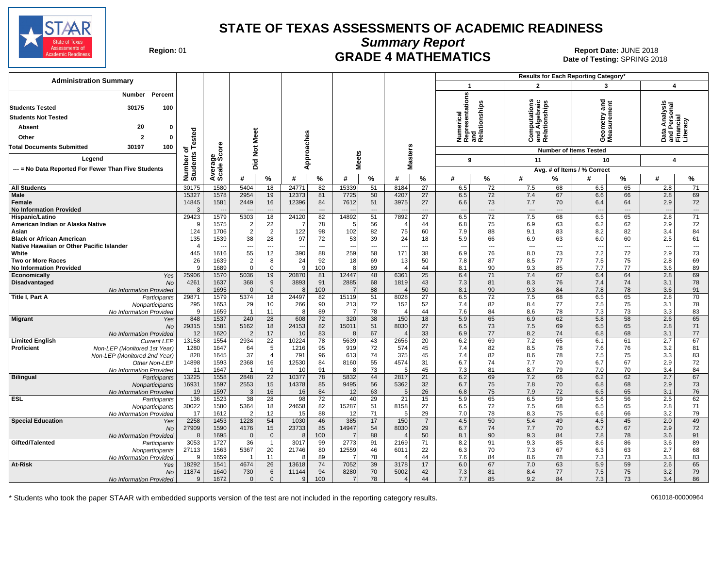# STATE OF TEXAS ASSESSMENTS OF ACADEMIC READINESS

## Summary Report

## GRADE 4 MATHEMATICS

Region: 01

Report Date: JUNE 2018
Date of Testing: SPRING 2018

| Administration Summary | Number | Percent |
|---|---|---|
| Students Tested | 30175 | 100 |
| Students Not Tested | | |
| Absent | 20 | 0 |
| Other | 2 | 0 |
| Total Documents Submitted | 30197 | 100 |

Legend

--- = No Data Reported For Fewer Than Five Students

Results for Each Reporting Category*: 1 = Numerical Representations and Relationships (9 items); 2 = Computations and Algebraic Relationships (11 items); 3 = Geometry and Measurement (10 items); 4 = Data Analysis and Personal Financial Literacy (4 items). Values are Avg. # of Items / % Correct.

| Group | | Number of Students Tested | Average Scale Score | Did Not Meet # | Did Not Meet % | Approaches # | Approaches % | Meets # | Meets % | Masters # | Masters % | Cat 1 # | Cat 1 % | Cat 2 # | Cat 2 % | Cat 3 # | Cat 3 % | Cat 4 # | Cat 4 % |
|---|---|---|---|---|---|---|---|---|---|---|---|---|---|---|---|---|---|---|---|
| All Students | | 30175 | 1580 | 5404 | 18 | 24771 | 82 | 15339 | 51 | 8184 | 27 | 6.5 | 72 | 7.5 | 68 | 6.5 | 65 | 2.8 | 71 |
| Male | | 15327 | 1578 | 2954 | 19 | 12373 | 81 | 7725 | 50 | 4207 | 27 | 6.5 | 72 | 7.4 | 67 | 6.6 | 66 | 2.8 | 69 |
| Female | | 14845 | 1581 | 2449 | 16 | 12396 | 84 | 7612 | 51 | 3975 | 27 | 6.6 | 73 | 7.7 | 70 | 6.4 | 64 | 2.9 | 72 |
| No Information Provided | | 3 | --- | --- | --- | --- | --- | --- | --- | --- | --- | --- | --- | --- | --- | --- | --- | --- | --- |
| Hispanic/Latino | | 29423 | 1579 | 5303 | 18 | 24120 | 82 | 14892 | 51 | 7892 | 27 | 6.5 | 72 | 7.5 | 68 | 6.5 | 65 | 2.8 | 71 |
| American Indian or Alaska Native | | 9 | 1575 | 2 | 22 | 7 | 78 | 5 | 56 | 4 | 44 | 6.8 | 75 | 6.9 | 63 | 6.2 | 62 | 2.9 | 72 |
| Asian | | 124 | 1706 | 2 | 2 | 122 | 98 | 102 | 82 | 75 | 60 | 7.9 | 88 | 9.1 | 83 | 8.2 | 82 | 3.4 | 84 |
| Black or African American | | 135 | 1539 | 38 | 28 | 97 | 72 | 53 | 39 | 24 | 18 | 5.9 | 66 | 6.9 | 63 | 6.0 | 60 | 2.5 | 61 |
| Native Hawaiian or Other Pacific Islander | | 4 | --- | --- | --- | --- | --- | --- | --- | --- | --- | --- | --- | --- | --- | --- | --- | --- | --- |
| White | | 445 | 1616 | 55 | 12 | 390 | 88 | 259 | 58 | 171 | 38 | 6.9 | 76 | 8.0 | 73 | 7.2 | 72 | 2.9 | 73 |
| Two or More Races | | 26 | 1639 | 2 | 8 | 24 | 92 | 18 | 69 | 13 | 50 | 7.8 | 87 | 8.5 | 77 | 7.5 | 75 | 2.8 | 69 |
| No Information Provided | | 9 | 1689 | 0 | 0 | 9 | 100 | 8 | 89 | 4 | 44 | 8.1 | 90 | 9.3 | 85 | 7.7 | 77 | 3.6 | 89 |
| Economically Disadvantaged | Yes | 25906 | 1570 | 5036 | 19 | 20870 | 81 | 12447 | 48 | 6361 | 25 | 6.4 | 71 | 7.4 | 67 | 6.4 | 64 | 2.8 | 69 |
| | No | 4261 | 1637 | 368 | 9 | 3893 | 91 | 2885 | 68 | 1819 | 43 | 7.3 | 81 | 8.3 | 76 | 7.4 | 74 | 3.1 | 78 |
| | No Information Provided | 8 | 1695 | 0 | 0 | 8 | 100 | 7 | 88 | 4 | 50 | 8.1 | 90 | 9.3 | 84 | 7.8 | 78 | 3.6 | 91 |
| Title I, Part A | Participants | 29871 | 1579 | 5374 | 18 | 24497 | 82 | 15119 | 51 | 8028 | 27 | 6.5 | 72 | 7.5 | 68 | 6.5 | 65 | 2.8 | 70 |
| | Nonparticipants | 295 | 1653 | 29 | 10 | 266 | 90 | 213 | 72 | 152 | 52 | 7.4 | 82 | 8.4 | 77 | 7.5 | 75 | 3.1 | 78 |
| | No Information Provided | 9 | 1659 | 1 | 11 | 8 | 89 | 7 | 78 | 4 | 44 | 7.6 | 84 | 8.6 | 78 | 7.3 | 73 | 3.3 | 83 |
| Migrant | Yes | 848 | 1537 | 240 | 28 | 608 | 72 | 320 | 38 | 150 | 18 | 5.9 | 65 | 6.9 | 62 | 5.8 | 58 | 2.6 | 65 |
| | No | 29315 | 1581 | 5162 | 18 | 24153 | 82 | 15011 | 51 | 8030 | 27 | 6.5 | 73 | 7.5 | 69 | 6.5 | 65 | 2.8 | 71 |
| | No Information Provided | 12 | 1620 | 2 | 17 | 10 | 83 | 8 | 67 | 4 | 33 | 6.9 | 77 | 8.2 | 74 | 6.8 | 68 | 3.1 | 77 |
| Limited English Proficient | Current LEP | 13158 | 1554 | 2934 | 22 | 10224 | 78 | 5639 | 43 | 2656 | 20 | 6.2 | 69 | 7.2 | 65 | 6.1 | 61 | 2.7 | 67 |
| | Non-LEP (Monitored 1st Year) | 1280 | 1647 | 64 | 5 | 1216 | 95 | 919 | 72 | 574 | 45 | 7.4 | 82 | 8.5 | 78 | 7.6 | 76 | 3.2 | 81 |
| | Non-LEP (Monitored 2nd Year) | 828 | 1645 | 37 | 4 | 791 | 96 | 613 | 74 | 375 | 45 | 7.4 | 82 | 8.6 | 78 | 7.5 | 75 | 3.3 | 83 |
| | Other Non-LEP | 14898 | 1593 | 2368 | 16 | 12530 | 84 | 8160 | 55 | 4574 | 31 | 6.7 | 74 | 7.7 | 70 | 6.7 | 67 | 2.9 | 72 |
| | No Information Provided | 11 | 1647 | 1 | 9 | 10 | 91 | 8 | 73 | 5 | 45 | 7.3 | 81 | 8.7 | 79 | 7.0 | 70 | 3.4 | 84 |
| Bilingual | Participants | 13225 | 1558 | 2848 | 22 | 10377 | 78 | 5832 | 44 | 2817 | 21 | 6.2 | 69 | 7.2 | 66 | 6.2 | 62 | 2.7 | 67 |
| | Nonparticipants | 16931 | 1597 | 2553 | 15 | 14378 | 85 | 9495 | 56 | 5362 | 32 | 6.7 | 75 | 7.8 | 70 | 6.8 | 68 | 2.9 | 73 |
| | No Information Provided | 19 | 1597 | 3 | 16 | 16 | 84 | 12 | 63 | 5 | 26 | 6.8 | 75 | 7.9 | 72 | 6.5 | 65 | 3.1 | 76 |
| ESL | Participants | 136 | 1523 | 38 | 28 | 98 | 72 | 40 | 29 | 21 | 15 | 5.9 | 65 | 6.5 | 59 | 5.6 | 56 | 2.5 | 62 |
| | Nonparticipants | 30022 | 1580 | 5364 | 18 | 24658 | 82 | 15287 | 51 | 8158 | 27 | 6.5 | 72 | 7.5 | 68 | 6.5 | 65 | 2.8 | 71 |
| | No Information Provided | 17 | 1612 | 2 | 12 | 15 | 88 | 12 | 71 | 5 | 29 | 7.0 | 78 | 8.3 | 75 | 6.6 | 66 | 3.2 | 79 |
| Special Education | Yes | 2258 | 1453 | 1228 | 54 | 1030 | 46 | 385 | 17 | 150 | 7 | 4.5 | 50 | 5.4 | 49 | 4.5 | 45 | 2.0 | 49 |
| | No | 27909 | 1590 | 4176 | 15 | 23733 | 85 | 14947 | 54 | 8030 | 29 | 6.7 | 74 | 7.7 | 70 | 6.7 | 67 | 2.9 | 72 |
| | No Information Provided | 8 | 1695 | 0 | 0 | 8 | 100 | 7 | 88 | 4 | 50 | 8.1 | 90 | 9.3 | 84 | 7.8 | 78 | 3.6 | 91 |
| Gifted/Talented | Participants | 3053 | 1727 | 36 | 1 | 3017 | 99 | 2773 | 91 | 2169 | 71 | 8.2 | 91 | 9.3 | 85 | 8.6 | 86 | 3.6 | 89 |
| | Nonparticipants | 27113 | 1563 | 5367 | 20 | 21746 | 80 | 12559 | 46 | 6011 | 22 | 6.3 | 70 | 7.3 | 67 | 6.3 | 63 | 2.7 | 68 |
| | No Information Provided | 9 | 1659 | 1 | 11 | 8 | 89 | 7 | 78 | 4 | 44 | 7.6 | 84 | 8.6 | 78 | 7.3 | 73 | 3.3 | 83 |
| At-Risk | Yes | 18292 | 1541 | 4674 | 26 | 13618 | 74 | 7052 | 39 | 3178 | 17 | 6.0 | 67 | 7.0 | 63 | 5.9 | 59 | 2.6 | 65 |
| | No | 11874 | 1640 | 730 | 6 | 11144 | 94 | 8280 | 70 | 5002 | 42 | 7.3 | 81 | 8.4 | 77 | 7.5 | 75 | 3.2 | 79 |
| | No Information Provided | 9 | 1672 | 0 | 0 | 9 | 100 | 7 | 78 | 4 | 44 | 7.7 | 85 | 9.2 | 84 | 7.3 | 73 | 3.4 | 86 |

\* Students who took the paper STAAR with embedded supports version of the test are not included in the reporting category results.

061018-00000964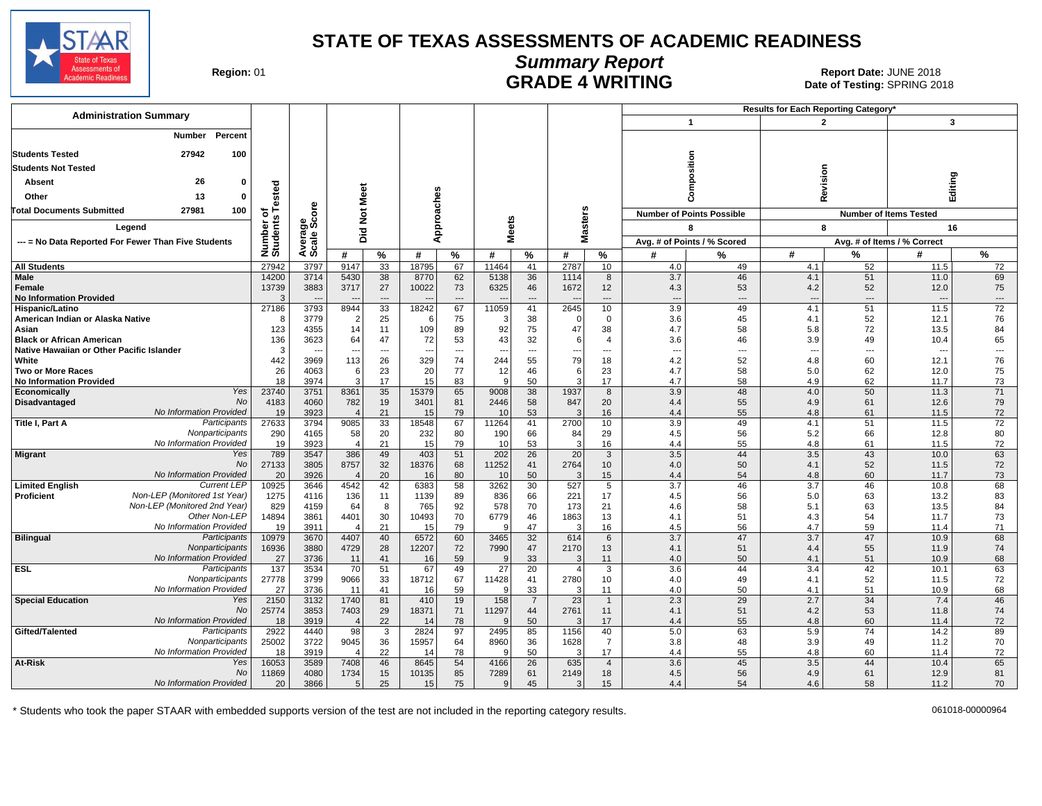# STATE OF TEXAS ASSESSMENTS OF ACADEMIC READINESS

## Summary Report

## GRADE 4 WRITING

**Region:** 01

**Report Date:** JUNE 2018

**Date of Testing:** SPRING 2018

| Administration Summary | Number | Percent |
|---|---|---|
| Students Tested | 27942 | 100 |
| Students Not Tested | | |
| Absent | 26 | 0 |
| Other | 13 | 0 |
| Total Documents Submitted | 27981 | 100 |

Legend

--- = No Data Reported For Fewer Than Five Students

| | | Number of Students Tested | Average Scale Score | Did Not Meet # | Did Not Meet % | Approaches # | Approaches % | Meets # | Meets % | Masters # | Masters % | 1 Composition (8 Points Possible) Avg. # of Points | 1 Composition % Scored | 2 Revision (8 Items Tested) Avg. # of Items | 2 Revision % Correct | 3 Editing (16 Items Tested) Avg. # of Items | 3 Editing % Correct |
|---|---|---|---|---|---|---|---|---|---|---|---|---|---|---|---|---|---|
| **All Students** | | 27942 | 3797 | 9147 | 33 | 18795 | 67 | 11464 | 41 | 2787 | 10 | 4.0 | 49 | 4.1 | 52 | 11.5 | 72 |
| **Male** | | 14200 | 3714 | 5430 | 38 | 8770 | 62 | 5138 | 36 | 1114 | 8 | 3.7 | 46 | 4.1 | 51 | 11.0 | 69 |
| **Female** | | 13739 | 3883 | 3717 | 27 | 10022 | 73 | 6325 | 46 | 1672 | 12 | 4.3 | 53 | 4.2 | 52 | 12.0 | 75 |
| **No Information Provided** | | 3 | --- | --- | --- | --- | --- | --- | --- | --- | --- | --- | --- | --- | --- | --- | --- |
| **Hispanic/Latino** | | 27186 | 3793 | 8944 | 33 | 18242 | 67 | 11059 | 41 | 2645 | 10 | 3.9 | 49 | 4.1 | 51 | 11.5 | 72 |
| **American Indian or Alaska Native** | | 8 | 3779 | 2 | 25 | 6 | 75 | 3 | 38 | 0 | 0 | 3.6 | 45 | 4.1 | 52 | 12.1 | 76 |
| **Asian** | | 123 | 4355 | 14 | 11 | 109 | 89 | 92 | 75 | 47 | 38 | 4.7 | 58 | 5.8 | 72 | 13.5 | 84 |
| **Black or African American** | | 136 | 3623 | 64 | 47 | 72 | 53 | 43 | 32 | 6 | 4 | 3.6 | 46 | 3.9 | 49 | 10.4 | 65 |
| **Native Hawaiian or Other Pacific Islander** | | 3 | --- | --- | --- | --- | --- | --- | --- | --- | --- | --- | --- | --- | --- | --- | --- |
| **White** | | 442 | 3969 | 113 | 26 | 329 | 74 | 244 | 55 | 79 | 18 | 4.2 | 52 | 4.8 | 60 | 12.1 | 76 |
| **Two or More Races** | | 26 | 4063 | 6 | 23 | 20 | 77 | 12 | 46 | 6 | 23 | 4.7 | 58 | 5.0 | 62 | 12.0 | 75 |
| **No Information Provided** | | 18 | 3974 | 3 | 17 | 15 | 83 | 9 | 50 | 3 | 17 | 4.7 | 58 | 4.9 | 62 | 11.7 | 73 |
| **Economically Disadvantaged** | *Yes* | 23740 | 3751 | 8361 | 35 | 15379 | 65 | 9008 | 38 | 1937 | 8 | 3.9 | 48 | 4.0 | 50 | 11.3 | 71 |
| | *No* | 4183 | 4060 | 782 | 19 | 3401 | 81 | 2446 | 58 | 847 | 20 | 4.4 | 55 | 4.9 | 61 | 12.6 | 79 |
| | *No Information Provided* | 19 | 3923 | 4 | 21 | 15 | 79 | 10 | 53 | 3 | 16 | 4.4 | 55 | 4.8 | 61 | 11.5 | 72 |
| **Title I, Part A** | *Participants* | 27633 | 3794 | 9085 | 33 | 18548 | 67 | 11264 | 41 | 2700 | 10 | 3.9 | 49 | 4.1 | 51 | 11.5 | 72 |
| | *Nonparticipants* | 290 | 4165 | 58 | 20 | 232 | 80 | 190 | 66 | 84 | 29 | 4.5 | 56 | 5.2 | 66 | 12.8 | 80 |
| | *No Information Provided* | 19 | 3923 | 4 | 21 | 15 | 79 | 10 | 53 | 3 | 16 | 4.4 | 55 | 4.8 | 61 | 11.5 | 72 |
| **Migrant** | *Yes* | 789 | 3547 | 386 | 49 | 403 | 51 | 202 | 26 | 20 | 3 | 3.5 | 44 | 3.5 | 43 | 10.0 | 63 |
| | *No* | 27133 | 3805 | 8757 | 32 | 18376 | 68 | 11252 | 41 | 2764 | 10 | 4.0 | 50 | 4.1 | 52 | 11.5 | 72 |
| | *No Information Provided* | 20 | 3926 | 4 | 20 | 16 | 80 | 10 | 50 | 3 | 15 | 4.4 | 54 | 4.8 | 60 | 11.7 | 73 |
| **Limited English Proficient** | *Current LEP* | 10925 | 3646 | 4542 | 42 | 6383 | 58 | 3262 | 30 | 527 | 5 | 3.7 | 46 | 3.7 | 46 | 10.8 | 68 |
| | *Non-LEP (Monitored 1st Year)* | 1275 | 4116 | 136 | 11 | 1139 | 89 | 836 | 66 | 221 | 17 | 4.5 | 56 | 5.0 | 63 | 13.2 | 83 |
| | *Non-LEP (Monitored 2nd Year)* | 829 | 4159 | 64 | 8 | 765 | 92 | 578 | 70 | 173 | 21 | 4.6 | 58 | 5.1 | 63 | 13.5 | 84 |
| | *Other Non-LEP* | 14894 | 3861 | 4401 | 30 | 10493 | 70 | 6779 | 46 | 1863 | 13 | 4.1 | 51 | 4.3 | 54 | 11.7 | 73 |
| | *No Information Provided* | 19 | 3911 | 4 | 21 | 15 | 79 | 9 | 47 | 3 | 16 | 4.5 | 56 | 4.7 | 59 | 11.4 | 71 |
| **Bilingual** | *Participants* | 10979 | 3670 | 4407 | 40 | 6572 | 60 | 3465 | 32 | 614 | 6 | 3.7 | 47 | 3.7 | 47 | 10.9 | 68 |
| | *Nonparticipants* | 16936 | 3880 | 4729 | 28 | 12207 | 72 | 7990 | 47 | 2170 | 13 | 4.1 | 51 | 4.4 | 55 | 11.9 | 74 |
| | *No Information Provided* | 27 | 3736 | 11 | 41 | 16 | 59 | 9 | 33 | 3 | 11 | 4.0 | 50 | 4.1 | 51 | 10.9 | 68 |
| **ESL** | *Participants* | 137 | 3534 | 70 | 51 | 67 | 49 | 27 | 20 | 4 | 3 | 3.6 | 44 | 3.4 | 42 | 10.1 | 63 |
| | *Nonparticipants* | 27778 | 3799 | 9066 | 33 | 18712 | 67 | 11428 | 41 | 2780 | 10 | 4.0 | 49 | 4.1 | 52 | 11.5 | 72 |
| | *No Information Provided* | 27 | 3736 | 11 | 41 | 16 | 59 | 9 | 33 | 3 | 11 | 4.0 | 50 | 4.1 | 51 | 10.9 | 68 |
| **Special Education** | *Yes* | 2150 | 3132 | 1740 | 81 | 410 | 19 | 158 | 7 | 23 | 1 | 2.3 | 29 | 2.7 | 34 | 7.4 | 46 |
| | *No* | 25774 | 3853 | 7403 | 29 | 18371 | 71 | 11297 | 44 | 2761 | 11 | 4.1 | 51 | 4.2 | 53 | 11.8 | 74 |
| | *No Information Provided* | 18 | 3919 | 4 | 22 | 14 | 78 | 9 | 50 | 3 | 17 | 4.4 | 55 | 4.8 | 60 | 11.4 | 72 |
| **Gifted/Talented** | *Participants* | 2922 | 4440 | 98 | 3 | 2824 | 97 | 2495 | 85 | 1156 | 40 | 5.0 | 63 | 5.9 | 74 | 14.2 | 89 |
| | *Nonparticipants* | 25002 | 3722 | 9045 | 36 | 15957 | 64 | 8960 | 36 | 1628 | 7 | 3.8 | 48 | 3.9 | 49 | 11.2 | 70 |
| | *No Information Provided* | 18 | 3919 | 4 | 22 | 14 | 78 | 9 | 50 | 3 | 17 | 4.4 | 55 | 4.8 | 60 | 11.4 | 72 |
| **At-Risk** | *Yes* | 16053 | 3589 | 7408 | 46 | 8645 | 54 | 4166 | 26 | 635 | 4 | 3.6 | 45 | 3.5 | 44 | 10.4 | 65 |
| | *No* | 11869 | 4080 | 1734 | 15 | 10135 | 85 | 7289 | 61 | 2149 | 18 | 4.5 | 56 | 4.9 | 61 | 12.9 | 81 |
| | *No Information Provided* | 20 | 3866 | 5 | 25 | 15 | 75 | 9 | 45 | 3 | 15 | 4.4 | 54 | 4.6 | 58 | 11.2 | 70 |

\* Students who took the paper STAAR with embedded supports version of the test are not included in the reporting category results.

061018-00000964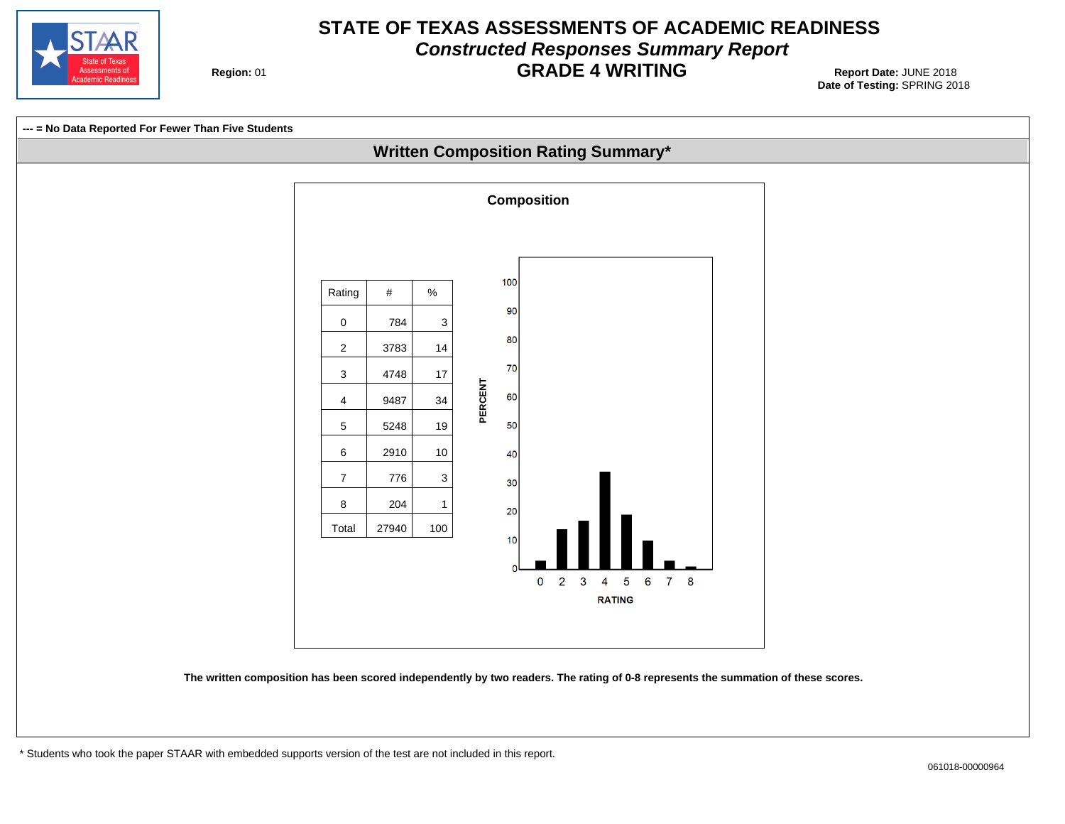# STATE OF TEXAS ASSESSMENTS OF ACADEMIC READINESS

## *Constructed Responses Summary Report*

## GRADE 4 WRITING

**Region:** 01

**Report Date:** JUNE 2018
**Date of Testing:** SPRING 2018

**--- = No Data Reported For Fewer Than Five Students**

### Written Composition Rating Summary*

**Composition**

| Rating | # | % |
|---|---|---|
| 0 | 784 | 3 |
| 2 | 3783 | 14 |
| 3 | 4748 | 17 |
| 4 | 9487 | 34 |
| 5 | 5248 | 19 |
| 6 | 2910 | 10 |
| 7 | 776 | 3 |
| 8 | 204 | 1 |
| Total | 27940 | 100 |

**The written composition has been scored independently by two readers. The rating of 0-8 represents the summation of these scores.**

\* Students who took the paper STAAR with embedded supports version of the test are not included in this report.

061018-00000964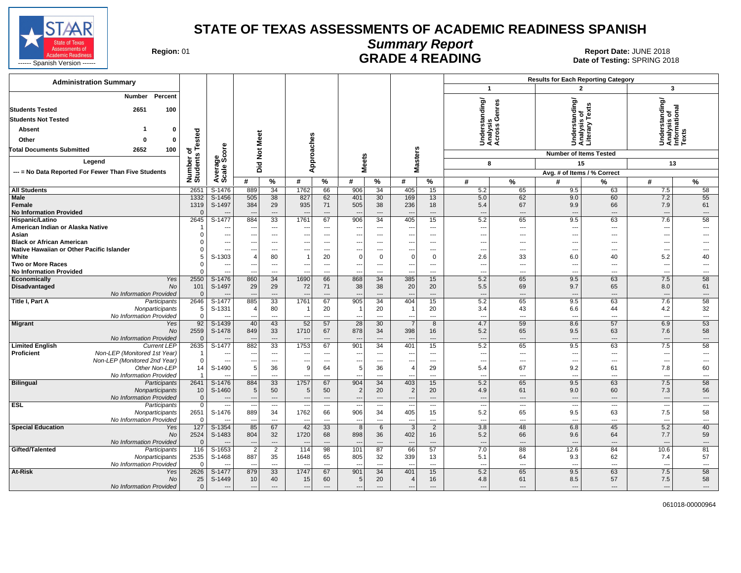# STATE OF TEXAS ASSESSMENTS OF ACADEMIC READINESS SPANISH

## Summary Report

## GRADE 4 READING

**Region:** 01

**Report Date:** JUNE 2018
**Date of Testing:** SPRING 2018

------ Spanish Version ------

| Administration Summary | Number | Percent |
|---|---|---|
| Students Tested | 2651 | 100 |
| Students Not Tested | | |
| Absent | 1 | 0 |
| Other | 0 | 0 |
| Total Documents Submitted | 2652 | 100 |

Legend
--- = No Data Reported For Fewer Than Five Students

| | | Number of Students Tested | Average Scale Score | Did Not Meet # | Did Not Meet % | Approaches # | Approaches % | Meets # | Meets % | Masters # | Masters % | 1: Understanding/ Analysis Across Genres (8 items) # | 1: % | 2: Understanding/ Analysis of Literary Texts (15 items) # | 2: % | 3: Understanding/ Analysis of Informational Texts (13 items) # | 3: % |
|---|---|---|---|---|---|---|---|---|---|---|---|---|---|---|---|---|---|
| All Students | | 2651 | S-1476 | 889 | 34 | 1762 | 66 | 906 | 34 | 405 | 15 | 5.2 | 65 | 9.5 | 63 | 7.5 | 58 |
| Male | | 1332 | S-1456 | 505 | 38 | 827 | 62 | 401 | 30 | 169 | 13 | 5.0 | 62 | 9.0 | 60 | 7.2 | 55 |
| Female | | 1319 | S-1497 | 384 | 29 | 935 | 71 | 505 | 38 | 236 | 18 | 5.4 | 67 | 9.9 | 66 | 7.9 | 61 |
| No Information Provided | | 0 | --- | --- | --- | --- | --- | --- | --- | --- | --- | --- | --- | --- | --- | --- | --- |
| Hispanic/Latino | | 2645 | S-1477 | 884 | 33 | 1761 | 67 | 906 | 34 | 405 | 15 | 5.2 | 65 | 9.5 | 63 | 7.6 | 58 |
| American Indian or Alaska Native | | 1 | --- | --- | --- | --- | --- | --- | --- | --- | --- | --- | --- | --- | --- | --- | --- |
| Asian | | 0 | --- | --- | --- | --- | --- | --- | --- | --- | --- | --- | --- | --- | --- | --- | --- |
| Black or African American | | 0 | --- | --- | --- | --- | --- | --- | --- | --- | --- | --- | --- | --- | --- | --- | --- |
| Native Hawaiian or Other Pacific Islander | | 0 | --- | --- | --- | --- | --- | --- | --- | --- | --- | --- | --- | --- | --- | --- | --- |
| White | | 5 | S-1303 | 4 | 80 | 1 | 20 | 0 | 0 | 0 | 0 | 2.6 | 33 | 6.0 | 40 | 5.2 | 40 |
| Two or More Races | | 0 | --- | --- | --- | --- | --- | --- | --- | --- | --- | --- | --- | --- | --- | --- | --- |
| No Information Provided | | 0 | --- | --- | --- | --- | --- | --- | --- | --- | --- | --- | --- | --- | --- | --- | --- |
| Economically Disadvantaged | Yes | 2550 | S-1476 | 860 | 34 | 1690 | 66 | 868 | 34 | 385 | 15 | 5.2 | 65 | 9.5 | 63 | 7.5 | 58 |
| | No | 101 | S-1497 | 29 | 29 | 72 | 71 | 38 | 38 | 20 | 20 | 5.5 | 69 | 9.7 | 65 | 8.0 | 61 |
| | No Information Provided | 0 | --- | --- | --- | --- | --- | --- | --- | --- | --- | --- | --- | --- | --- | --- | --- |
| Title I, Part A | Participants | 2646 | S-1477 | 885 | 33 | 1761 | 67 | 905 | 34 | 404 | 15 | 5.2 | 65 | 9.5 | 63 | 7.6 | 58 |
| | Nonparticipants | 5 | S-1331 | 4 | 80 | 1 | 20 | 1 | 20 | 1 | 20 | 3.4 | 43 | 6.6 | 44 | 4.2 | 32 |
| | No Information Provided | 0 | --- | --- | --- | --- | --- | --- | --- | --- | --- | --- | --- | --- | --- | --- | --- |
| Migrant | Yes | 92 | S-1439 | 40 | 43 | 52 | 57 | 28 | 30 | 7 | 8 | 4.7 | 59 | 8.6 | 57 | 6.9 | 53 |
| | No | 2559 | S-1478 | 849 | 33 | 1710 | 67 | 878 | 34 | 398 | 16 | 5.2 | 65 | 9.5 | 63 | 7.6 | 58 |
| | No Information Provided | 0 | --- | --- | --- | --- | --- | --- | --- | --- | --- | --- | --- | --- | --- | --- | --- |
| Limited English Proficient | Current LEP | 2635 | S-1477 | 882 | 33 | 1753 | 67 | 901 | 34 | 401 | 15 | 5.2 | 65 | 9.5 | 63 | 7.5 | 58 |
| | Non-LEP (Monitored 1st Year) | 1 | --- | --- | --- | --- | --- | --- | --- | --- | --- | --- | --- | --- | --- | --- | --- |
| | Non-LEP (Monitored 2nd Year) | 0 | --- | --- | --- | --- | --- | --- | --- | --- | --- | --- | --- | --- | --- | --- | --- |
| | Other Non-LEP | 14 | S-1490 | 5 | 36 | 9 | 64 | 5 | 36 | 4 | 29 | 5.4 | 67 | 9.2 | 61 | 7.8 | 60 |
| | No Information Provided | 1 | --- | --- | --- | --- | --- | --- | --- | --- | --- | --- | --- | --- | --- | --- | --- |
| Bilingual | Participants | 2641 | S-1476 | 884 | 33 | 1757 | 67 | 904 | 34 | 403 | 15 | 5.2 | 65 | 9.5 | 63 | 7.5 | 58 |
| | Nonparticipants | 10 | S-1460 | 5 | 50 | 5 | 50 | 2 | 20 | 2 | 20 | 4.9 | 61 | 9.0 | 60 | 7.3 | 56 |
| | No Information Provided | 0 | --- | --- | --- | --- | --- | --- | --- | --- | --- | --- | --- | --- | --- | --- | --- |
| ESL | Participants | 0 | --- | --- | --- | --- | --- | --- | --- | --- | --- | --- | --- | --- | --- | --- | --- |
| | Nonparticipants | 2651 | S-1476 | 889 | 34 | 1762 | 66 | 906 | 34 | 405 | 15 | 5.2 | 65 | 9.5 | 63 | 7.5 | 58 |
| | No Information Provided | 0 | --- | --- | --- | --- | --- | --- | --- | --- | --- | --- | --- | --- | --- | --- | --- |
| Special Education | Yes | 127 | S-1354 | 85 | 67 | 42 | 33 | 8 | 6 | 3 | 2 | 3.8 | 48 | 6.8 | 45 | 5.2 | 40 |
| | No | 2524 | S-1483 | 804 | 32 | 1720 | 68 | 898 | 36 | 402 | 16 | 5.2 | 66 | 9.6 | 64 | 7.7 | 59 |
| | No Information Provided | 0 | --- | --- | --- | --- | --- | --- | --- | --- | --- | --- | --- | --- | --- | --- | --- |
| Gifted/Talented | Participants | 116 | S-1653 | 2 | 2 | 114 | 98 | 101 | 87 | 66 | 57 | 7.0 | 88 | 12.6 | 84 | 10.6 | 81 |
| | Nonparticipants | 2535 | S-1468 | 887 | 35 | 1648 | 65 | 805 | 32 | 339 | 13 | 5.1 | 64 | 9.3 | 62 | 7.4 | 57 |
| | No Information Provided | 0 | --- | --- | --- | --- | --- | --- | --- | --- | --- | --- | --- | --- | --- | --- | --- |
| At-Risk | Yes | 2626 | S-1477 | 879 | 33 | 1747 | 67 | 901 | 34 | 401 | 15 | 5.2 | 65 | 9.5 | 63 | 7.5 | 58 |
| | No | 25 | S-1449 | 10 | 40 | 15 | 60 | 5 | 20 | 4 | 16 | 4.8 | 61 | 8.5 | 57 | 7.5 | 58 |
| | No Information Provided | 0 | --- | --- | --- | --- | --- | --- | --- | --- | --- | --- | --- | --- | --- | --- | --- |

061018-00000964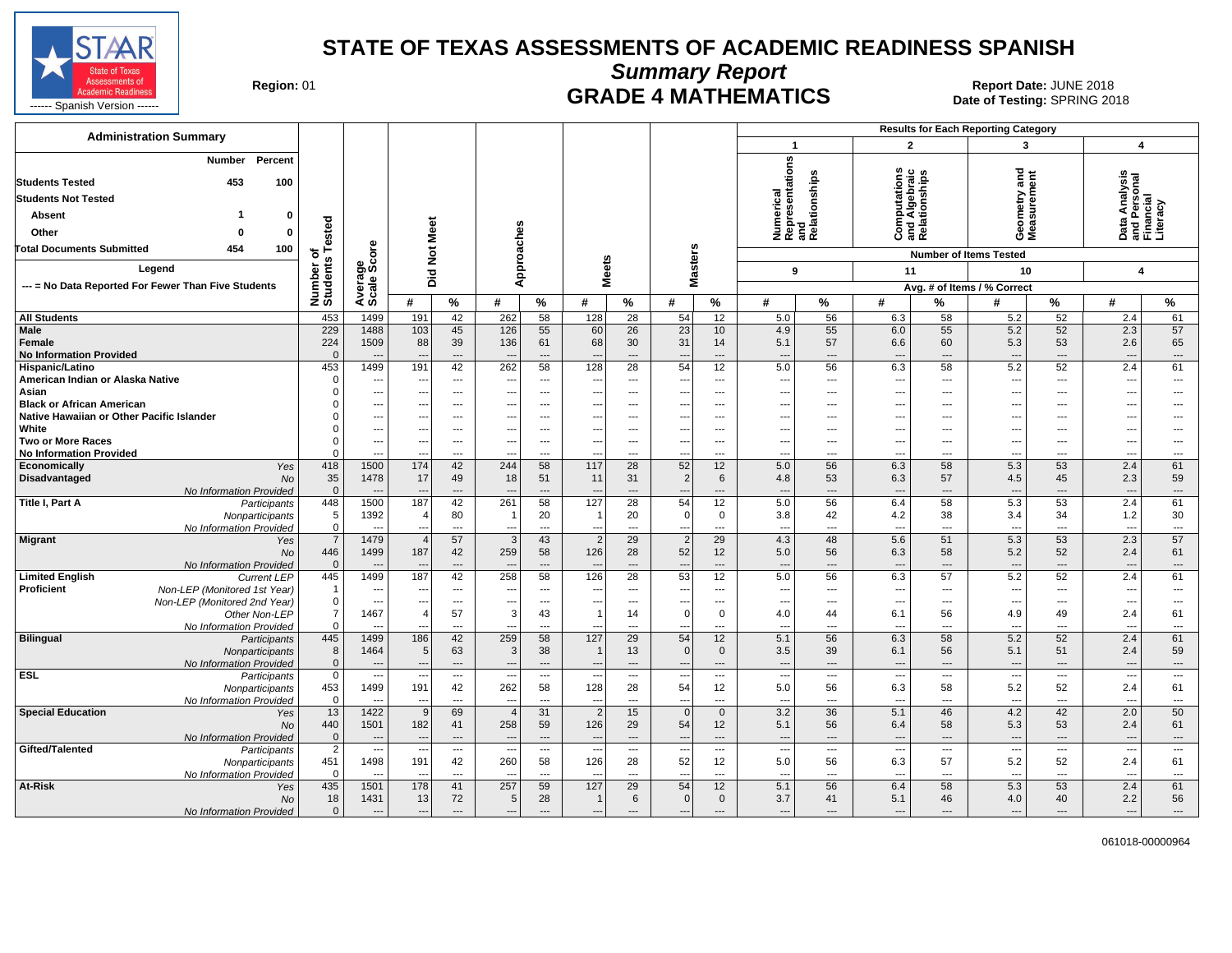# STATE OF TEXAS ASSESSMENTS OF ACADEMIC READINESS SPANISH

## Summary Report

## GRADE 4 MATHEMATICS

STAAR State of Texas Assessments of Academic Readiness ------ Spanish Version ------

**Region:** 01

**Report Date:** JUNE 2018
**Date of Testing:** SPRING 2018

| Administration Summary | Number | Percent |
|---|---|---|
| Students Tested | 453 | 100 |
| Students Not Tested | | |
| Absent | 1 | 0 |
| Other | 0 | 0 |
| Total Documents Submitted | 454 | 100 |

**Legend**

--- = No Data Reported For Fewer Than Five Students

Results for Each Reporting Category: 1 = Numerical Representations and Relationships (Number of Items Tested: 9); 2 = Computations and Algebraic Relationships (11); 3 = Geometry and Measurement (10); 4 = Data Analysis and Personal Financial Literacy (4). Avg. # of Items / % Correct.

| Group | | Number of Students Tested | Average Scale Score | Did Not Meet # | Did Not Meet % | Approaches # | Approaches % | Meets # | Meets % | Masters # | Masters % | Cat. 1 # | Cat. 1 % | Cat. 2 # | Cat. 2 % | Cat. 3 # | Cat. 3 % | Cat. 4 # | Cat. 4 % |
|---|---|---|---|---|---|---|---|---|---|---|---|---|---|---|---|---|---|---|---|
| All Students | | 453 | 1499 | 191 | 42 | 262 | 58 | 128 | 28 | 54 | 12 | 5.0 | 56 | 6.3 | 58 | 5.2 | 52 | 2.4 | 61 |
| Male | | 229 | 1488 | 103 | 45 | 126 | 55 | 60 | 26 | 23 | 10 | 4.9 | 55 | 6.0 | 55 | 5.2 | 52 | 2.3 | 57 |
| Female | | 224 | 1509 | 88 | 39 | 136 | 61 | 68 | 30 | 31 | 14 | 5.1 | 57 | 6.6 | 60 | 5.3 | 53 | 2.6 | 65 |
| No Information Provided | | 0 | --- | --- | --- | --- | --- | --- | --- | --- | --- | --- | --- | --- | --- | --- | --- | --- | --- |
| Hispanic/Latino | | 453 | 1499 | 191 | 42 | 262 | 58 | 128 | 28 | 54 | 12 | 5.0 | 56 | 6.3 | 58 | 5.2 | 52 | 2.4 | 61 |
| American Indian or Alaska Native | | 0 | --- | --- | --- | --- | --- | --- | --- | --- | --- | --- | --- | --- | --- | --- | --- | --- | --- |
| Asian | | 0 | --- | --- | --- | --- | --- | --- | --- | --- | --- | --- | --- | --- | --- | --- | --- | --- | --- |
| Black or African American | | 0 | --- | --- | --- | --- | --- | --- | --- | --- | --- | --- | --- | --- | --- | --- | --- | --- | --- |
| Native Hawaiian or Other Pacific Islander | | 0 | --- | --- | --- | --- | --- | --- | --- | --- | --- | --- | --- | --- | --- | --- | --- | --- | --- |
| White | | 0 | --- | --- | --- | --- | --- | --- | --- | --- | --- | --- | --- | --- | --- | --- | --- | --- | --- |
| Two or More Races | | 0 | --- | --- | --- | --- | --- | --- | --- | --- | --- | --- | --- | --- | --- | --- | --- | --- | --- |
| No Information Provided | | 0 | --- | --- | --- | --- | --- | --- | --- | --- | --- | --- | --- | --- | --- | --- | --- | --- | --- |
| Economically Disadvantaged | Yes | 418 | 1500 | 174 | 42 | 244 | 58 | 117 | 28 | 52 | 12 | 5.0 | 56 | 6.3 | 58 | 5.3 | 53 | 2.4 | 61 |
| | No | 35 | 1478 | 17 | 49 | 18 | 51 | 11 | 31 | 2 | 6 | 4.8 | 53 | 6.3 | 57 | 4.5 | 45 | 2.3 | 59 |
| | No Information Provided | 0 | --- | --- | --- | --- | --- | --- | --- | --- | --- | --- | --- | --- | --- | --- | --- | --- | --- |
| Title I, Part A | Participants | 448 | 1500 | 187 | 42 | 261 | 58 | 127 | 28 | 54 | 12 | 5.0 | 56 | 6.4 | 58 | 5.3 | 53 | 2.4 | 61 |
| | Nonparticipants | 5 | 1392 | 4 | 80 | 1 | 20 | 1 | 20 | 0 | 0 | 3.8 | 42 | 4.2 | 38 | 3.4 | 34 | 1.2 | 30 |
| | No Information Provided | 0 | --- | --- | --- | --- | --- | --- | --- | --- | --- | --- | --- | --- | --- | --- | --- | --- | --- |
| Migrant | Yes | 7 | 1479 | 4 | 57 | 3 | 43 | 2 | 29 | 2 | 29 | 4.3 | 48 | 5.6 | 51 | 5.3 | 53 | 2.3 | 57 |
| | No | 446 | 1499 | 187 | 42 | 259 | 58 | 126 | 28 | 52 | 12 | 5.0 | 56 | 6.3 | 58 | 5.2 | 52 | 2.4 | 61 |
| | No Information Provided | 0 | --- | --- | --- | --- | --- | --- | --- | --- | --- | --- | --- | --- | --- | --- | --- | --- | --- |
| Limited English Proficient | Current LEP | 445 | 1499 | 187 | 42 | 258 | 58 | 126 | 28 | 53 | 12 | 5.0 | 56 | 6.3 | 57 | 5.2 | 52 | 2.4 | 61 |
| | Non-LEP (Monitored 1st Year) | 1 | --- | --- | --- | --- | --- | --- | --- | --- | --- | --- | --- | --- | --- | --- | --- | --- | --- |
| | Non-LEP (Monitored 2nd Year) | 0 | --- | --- | --- | --- | --- | --- | --- | --- | --- | --- | --- | --- | --- | --- | --- | --- | --- |
| | Other Non-LEP | 7 | 1467 | 4 | 57 | 3 | 43 | 1 | 14 | 0 | 0 | 4.0 | 44 | 6.1 | 56 | 4.9 | 49 | 2.4 | 61 |
| | No Information Provided | 0 | --- | --- | --- | --- | --- | --- | --- | --- | --- | --- | --- | --- | --- | --- | --- | --- | --- |
| Bilingual | Participants | 445 | 1499 | 186 | 42 | 259 | 58 | 127 | 29 | 54 | 12 | 5.1 | 56 | 6.3 | 58 | 5.2 | 52 | 2.4 | 61 |
| | Nonparticipants | 8 | 1464 | 5 | 63 | 3 | 38 | 1 | 13 | 0 | 0 | 3.5 | 39 | 6.1 | 56 | 5.1 | 51 | 2.4 | 59 |
| | No Information Provided | 0 | --- | --- | --- | --- | --- | --- | --- | --- | --- | --- | --- | --- | --- | --- | --- | --- | --- |
| ESL | Participants | 0 | --- | --- | --- | --- | --- | --- | --- | --- | --- | --- | --- | --- | --- | --- | --- | --- | --- |
| | Nonparticipants | 453 | 1499 | 191 | 42 | 262 | 58 | 128 | 28 | 54 | 12 | 5.0 | 56 | 6.3 | 58 | 5.2 | 52 | 2.4 | 61 |
| | No Information Provided | 0 | --- | --- | --- | --- | --- | --- | --- | --- | --- | --- | --- | --- | --- | --- | --- | --- | --- |
| Special Education | Yes | 13 | 1422 | 9 | 69 | 4 | 31 | 2 | 15 | 0 | 0 | 3.2 | 36 | 5.1 | 46 | 4.2 | 42 | 2.0 | 50 |
| | No | 440 | 1501 | 182 | 41 | 258 | 59 | 126 | 29 | 54 | 12 | 5.1 | 56 | 6.4 | 58 | 5.3 | 53 | 2.4 | 61 |
| | No Information Provided | 0 | --- | --- | --- | --- | --- | --- | --- | --- | --- | --- | --- | --- | --- | --- | --- | --- | --- |
| Gifted/Talented | Participants | 2 | --- | --- | --- | --- | --- | --- | --- | --- | --- | --- | --- | --- | --- | --- | --- | --- | --- |
| | Nonparticipants | 451 | 1498 | 191 | 42 | 260 | 58 | 126 | 28 | 52 | 12 | 5.0 | 56 | 6.3 | 57 | 5.2 | 52 | 2.4 | 61 |
| | No Information Provided | 0 | --- | --- | --- | --- | --- | --- | --- | --- | --- | --- | --- | --- | --- | --- | --- | --- | --- |
| At-Risk | Yes | 435 | 1501 | 178 | 41 | 257 | 59 | 127 | 29 | 54 | 12 | 5.1 | 56 | 6.4 | 58 | 5.3 | 53 | 2.4 | 61 |
| | No | 18 | 1431 | 13 | 72 | 5 | 28 | 1 | 6 | 0 | 0 | 3.7 | 41 | 5.1 | 46 | 4.0 | 40 | 2.2 | 56 |
| | No Information Provided | 0 | --- | --- | --- | --- | --- | --- | --- | --- | --- | --- | --- | --- | --- | --- | --- | --- | --- |

061018-00000964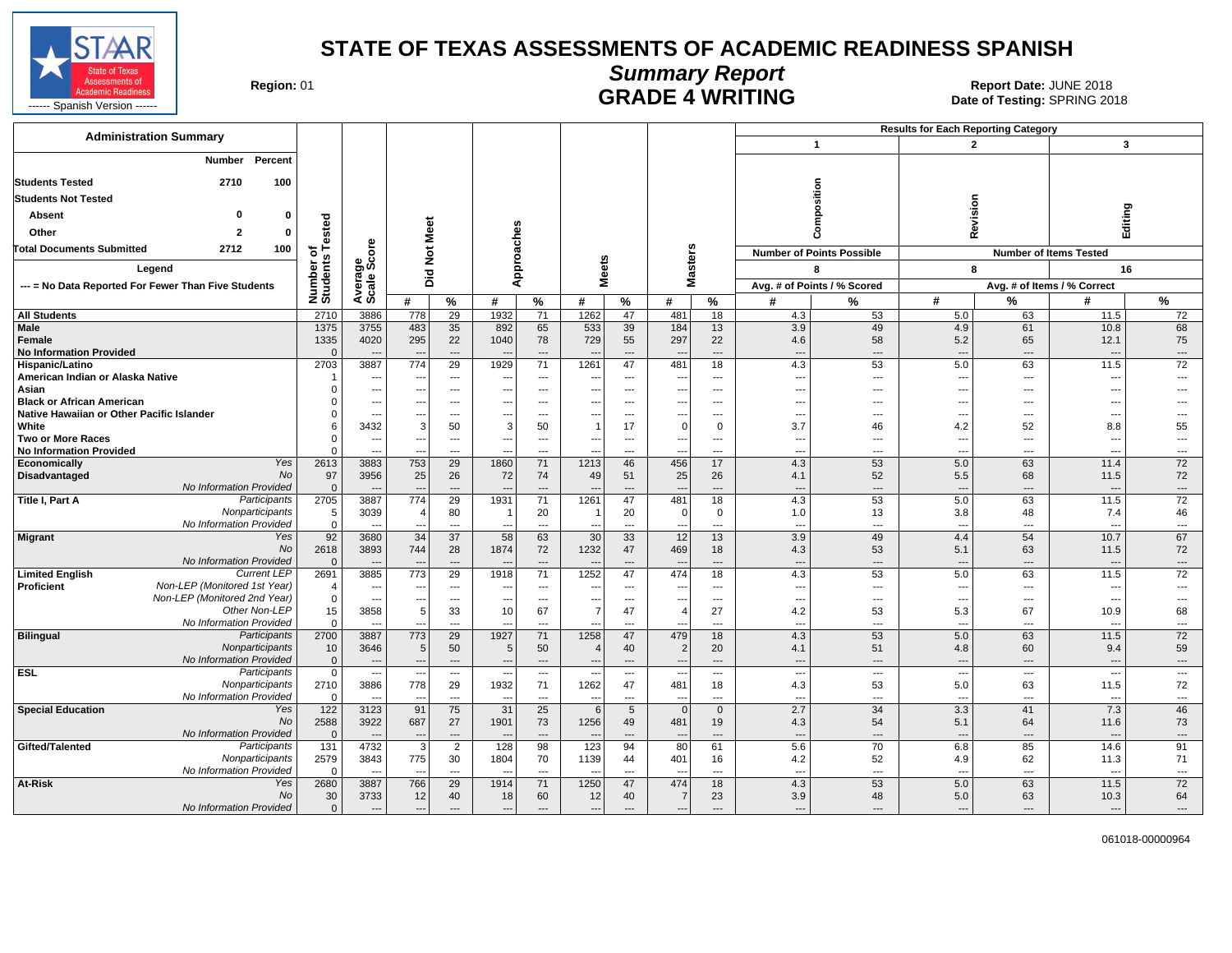# STATE OF TEXAS ASSESSMENTS OF ACADEMIC READINESS SPANISH

## Summary Report

## GRADE 4 WRITING

STAAR State of Texas Assessments of Academic Readiness ------ Spanish Version ------

**Region:** 01

**Report Date:** JUNE 2018
**Date of Testing:** SPRING 2018

| Administration Summary | Number | Percent |
|---|---|---|
| Students Tested | 2710 | 100 |
| Students Not Tested | | |
| Absent | 0 | 0 |
| Other | 2 | 0 |
| Total Documents Submitted | 2712 | 100 |

Legend

--- = No Data Reported For Fewer Than Five Students

Results for Each Reporting Category: 1 Composition (Number of Points Possible: 8; Avg. # of Points / % Scored); 2 Revision (Number of Items Tested: 8); 3 Editing (Number of Items Tested: 16) (Avg. # of Items / % Correct)

| Group | | Number of Students Tested | Average Scale Score | Did Not Meet # | Did Not Meet % | Approaches # | Approaches % | Meets # | Meets % | Masters # | Masters % | Composition # | Composition % | Revision # | Revision % | Editing # | Editing % |
|---|---|---|---|---|---|---|---|---|---|---|---|---|---|---|---|---|---|
| All Students | | 2710 | 3886 | 778 | 29 | 1932 | 71 | 1262 | 47 | 481 | 18 | 4.3 | 53 | 5.0 | 63 | 11.5 | 72 |
| Male | | 1375 | 3755 | 483 | 35 | 892 | 65 | 533 | 39 | 184 | 13 | 3.9 | 49 | 4.9 | 61 | 10.8 | 68 |
| Female | | 1335 | 4020 | 295 | 22 | 1040 | 78 | 729 | 55 | 297 | 22 | 4.6 | 58 | 5.2 | 65 | 12.1 | 75 |
| No Information Provided | | 0 | --- | --- | --- | --- | --- | --- | --- | --- | --- | --- | --- | --- | --- | --- | --- |
| Hispanic/Latino | | 2703 | 3887 | 774 | 29 | 1929 | 71 | 1261 | 47 | 481 | 18 | 4.3 | 53 | 5.0 | 63 | 11.5 | 72 |
| American Indian or Alaska Native | | 1 | --- | --- | --- | --- | --- | --- | --- | --- | --- | --- | --- | --- | --- | --- | --- |
| Asian | | 0 | --- | --- | --- | --- | --- | --- | --- | --- | --- | --- | --- | --- | --- | --- | --- |
| Black or African American | | 0 | --- | --- | --- | --- | --- | --- | --- | --- | --- | --- | --- | --- | --- | --- | --- |
| Native Hawaiian or Other Pacific Islander | | 0 | --- | --- | --- | --- | --- | --- | --- | --- | --- | --- | --- | --- | --- | --- | --- |
| White | | 6 | 3432 | 3 | 50 | 3 | 50 | 1 | 17 | 0 | 0 | 3.7 | 46 | 4.2 | 52 | 8.8 | 55 |
| Two or More Races | | 0 | --- | --- | --- | --- | --- | --- | --- | --- | --- | --- | --- | --- | --- | --- | --- |
| No Information Provided | | 0 | --- | --- | --- | --- | --- | --- | --- | --- | --- | --- | --- | --- | --- | --- | --- |
| Economically Disadvantaged | Yes | 2613 | 3883 | 753 | 29 | 1860 | 71 | 1213 | 46 | 456 | 17 | 4.3 | 53 | 5.0 | 63 | 11.4 | 72 |
| | No | 97 | 3956 | 25 | 26 | 72 | 74 | 49 | 51 | 25 | 26 | 4.1 | 52 | 5.5 | 68 | 11.5 | 72 |
| | No Information Provided | 0 | --- | --- | --- | --- | --- | --- | --- | --- | --- | --- | --- | --- | --- | --- | --- |
| Title I, Part A | Participants | 2705 | 3887 | 774 | 29 | 1931 | 71 | 1261 | 47 | 481 | 18 | 4.3 | 53 | 5.0 | 63 | 11.5 | 72 |
| | Nonparticipants | 5 | 3039 | 4 | 80 | 1 | 20 | 1 | 20 | 0 | 0 | 1.0 | 13 | 3.8 | 48 | 7.4 | 46 |
| | No Information Provided | 0 | --- | --- | --- | --- | --- | --- | --- | --- | --- | --- | --- | --- | --- | --- | --- |
| Migrant | Yes | 92 | 3680 | 34 | 37 | 58 | 63 | 30 | 33 | 12 | 13 | 3.9 | 49 | 4.4 | 54 | 10.7 | 67 |
| | No | 2618 | 3893 | 744 | 28 | 1874 | 72 | 1232 | 47 | 469 | 18 | 4.3 | 53 | 5.1 | 63 | 11.5 | 72 |
| | No Information Provided | 0 | --- | --- | --- | --- | --- | --- | --- | --- | --- | --- | --- | --- | --- | --- | --- |
| Limited English Proficient | Current LEP | 2691 | 3885 | 773 | 29 | 1918 | 71 | 1252 | 47 | 474 | 18 | 4.3 | 53 | 5.0 | 63 | 11.5 | 72 |
| | Non-LEP (Monitored 1st Year) | 4 | --- | --- | --- | --- | --- | --- | --- | --- | --- | --- | --- | --- | --- | --- | --- |
| | Non-LEP (Monitored 2nd Year) | 0 | --- | --- | --- | --- | --- | --- | --- | --- | --- | --- | --- | --- | --- | --- | --- |
| | Other Non-LEP | 15 | 3858 | 5 | 33 | 10 | 67 | 7 | 47 | 4 | 27 | 4.2 | 53 | 5.3 | 67 | 10.9 | 68 |
| | No Information Provided | 0 | --- | --- | --- | --- | --- | --- | --- | --- | --- | --- | --- | --- | --- | --- | --- |
| Bilingual | Participants | 2700 | 3887 | 773 | 29 | 1927 | 71 | 1258 | 47 | 479 | 18 | 4.3 | 53 | 5.0 | 63 | 11.5 | 72 |
| | Nonparticipants | 10 | 3646 | 5 | 50 | 5 | 50 | 4 | 40 | 2 | 20 | 4.1 | 51 | 4.8 | 60 | 9.4 | 59 |
| | No Information Provided | 0 | --- | --- | --- | --- | --- | --- | --- | --- | --- | --- | --- | --- | --- | --- | --- |
| ESL | Participants | 0 | --- | --- | --- | --- | --- | --- | --- | --- | --- | --- | --- | --- | --- | --- | --- |
| | Nonparticipants | 2710 | 3886 | 778 | 29 | 1932 | 71 | 1262 | 47 | 481 | 18 | 4.3 | 53 | 5.0 | 63 | 11.5 | 72 |
| | No Information Provided | 0 | --- | --- | --- | --- | --- | --- | --- | --- | --- | --- | --- | --- | --- | --- | --- |
| Special Education | Yes | 122 | 3123 | 91 | 75 | 31 | 25 | 6 | 5 | 0 | 0 | 2.7 | 34 | 3.3 | 41 | 7.3 | 46 |
| | No | 2588 | 3922 | 687 | 27 | 1901 | 73 | 1256 | 49 | 481 | 19 | 4.3 | 54 | 5.1 | 64 | 11.6 | 73 |
| | No Information Provided | 0 | --- | --- | --- | --- | --- | --- | --- | --- | --- | --- | --- | --- | --- | --- | --- |
| Gifted/Talented | Participants | 131 | 4732 | 3 | 2 | 128 | 98 | 123 | 94 | 80 | 61 | 5.6 | 70 | 6.8 | 85 | 14.6 | 91 |
| | Nonparticipants | 2579 | 3843 | 775 | 30 | 1804 | 70 | 1139 | 44 | 401 | 16 | 4.2 | 52 | 4.9 | 62 | 11.3 | 71 |
| | No Information Provided | 0 | --- | --- | --- | --- | --- | --- | --- | --- | --- | --- | --- | --- | --- | --- | --- |
| At-Risk | Yes | 2680 | 3887 | 766 | 29 | 1914 | 71 | 1250 | 47 | 474 | 18 | 4.3 | 53 | 5.0 | 63 | 11.5 | 72 |
| | No | 30 | 3733 | 12 | 40 | 18 | 60 | 12 | 40 | 7 | 23 | 3.9 | 48 | 5.0 | 63 | 10.3 | 64 |
| | No Information Provided | 0 | --- | --- | --- | --- | --- | --- | --- | --- | --- | --- | --- | --- | --- | --- | --- |

061018-00000964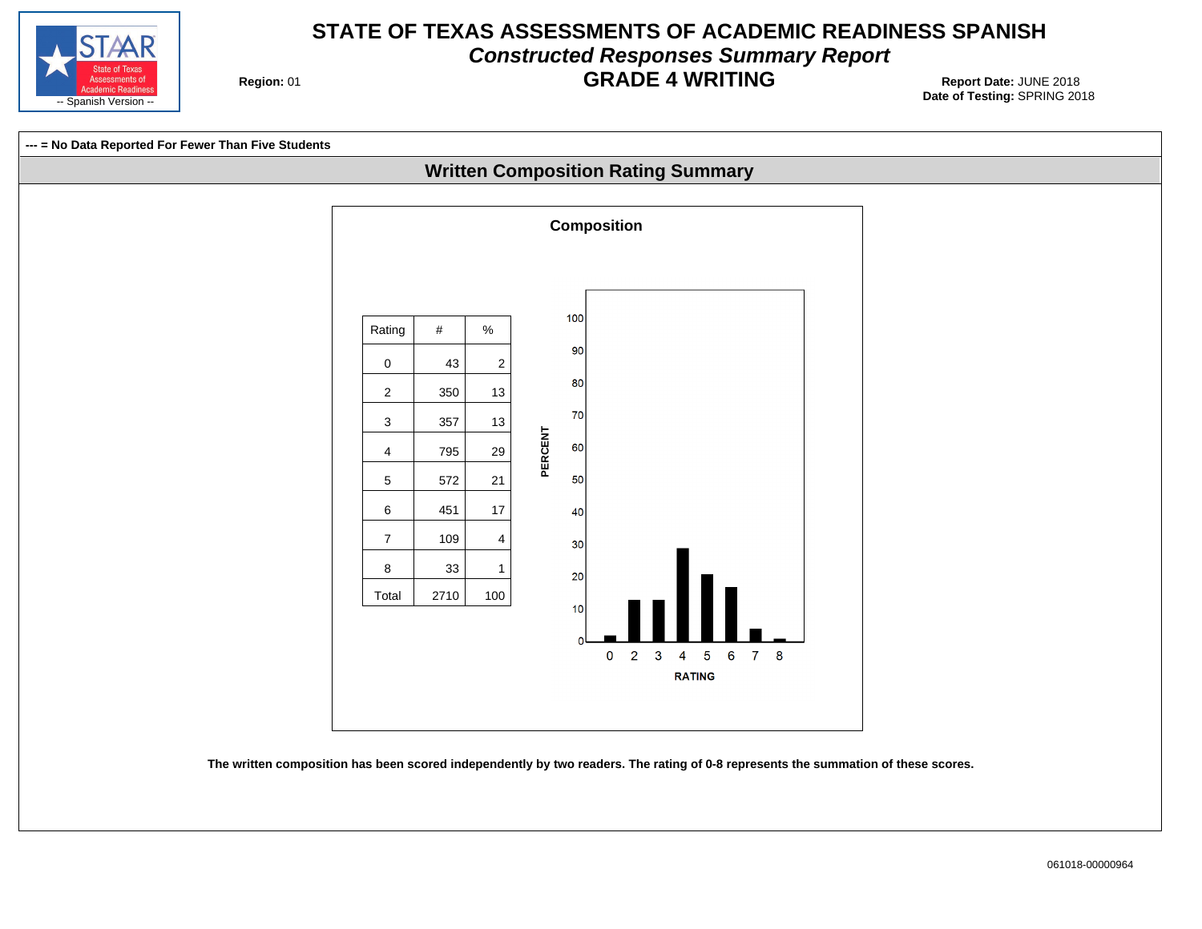# STATE OF TEXAS ASSESSMENTS OF ACADEMIC READINESS SPANISH

## *Constructed Responses Summary Report*

## GRADE 4 WRITING

STAAR State of Texas Assessments of Academic Readiness -- Spanish Version --

**Region:** 01

**Report Date:** JUNE 2018
**Date of Testing:** SPRING 2018

**--- = No Data Reported For Fewer Than Five Students**

### Written Composition Rating Summary

**Composition**

| Rating | # | % |
|---|---|---|
| 0 | 43 | 2 |
| 2 | 350 | 13 |
| 3 | 357 | 13 |
| 4 | 795 | 29 |
| 5 | 572 | 21 |
| 6 | 451 | 17 |
| 7 | 109 | 4 |
| 8 | 33 | 1 |
| Total | 2710 | 100 |

**The written composition has been scored independently by two readers. The rating of 0-8 represents the summation of these scores.**

061018-00000964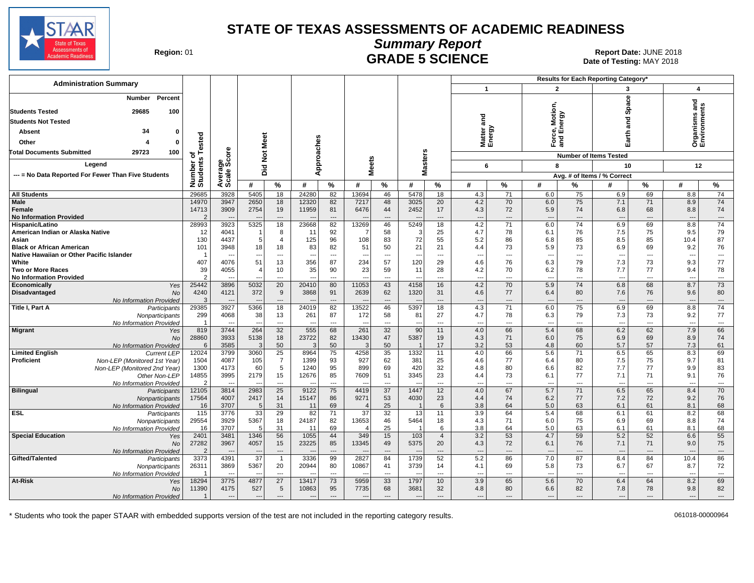# STATE OF TEXAS ASSESSMENTS OF ACADEMIC READINESS

## Summary Report

## GRADE 5 SCIENCE

**Region:** 01

**Report Date:** JUNE 2018
**Date of Testing:** MAY 2018

### Administration Summary

| | Number | Percent |
|---|---|---|
| Students Tested | 29685 | 100 |
| Students Not Tested | | |
| Absent | 34 | 0 |
| Other | 4 | 0 |
| Total Documents Submitted | 29723 | 100 |

Legend: --- = No Data Reported For Fewer Than Five Students

Results for Each Reporting Category*: 1 = Matter and Energy (Number of Items Tested: 6); 2 = Force, Motion, and Energy (8); 3 = Earth and Space (10); 4 = Organisms and Environments (12). Avg. # of Items / % Correct.

| Group | | Number of Students Tested | Average Scale Score | Did Not Meet # | Did Not Meet % | Approaches # | Approaches % | Meets # | Meets % | Masters # | Masters % | Cat 1 # | Cat 1 % | Cat 2 # | Cat 2 % | Cat 3 # | Cat 3 % | Cat 4 # | Cat 4 % |
|---|---|---|---|---|---|---|---|---|---|---|---|---|---|---|---|---|---|---|---|
| All Students | | 29685 | 3928 | 5405 | 18 | 24280 | 82 | 13694 | 46 | 5478 | 18 | 4.3 | 71 | 6.0 | 75 | 6.9 | 69 | 8.8 | 74 |
| Male | | 14970 | 3947 | 2650 | 18 | 12320 | 82 | 7217 | 48 | 3025 | 20 | 4.2 | 70 | 6.0 | 75 | 7.1 | 71 | 8.9 | 74 |
| Female | | 14713 | 3909 | 2754 | 19 | 11959 | 81 | 6476 | 44 | 2452 | 17 | 4.3 | 72 | 5.9 | 74 | 6.8 | 68 | 8.8 | 74 |
| No Information Provided | | 2 | --- | --- | --- | --- | --- | --- | --- | --- | --- | --- | --- | --- | --- | --- | --- | --- | --- |
| Hispanic/Latino | | 28993 | 3923 | 5325 | 18 | 23668 | 82 | 13269 | 46 | 5249 | 18 | 4.2 | 71 | 6.0 | 74 | 6.9 | 69 | 8.8 | 74 |
| American Indian or Alaska Native | | 12 | 4041 | 1 | 8 | 11 | 92 | 7 | 58 | 3 | 25 | 4.7 | 78 | 6.1 | 76 | 7.5 | 75 | 9.5 | 79 |
| Asian | | 130 | 4437 | 5 | 4 | 125 | 96 | 108 | 83 | 72 | 55 | 5.2 | 86 | 6.8 | 85 | 8.5 | 85 | 10.4 | 87 |
| Black or African American | | 101 | 3948 | 18 | 18 | 83 | 82 | 51 | 50 | 21 | 21 | 4.4 | 73 | 5.9 | 73 | 6.9 | 69 | 9.2 | 76 |
| Native Hawaiian or Other Pacific Islander | | 1 | --- | --- | --- | --- | --- | --- | --- | --- | --- | --- | --- | --- | --- | --- | --- | --- | --- |
| White | | 407 | 4076 | 51 | 13 | 356 | 87 | 234 | 57 | 120 | 29 | 4.6 | 76 | 6.3 | 79 | 7.3 | 73 | 9.3 | 77 |
| Two or More Races | | 39 | 4055 | 4 | 10 | 35 | 90 | 23 | 59 | 11 | 28 | 4.2 | 70 | 6.2 | 78 | 7.7 | 77 | 9.4 | 78 |
| No Information Provided | | 2 | --- | --- | --- | --- | --- | --- | --- | --- | --- | --- | --- | --- | --- | --- | --- | --- | --- |
| Economically Disadvantaged | Yes | 25442 | 3896 | 5032 | 20 | 20410 | 80 | 11053 | 43 | 4158 | 16 | 4.2 | 70 | 5.9 | 74 | 6.8 | 68 | 8.7 | 73 |
| | No | 4240 | 4121 | 372 | 9 | 3868 | 91 | 2639 | 62 | 1320 | 31 | 4.6 | 77 | 6.4 | 80 | 7.6 | 76 | 9.6 | 80 |
| | No Information Provided | 3 | --- | --- | --- | --- | --- | --- | --- | --- | --- | --- | --- | --- | --- | --- | --- | --- | --- |
| Title I, Part A | Participants | 29385 | 3927 | 5366 | 18 | 24019 | 82 | 13522 | 46 | 5397 | 18 | 4.3 | 71 | 6.0 | 75 | 6.9 | 69 | 8.8 | 74 |
| | Nonparticipants | 299 | 4068 | 38 | 13 | 261 | 87 | 172 | 58 | 81 | 27 | 4.7 | 78 | 6.3 | 79 | 7.3 | 73 | 9.2 | 77 |
| | No Information Provided | 1 | --- | --- | --- | --- | --- | --- | --- | --- | --- | --- | --- | --- | --- | --- | --- | --- | --- |
| Migrant | Yes | 819 | 3744 | 264 | 32 | 555 | 68 | 261 | 32 | 90 | 11 | 4.0 | 66 | 5.4 | 68 | 6.2 | 62 | 7.9 | 66 |
| | No | 28860 | 3933 | 5138 | 18 | 23722 | 82 | 13430 | 47 | 5387 | 19 | 4.3 | 71 | 6.0 | 75 | 6.9 | 69 | 8.9 | 74 |
| | No Information Provided | 6 | 3585 | 3 | 50 | 3 | 50 | 3 | 50 | 1 | 17 | 3.2 | 53 | 4.8 | 60 | 5.7 | 57 | 7.3 | 61 |
| Limited English Proficient | Current LEP | 12024 | 3799 | 3060 | 25 | 8964 | 75 | 4258 | 35 | 1332 | 11 | 4.0 | 66 | 5.6 | 71 | 6.5 | 65 | 8.3 | 69 |
| | Non-LEP (Monitored 1st Year) | 1504 | 4087 | 105 | 7 | 1399 | 93 | 927 | 62 | 381 | 25 | 4.6 | 77 | 6.4 | 80 | 7.5 | 75 | 9.7 | 81 |
| | Non-LEP (Monitored 2nd Year) | 1300 | 4173 | 60 | 5 | 1240 | 95 | 899 | 69 | 420 | 32 | 4.8 | 80 | 6.6 | 82 | 7.7 | 77 | 9.9 | 83 |
| | Other Non-LEP | 14855 | 3995 | 2179 | 15 | 12676 | 85 | 7609 | 51 | 3345 | 23 | 4.4 | 73 | 6.1 | 77 | 7.1 | 71 | 9.1 | 76 |
| | No Information Provided | 2 | --- | --- | --- | --- | --- | --- | --- | --- | --- | --- | --- | --- | --- | --- | --- | --- | --- |
| Bilingual | Participants | 12105 | 3814 | 2983 | 25 | 9122 | 75 | 4419 | 37 | 1447 | 12 | 4.0 | 67 | 5.7 | 71 | 6.5 | 65 | 8.4 | 70 |
| | Nonparticipants | 17564 | 4007 | 2417 | 14 | 15147 | 86 | 9271 | 53 | 4030 | 23 | 4.4 | 74 | 6.2 | 77 | 7.2 | 72 | 9.2 | 76 |
| | No Information Provided | 16 | 3707 | 5 | 31 | 11 | 69 | 4 | 25 | 1 | 6 | 3.8 | 64 | 5.0 | 63 | 6.1 | 61 | 8.1 | 68 |
| ESL | Participants | 115 | 3776 | 33 | 29 | 82 | 71 | 37 | 32 | 13 | 11 | 3.9 | 64 | 5.4 | 68 | 6.1 | 61 | 8.2 | 68 |
| | Nonparticipants | 29554 | 3929 | 5367 | 18 | 24187 | 82 | 13653 | 46 | 5464 | 18 | 4.3 | 71 | 6.0 | 75 | 6.9 | 69 | 8.8 | 74 |
| | No Information Provided | 16 | 3707 | 5 | 31 | 11 | 69 | 4 | 25 | 1 | 6 | 3.8 | 64 | 5.0 | 63 | 6.1 | 61 | 8.1 | 68 |
| Special Education | Yes | 2401 | 3481 | 1346 | 56 | 1055 | 44 | 349 | 15 | 103 | 4 | 3.2 | 53 | 4.7 | 59 | 5.2 | 52 | 6.6 | 55 |
| | No | 27282 | 3967 | 4057 | 15 | 23225 | 85 | 13345 | 49 | 5375 | 20 | 4.3 | 72 | 6.1 | 76 | 7.1 | 71 | 9.0 | 75 |
| | No Information Provided | 2 | --- | --- | --- | --- | --- | --- | --- | --- | --- | --- | --- | --- | --- | --- | --- | --- | --- |
| Gifted/Talented | Participants | 3373 | 4391 | 37 | 1 | 3336 | 99 | 2827 | 84 | 1739 | 52 | 5.2 | 86 | 7.0 | 87 | 8.4 | 84 | 10.4 | 86 |
| | Nonparticipants | 26311 | 3869 | 5367 | 20 | 20944 | 80 | 10867 | 41 | 3739 | 14 | 4.1 | 69 | 5.8 | 73 | 6.7 | 67 | 8.7 | 72 |
| | No Information Provided | 1 | --- | --- | --- | --- | --- | --- | --- | --- | --- | --- | --- | --- | --- | --- | --- | --- | --- |
| At-Risk | Yes | 18294 | 3775 | 4877 | 27 | 13417 | 73 | 5959 | 33 | 1797 | 10 | 3.9 | 65 | 5.6 | 70 | 6.4 | 64 | 8.2 | 69 |
| | No | 11390 | 4175 | 527 | 5 | 10863 | 95 | 7735 | 68 | 3681 | 32 | 4.8 | 80 | 6.6 | 82 | 7.8 | 78 | 9.8 | 82 |
| | No Information Provided | 1 | --- | --- | --- | --- | --- | --- | --- | --- | --- | --- | --- | --- | --- | --- | --- | --- | --- |

\* Students who took the paper STAAR with embedded supports version of the test are not included in the reporting category results.

061018-00000964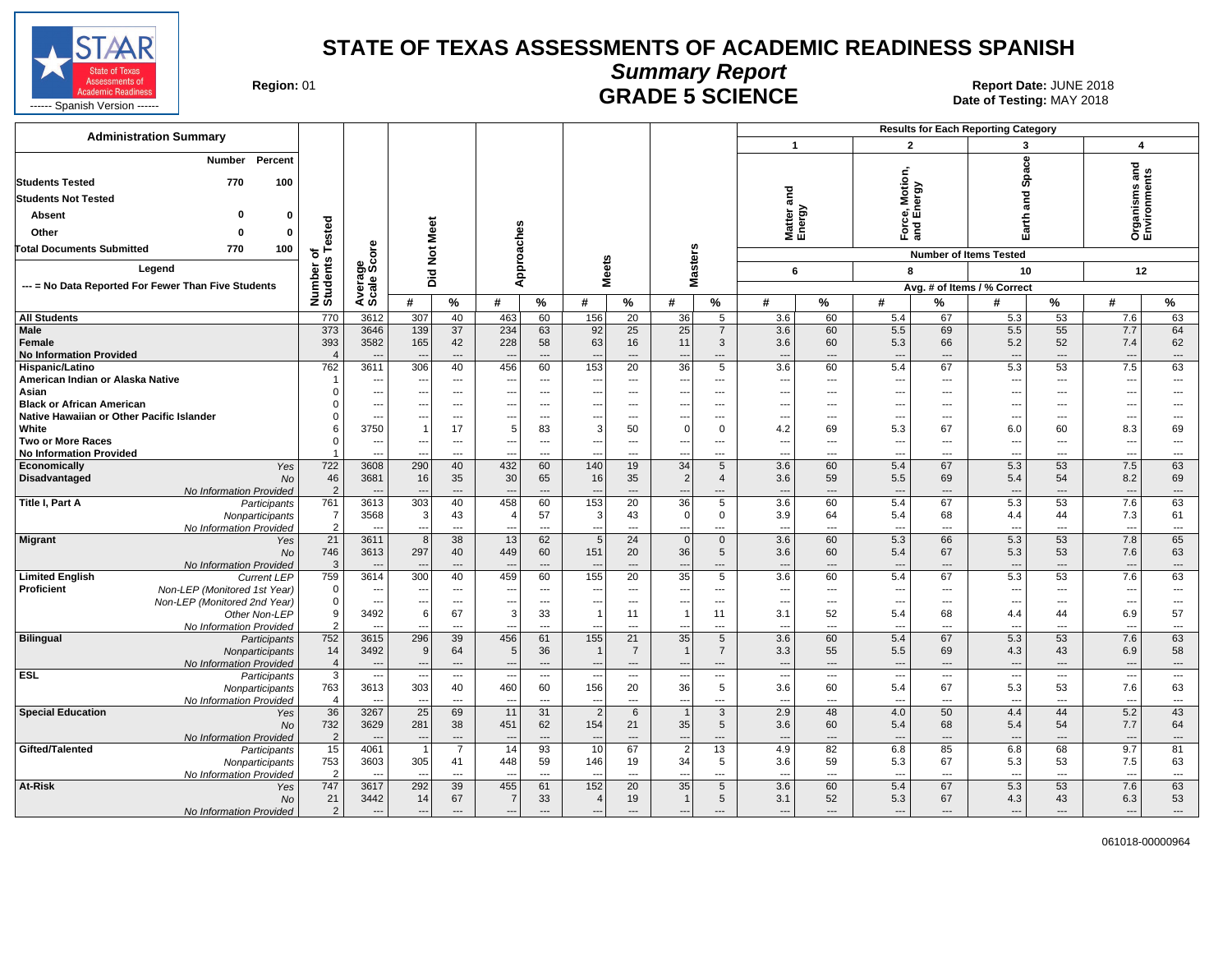# STATE OF TEXAS ASSESSMENTS OF ACADEMIC READINESS SPANISH

## Summary Report

## GRADE 5 SCIENCE

**Region:** 01

**Report Date:** JUNE 2018
**Date of Testing:** MAY 2018

STAAR State of Texas Assessments of Academic Readiness ------ Spanish Version ------

**Administration Summary**

| | Number | Percent |
|---|---|---|
| Students Tested | 770 | 100 |
| Students Not Tested | | |
| Absent | 0 | 0 |
| Other | 0 | 0 |
| Total Documents Submitted | 770 | 100 |

**Legend**

--- = No Data Reported For Fewer Than Five Students

**Results for Each Reporting Category:** 1 = Matter and Energy (Number of Items Tested: 6); 2 = Force, Motion, and Energy (8); 3 = Earth and Space (10); 4 = Organisms and Environments (12). Cat. columns show Avg. # of Items / % Correct.

| Group | | Number of Students Tested | Average Scale Score | Did Not Meet # | Did Not Meet % | Approaches # | Approaches % | Meets # | Meets % | Masters # | Masters % | Cat. 1 # | Cat. 1 % | Cat. 2 # | Cat. 2 % | Cat. 3 # | Cat. 3 % | Cat. 4 # | Cat. 4 % |
|---|---|---|---|---|---|---|---|---|---|---|---|---|---|---|---|---|---|---|---|
| All Students | | 770 | 3612 | 307 | 40 | 463 | 60 | 156 | 20 | 36 | 5 | 3.6 | 60 | 5.4 | 67 | 5.3 | 53 | 7.6 | 63 |
| Male | | 373 | 3646 | 139 | 37 | 234 | 63 | 92 | 25 | 25 | 7 | 3.6 | 60 | 5.5 | 69 | 5.5 | 55 | 7.7 | 64 |
| Female | | 393 | 3582 | 165 | 42 | 228 | 58 | 63 | 16 | 11 | 3 | 3.6 | 60 | 5.3 | 66 | 5.2 | 52 | 7.4 | 62 |
| No Information Provided | | 4 | --- | --- | --- | --- | --- | --- | --- | --- | --- | --- | --- | --- | --- | --- | --- | --- | --- |
| Hispanic/Latino | | 762 | 3611 | 306 | 40 | 456 | 60 | 153 | 20 | 36 | 5 | 3.6 | 60 | 5.4 | 67 | 5.3 | 53 | 7.5 | 63 |
| American Indian or Alaska Native | | 1 | --- | --- | --- | --- | --- | --- | --- | --- | --- | --- | --- | --- | --- | --- | --- | --- | --- |
| Asian | | 0 | --- | --- | --- | --- | --- | --- | --- | --- | --- | --- | --- | --- | --- | --- | --- | --- | --- |
| Black or African American | | 0 | --- | --- | --- | --- | --- | --- | --- | --- | --- | --- | --- | --- | --- | --- | --- | --- | --- |
| Native Hawaiian or Other Pacific Islander | | 0 | --- | --- | --- | --- | --- | --- | --- | --- | --- | --- | --- | --- | --- | --- | --- | --- | --- |
| White | | 6 | 3750 | 1 | 17 | 5 | 83 | 3 | 50 | 0 | 0 | 4.2 | 69 | 5.3 | 67 | 6.0 | 60 | 8.3 | 69 |
| Two or More Races | | 0 | --- | --- | --- | --- | --- | --- | --- | --- | --- | --- | --- | --- | --- | --- | --- | --- | --- |
| No Information Provided | | 1 | --- | --- | --- | --- | --- | --- | --- | --- | --- | --- | --- | --- | --- | --- | --- | --- | --- |
| Economically Disadvantaged | Yes | 722 | 3608 | 290 | 40 | 432 | 60 | 140 | 19 | 34 | 5 | 3.6 | 60 | 5.4 | 67 | 5.3 | 53 | 7.5 | 63 |
| | No | 46 | 3681 | 16 | 35 | 30 | 65 | 16 | 35 | 2 | 4 | 3.6 | 59 | 5.5 | 69 | 5.4 | 54 | 8.2 | 69 |
| | No Information Provided | 2 | --- | --- | --- | --- | --- | --- | --- | --- | --- | --- | --- | --- | --- | --- | --- | --- | --- |
| Title I, Part A | Participants | 761 | 3613 | 303 | 40 | 458 | 60 | 153 | 20 | 36 | 5 | 3.6 | 60 | 5.4 | 67 | 5.3 | 53 | 7.6 | 63 |
| | Nonparticipants | 7 | 3568 | 3 | 43 | 4 | 57 | 3 | 43 | 0 | 0 | 3.9 | 64 | 5.4 | 68 | 4.4 | 44 | 7.3 | 61 |
| | No Information Provided | 2 | --- | --- | --- | --- | --- | --- | --- | --- | --- | --- | --- | --- | --- | --- | --- | --- | --- |
| Migrant | Yes | 21 | 3611 | 8 | 38 | 13 | 62 | 5 | 24 | 0 | 0 | 3.6 | 60 | 5.3 | 66 | 5.3 | 53 | 7.8 | 65 |
| | No | 746 | 3613 | 297 | 40 | 449 | 60 | 151 | 20 | 36 | 5 | 3.6 | 60 | 5.4 | 67 | 5.3 | 53 | 7.6 | 63 |
| | No Information Provided | 3 | --- | --- | --- | --- | --- | --- | --- | --- | --- | --- | --- | --- | --- | --- | --- | --- | --- |
| Limited English Proficient | Current LEP | 759 | 3614 | 300 | 40 | 459 | 60 | 155 | 20 | 35 | 5 | 3.6 | 60 | 5.4 | 67 | 5.3 | 53 | 7.6 | 63 |
| | Non-LEP (Monitored 1st Year) | 0 | --- | --- | --- | --- | --- | --- | --- | --- | --- | --- | --- | --- | --- | --- | --- | --- | --- |
| | Non-LEP (Monitored 2nd Year) | 0 | --- | --- | --- | --- | --- | --- | --- | --- | --- | --- | --- | --- | --- | --- | --- | --- | --- |
| | Other Non-LEP | 9 | 3492 | 6 | 67 | 3 | 33 | 1 | 11 | 1 | 11 | 3.1 | 52 | 5.4 | 68 | 4.4 | 44 | 6.9 | 57 |
| | No Information Provided | 2 | --- | --- | --- | --- | --- | --- | --- | --- | --- | --- | --- | --- | --- | --- | --- | --- | --- |
| Bilingual | Participants | 752 | 3615 | 296 | 39 | 456 | 61 | 155 | 21 | 35 | 5 | 3.6 | 60 | 5.4 | 67 | 5.3 | 53 | 7.6 | 63 |
| | Nonparticipants | 14 | 3492 | 9 | 64 | 5 | 36 | 1 | 7 | 1 | 7 | 3.3 | 55 | 5.5 | 69 | 4.3 | 43 | 6.9 | 58 |
| | No Information Provided | 4 | --- | --- | --- | --- | --- | --- | --- | --- | --- | --- | --- | --- | --- | --- | --- | --- | --- |
| ESL | Participants | 3 | --- | --- | --- | --- | --- | --- | --- | --- | --- | --- | --- | --- | --- | --- | --- | --- | --- |
| | Nonparticipants | 763 | 3613 | 303 | 40 | 460 | 60 | 156 | 20 | 36 | 5 | 3.6 | 60 | 5.4 | 67 | 5.3 | 53 | 7.6 | 63 |
| | No Information Provided | 4 | --- | --- | --- | --- | --- | --- | --- | --- | --- | --- | --- | --- | --- | --- | --- | --- | --- |
| Special Education | Yes | 36 | 3267 | 25 | 69 | 11 | 31 | 2 | 6 | 1 | 3 | 2.9 | 48 | 4.0 | 50 | 4.4 | 44 | 5.2 | 43 |
| | No | 732 | 3629 | 281 | 38 | 451 | 62 | 154 | 21 | 35 | 5 | 3.6 | 60 | 5.4 | 68 | 5.4 | 54 | 7.7 | 64 |
| | No Information Provided | 2 | --- | --- | --- | --- | --- | --- | --- | --- | --- | --- | --- | --- | --- | --- | --- | --- | --- |
| Gifted/Talented | Participants | 15 | 4061 | 1 | 7 | 14 | 93 | 10 | 67 | 2 | 13 | 4.9 | 82 | 6.8 | 85 | 6.8 | 68 | 9.7 | 81 |
| | Nonparticipants | 753 | 3603 | 305 | 41 | 448 | 59 | 146 | 19 | 34 | 5 | 3.6 | 59 | 5.3 | 67 | 5.3 | 53 | 7.5 | 63 |
| | No Information Provided | 2 | --- | --- | --- | --- | --- | --- | --- | --- | --- | --- | --- | --- | --- | --- | --- | --- | --- |
| At-Risk | Yes | 747 | 3617 | 292 | 39 | 455 | 61 | 152 | 20 | 35 | 5 | 3.6 | 60 | 5.4 | 67 | 5.3 | 53 | 7.6 | 63 |
| | No | 21 | 3442 | 14 | 67 | 7 | 33 | 4 | 19 | 1 | 5 | 3.1 | 52 | 5.3 | 67 | 4.3 | 43 | 6.3 | 53 |
| | No Information Provided | 2 | --- | --- | --- | --- | --- | --- | --- | --- | --- | --- | --- | --- | --- | --- | --- | --- | --- |

061018-00000964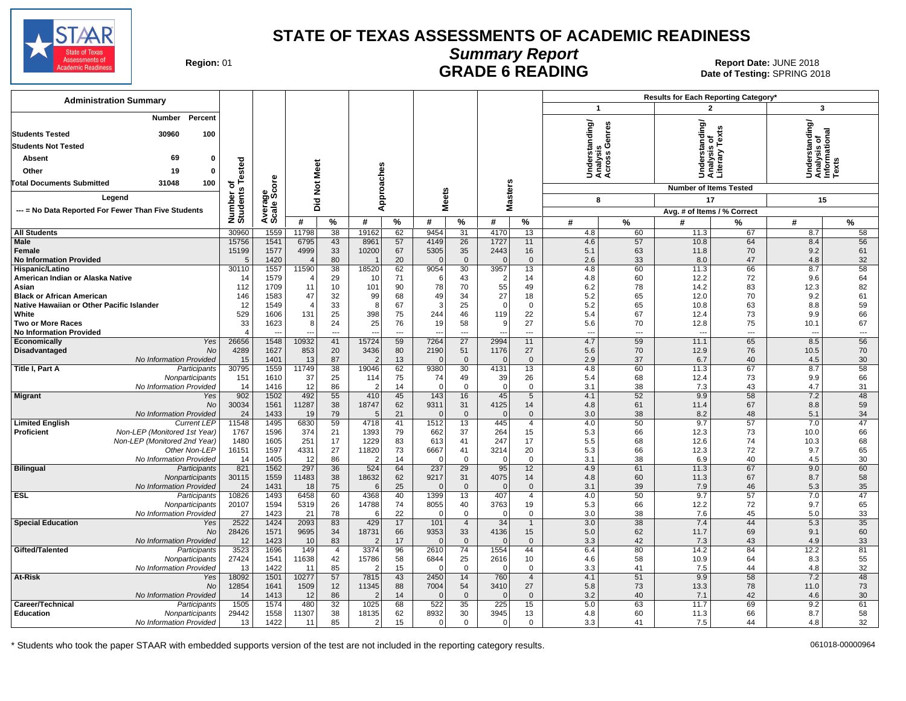# STATE OF TEXAS ASSESSMENTS OF ACADEMIC READINESS

## Summary Report

## GRADE 6 READING

**Region:** 01

**Report Date:** JUNE 2018

**Date of Testing:** SPRING 2018

### Administration Summary

| | Number | Percent |
|---|---|---|
| Students Tested | 30960 | 100 |
| Students Not Tested | | |
| Absent | 69 | 0 |
| Other | 19 | 0 |
| Total Documents Submitted | 31048 | 100 |

Legend

--- = No Data Reported For Fewer Than Five Students

| | | Number of Students Tested | Average Scale Score | Did Not Meet # | Did Not Meet % | Approaches # | Approaches % | Meets # | Meets % | Masters # | Masters % | 1: Understanding/ Analysis Across Genres (8 items) Avg. # of Items | 1: % Correct | 2: Understanding/ Analysis of Literary Texts (17 items) Avg. # of Items | 2: % Correct | 3: Understanding/ Analysis of Informational Texts (15 items) Avg. # of Items | 3: % Correct |
|---|---|---|---|---|---|---|---|---|---|---|---|---|---|---|---|---|---|
| All Students | | 30960 | 1559 | 11798 | 38 | 19162 | 62 | 9454 | 31 | 4170 | 13 | 4.8 | 60 | 11.3 | 67 | 8.7 | 58 |
| Male | | 15756 | 1541 | 6795 | 43 | 8961 | 57 | 4149 | 26 | 1727 | 11 | 4.6 | 57 | 10.8 | 64 | 8.4 | 56 |
| Female | | 15199 | 1577 | 4999 | 33 | 10200 | 67 | 5305 | 35 | 2443 | 16 | 5.1 | 63 | 11.8 | 70 | 9.2 | 61 |
| No Information Provided | | 5 | 1420 | 4 | 80 | 1 | 20 | 0 | 0 | 0 | 0 | 2.6 | 33 | 8.0 | 47 | 4.8 | 32 |
| Hispanic/Latino | | 30110 | 1557 | 11590 | 38 | 18520 | 62 | 9054 | 30 | 3957 | 13 | 4.8 | 60 | 11.3 | 66 | 8.7 | 58 |
| American Indian or Alaska Native | | 14 | 1579 | 4 | 29 | 10 | 71 | 6 | 43 | 2 | 14 | 4.8 | 60 | 12.2 | 72 | 9.6 | 64 |
| Asian | | 112 | 1709 | 11 | 10 | 101 | 90 | 78 | 70 | 55 | 49 | 6.2 | 78 | 14.2 | 83 | 12.3 | 82 |
| Black or African American | | 146 | 1583 | 47 | 32 | 99 | 68 | 49 | 34 | 27 | 18 | 5.2 | 65 | 12.0 | 70 | 9.2 | 61 |
| Native Hawaiian or Other Pacific Islander | | 12 | 1549 | 4 | 33 | 8 | 67 | 3 | 25 | 0 | 0 | 5.2 | 65 | 10.8 | 63 | 8.8 | 59 |
| White | | 529 | 1606 | 131 | 25 | 398 | 75 | 244 | 46 | 119 | 22 | 5.4 | 67 | 12.4 | 73 | 9.9 | 66 |
| Two or More Races | | 33 | 1623 | 8 | 24 | 25 | 76 | 19 | 58 | 9 | 27 | 5.6 | 70 | 12.8 | 75 | 10.1 | 67 |
| No Information Provided | | 4 | --- | --- | --- | --- | --- | --- | --- | --- | --- | --- | --- | --- | --- | --- | --- |
| Economically Disadvantaged | Yes | 26656 | 1548 | 10932 | 41 | 15724 | 59 | 7264 | 27 | 2994 | 11 | 4.7 | 59 | 11.1 | 65 | 8.5 | 56 |
| | No | 4289 | 1627 | 853 | 20 | 3436 | 80 | 2190 | 51 | 1176 | 27 | 5.6 | 70 | 12.9 | 76 | 10.5 | 70 |
| | No Information Provided | 15 | 1401 | 13 | 87 | 2 | 13 | 0 | 0 | 0 | 0 | 2.9 | 37 | 6.7 | 40 | 4.5 | 30 |
| Title I, Part A | Participants | 30795 | 1559 | 11749 | 38 | 19046 | 62 | 9380 | 30 | 4131 | 13 | 4.8 | 60 | 11.3 | 67 | 8.7 | 58 |
| | Nonparticipants | 151 | 1610 | 37 | 25 | 114 | 75 | 74 | 49 | 39 | 26 | 5.4 | 68 | 12.4 | 73 | 9.9 | 66 |
| | No Information Provided | 14 | 1416 | 12 | 86 | 2 | 14 | 0 | 0 | 0 | 0 | 3.1 | 38 | 7.3 | 43 | 4.7 | 31 |
| Migrant | Yes | 902 | 1502 | 492 | 55 | 410 | 45 | 143 | 16 | 45 | 5 | 4.1 | 52 | 9.9 | 58 | 7.2 | 48 |
| | No | 30034 | 1561 | 11287 | 38 | 18747 | 62 | 9311 | 31 | 4125 | 14 | 4.8 | 61 | 11.4 | 67 | 8.8 | 59 |
| | No Information Provided | 24 | 1433 | 19 | 79 | 5 | 21 | 0 | 0 | 0 | 0 | 3.0 | 38 | 8.2 | 48 | 5.1 | 34 |
| Limited English Proficient | Current LEP | 11548 | 1495 | 6830 | 59 | 4718 | 41 | 1512 | 13 | 445 | 4 | 4.0 | 50 | 9.7 | 57 | 7.0 | 47 |
| | Non-LEP (Monitored 1st Year) | 1767 | 1596 | 374 | 21 | 1393 | 79 | 662 | 37 | 264 | 15 | 5.3 | 66 | 12.3 | 73 | 10.0 | 66 |
| | Non-LEP (Monitored 2nd Year) | 1480 | 1605 | 251 | 17 | 1229 | 83 | 613 | 41 | 247 | 17 | 5.5 | 68 | 12.6 | 74 | 10.3 | 68 |
| | Other Non-LEP | 16151 | 1597 | 4331 | 27 | 11820 | 73 | 6667 | 41 | 3214 | 20 | 5.3 | 66 | 12.3 | 72 | 9.7 | 65 |
| | No Information Provided | 14 | 1405 | 12 | 86 | 2 | 14 | 0 | 0 | 0 | 0 | 3.1 | 38 | 6.9 | 40 | 4.5 | 30 |
| Bilingual | Participants | 821 | 1562 | 297 | 36 | 524 | 64 | 237 | 29 | 95 | 12 | 4.9 | 61 | 11.3 | 67 | 9.0 | 60 |
| | Nonparticipants | 30115 | 1559 | 11483 | 38 | 18632 | 62 | 9217 | 31 | 4075 | 14 | 4.8 | 60 | 11.3 | 67 | 8.7 | 58 |
| | No Information Provided | 24 | 1431 | 18 | 75 | 6 | 25 | 0 | 0 | 0 | 0 | 3.1 | 39 | 7.9 | 46 | 5.3 | 35 |
| ESL | Participants | 10826 | 1493 | 6458 | 60 | 4368 | 40 | 1399 | 13 | 407 | 4 | 4.0 | 50 | 9.7 | 57 | 7.0 | 47 |
| | Nonparticipants | 20107 | 1594 | 5319 | 26 | 14788 | 74 | 8055 | 40 | 3763 | 19 | 5.3 | 66 | 12.2 | 72 | 9.7 | 65 |
| | No Information Provided | 27 | 1423 | 21 | 78 | 6 | 22 | 0 | 0 | 0 | 0 | 3.0 | 38 | 7.6 | 45 | 5.0 | 33 |
| Special Education | Yes | 2522 | 1424 | 2093 | 83 | 429 | 17 | 101 | 4 | 34 | 1 | 3.0 | 38 | 7.4 | 44 | 5.3 | 35 |
| | No | 28426 | 1571 | 9695 | 34 | 18731 | 66 | 9353 | 33 | 4136 | 15 | 5.0 | 62 | 11.7 | 69 | 9.1 | 60 |
| | No Information Provided | 12 | 1423 | 10 | 83 | 2 | 17 | 0 | 0 | 0 | 0 | 3.3 | 42 | 7.3 | 43 | 4.9 | 33 |
| Gifted/Talented | Participants | 3523 | 1696 | 149 | 4 | 3374 | 96 | 2610 | 74 | 1554 | 44 | 6.4 | 80 | 14.2 | 84 | 12.2 | 81 |
| | Nonparticipants | 27424 | 1541 | 11638 | 42 | 15786 | 58 | 6844 | 25 | 2616 | 10 | 4.6 | 58 | 10.9 | 64 | 8.3 | 55 |
| | No Information Provided | 13 | 1422 | 11 | 85 | 2 | 15 | 0 | 0 | 0 | 0 | 3.3 | 41 | 7.5 | 44 | 4.8 | 32 |
| At-Risk | Yes | 18092 | 1501 | 10277 | 57 | 7815 | 43 | 2450 | 14 | 760 | 4 | 4.1 | 51 | 9.9 | 58 | 7.2 | 48 |
| | No | 12854 | 1641 | 1509 | 12 | 11345 | 88 | 7004 | 54 | 3410 | 27 | 5.8 | 73 | 13.3 | 78 | 11.0 | 73 |
| | No Information Provided | 14 | 1413 | 12 | 86 | 2 | 14 | 0 | 0 | 0 | 0 | 3.2 | 40 | 7.1 | 42 | 4.6 | 30 |
| Career/Technical Education | Participants | 1505 | 1574 | 480 | 32 | 1025 | 68 | 522 | 35 | 225 | 15 | 5.0 | 63 | 11.7 | 69 | 9.2 | 61 |
| | Nonparticipants | 29442 | 1558 | 11307 | 38 | 18135 | 62 | 8932 | 30 | 3945 | 13 | 4.8 | 60 | 11.3 | 66 | 8.7 | 58 |
| | No Information Provided | 13 | 1422 | 11 | 85 | 2 | 15 | 0 | 0 | 0 | 0 | 3.3 | 41 | 7.5 | 44 | 4.8 | 32 |

* Students who took the paper STAAR with embedded supports version of the test are not included in the reporting category results.

061018-00000964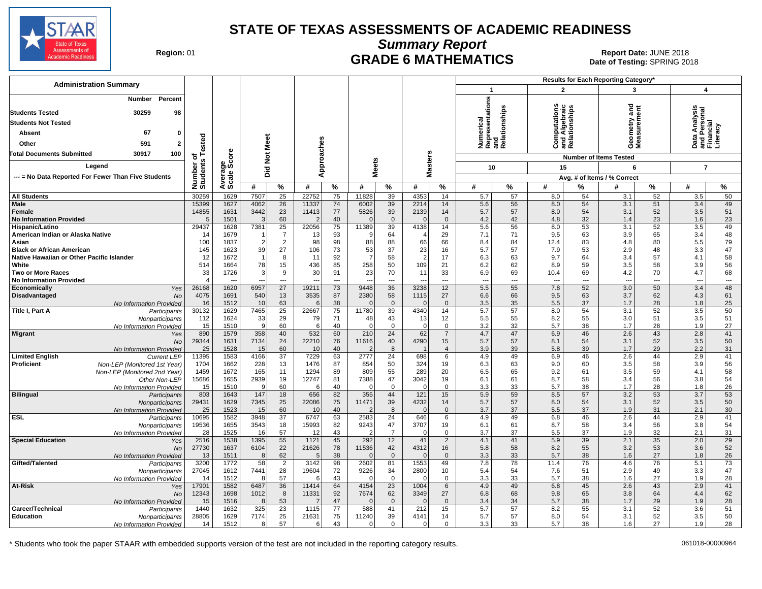# STATE OF TEXAS ASSESSMENTS OF ACADEMIC READINESS

## Summary Report

## GRADE 6 MATHEMATICS

**Region:** 01

**Report Date:** JUNE 2018
**Date of Testing:** SPRING 2018

### Administration Summary

| | Number | Percent |
|---|---|---|
| Students Tested | 30259 | 98 |
| Students Not Tested | | |
| Absent | 67 | 0 |
| Other | 591 | 2 |
| Total Documents Submitted | 30917 | 100 |

Legend: --- = No Data Reported For Fewer Than Five Students

Results for Each Reporting Category*: 1 = Numerical Representations and Relationships (10 items); 2 = Computations and Algebraic Relationships (15 items); 3 = Geometry and Measurement (6 items); 4 = Data Analysis and Personal Financial Literacy (7 items). Avg. # of Items / % Correct.

| Group | | Number of Students Tested | Average Scale Score | Did Not Meet # | Did Not Meet % | Approaches # | Approaches % | Meets # | Meets % | Masters # | Masters % | Cat 1 # | Cat 1 % | Cat 2 # | Cat 2 % | Cat 3 # | Cat 3 % | Cat 4 # | Cat 4 % |
|---|---|---|---|---|---|---|---|---|---|---|---|---|---|---|---|---|---|---|---|
| **All Students** | | 30259 | 1629 | 7507 | 25 | 22752 | 75 | 11828 | 39 | 4353 | 14 | 5.7 | 57 | 8.0 | 54 | 3.1 | 52 | 3.5 | 50 |
| **Male** | | 15399 | 1627 | 4062 | 26 | 11337 | 74 | 6002 | 39 | 2214 | 14 | 5.6 | 56 | 8.0 | 54 | 3.1 | 51 | 3.4 | 49 |
| **Female** | | 14855 | 1631 | 3442 | 23 | 11413 | 77 | 5826 | 39 | 2139 | 14 | 5.7 | 57 | 8.0 | 54 | 3.1 | 52 | 3.5 | 51 |
| **No Information Provided** | | 5 | 1501 | 3 | 60 | 2 | 40 | 0 | 0 | 0 | 0 | 4.2 | 42 | 4.8 | 32 | 1.4 | 23 | 1.6 | 23 |
| **Hispanic/Latino** | | 29437 | 1628 | 7381 | 25 | 22056 | 75 | 11389 | 39 | 4138 | 14 | 5.6 | 56 | 8.0 | 53 | 3.1 | 52 | 3.5 | 49 |
| **American Indian or Alaska Native** | | 14 | 1679 | 1 | 7 | 13 | 93 | 9 | 64 | 4 | 29 | 7.1 | 71 | 9.5 | 63 | 3.9 | 65 | 3.4 | 48 |
| **Asian** | | 100 | 1837 | 2 | 2 | 98 | 98 | 88 | 88 | 66 | 66 | 8.4 | 84 | 12.4 | 83 | 4.8 | 80 | 5.5 | 79 |
| **Black or African American** | | 145 | 1623 | 39 | 27 | 106 | 73 | 53 | 37 | 23 | 16 | 5.7 | 57 | 7.9 | 53 | 2.9 | 48 | 3.3 | 47 |
| **Native Hawaiian or Other Pacific Islander** | | 12 | 1672 | 1 | 8 | 11 | 92 | 7 | 58 | 2 | 17 | 6.3 | 63 | 9.7 | 64 | 3.4 | 57 | 4.1 | 58 |
| **White** | | 514 | 1664 | 78 | 15 | 436 | 85 | 258 | 50 | 109 | 21 | 6.2 | 62 | 8.9 | 59 | 3.5 | 58 | 3.9 | 56 |
| **Two or More Races** | | 33 | 1726 | 3 | 9 | 30 | 91 | 23 | 70 | 11 | 33 | 6.9 | 69 | 10.4 | 69 | 4.2 | 70 | 4.7 | 68 |
| **No Information Provided** | | 4 | --- | --- | --- | --- | --- | --- | --- | --- | --- | --- | --- | --- | --- | --- | --- | --- | --- |
| **Economically Disadvantaged** | Yes | 26168 | 1620 | 6957 | 27 | 19211 | 73 | 9448 | 36 | 3238 | 12 | 5.5 | 55 | 7.8 | 52 | 3.0 | 50 | 3.4 | 48 |
| | No | 4075 | 1691 | 540 | 13 | 3535 | 87 | 2380 | 58 | 1115 | 27 | 6.6 | 66 | 9.5 | 63 | 3.7 | 62 | 4.3 | 61 |
| | No Information Provided | 16 | 1512 | 10 | 63 | 6 | 38 | 0 | 0 | 0 | 0 | 3.5 | 35 | 5.5 | 37 | 1.7 | 28 | 1.8 | 25 |
| **Title I, Part A** | Participants | 30132 | 1629 | 7465 | 25 | 22667 | 75 | 11780 | 39 | 4340 | 14 | 5.7 | 57 | 8.0 | 54 | 3.1 | 52 | 3.5 | 50 |
| | Nonparticipants | 112 | 1624 | 33 | 29 | 79 | 71 | 48 | 43 | 13 | 12 | 5.5 | 55 | 8.2 | 55 | 3.0 | 51 | 3.5 | 51 |
| | No Information Provided | 15 | 1510 | 9 | 60 | 6 | 40 | 0 | 0 | 0 | 0 | 3.2 | 32 | 5.7 | 38 | 1.7 | 28 | 1.9 | 27 |
| **Migrant** | Yes | 890 | 1579 | 358 | 40 | 532 | 60 | 210 | 24 | 62 | 7 | 4.7 | 47 | 6.9 | 46 | 2.6 | 43 | 2.8 | 41 |
| | No | 29344 | 1631 | 7134 | 24 | 22210 | 76 | 11616 | 40 | 4290 | 15 | 5.7 | 57 | 8.1 | 54 | 3.1 | 52 | 3.5 | 50 |
| | No Information Provided | 25 | 1528 | 15 | 60 | 10 | 40 | 2 | 8 | 1 | 4 | 3.9 | 39 | 5.8 | 39 | 1.7 | 29 | 2.2 | 31 |
| **Limited English Proficient** | Current LEP | 11395 | 1583 | 4166 | 37 | 7229 | 63 | 2777 | 24 | 698 | 6 | 4.9 | 49 | 6.9 | 46 | 2.6 | 44 | 2.9 | 41 |
| | Non-LEP (Monitored 1st Year) | 1704 | 1662 | 228 | 13 | 1476 | 87 | 854 | 50 | 324 | 19 | 6.3 | 63 | 9.0 | 60 | 3.5 | 58 | 3.9 | 56 |
| | Non-LEP (Monitored 2nd Year) | 1459 | 1672 | 165 | 11 | 1294 | 89 | 809 | 55 | 289 | 20 | 6.5 | 65 | 9.2 | 61 | 3.5 | 59 | 4.1 | 58 |
| | Other Non-LEP | 15686 | 1655 | 2939 | 19 | 12747 | 81 | 7388 | 47 | 3042 | 19 | 6.1 | 61 | 8.7 | 58 | 3.4 | 56 | 3.8 | 54 |
| | No Information Provided | 15 | 1510 | 9 | 60 | 6 | 40 | 0 | 0 | 0 | 0 | 3.3 | 33 | 5.7 | 38 | 1.7 | 28 | 1.8 | 26 |
| **Bilingual** | Participants | 803 | 1643 | 147 | 18 | 656 | 82 | 355 | 44 | 121 | 15 | 5.9 | 59 | 8.5 | 57 | 3.2 | 53 | 3.7 | 53 |
| | Nonparticipants | 29431 | 1629 | 7345 | 25 | 22086 | 75 | 11471 | 39 | 4232 | 14 | 5.7 | 57 | 8.0 | 54 | 3.1 | 52 | 3.5 | 50 |
| | No Information Provided | 25 | 1523 | 15 | 60 | 10 | 40 | 2 | 8 | 0 | 0 | 3.7 | 37 | 5.5 | 37 | 1.9 | 31 | 2.1 | 30 |
| **ESL** | Participants | 10695 | 1582 | 3948 | 37 | 6747 | 63 | 2583 | 24 | 646 | 6 | 4.9 | 49 | 6.8 | 46 | 2.6 | 44 | 2.9 | 41 |
| | Nonparticipants | 19536 | 1655 | 3543 | 18 | 15993 | 82 | 9243 | 47 | 3707 | 19 | 6.1 | 61 | 8.7 | 58 | 3.4 | 56 | 3.8 | 54 |
| | No Information Provided | 28 | 1525 | 16 | 57 | 12 | 43 | 2 | 7 | 0 | 0 | 3.7 | 37 | 5.5 | 37 | 1.9 | 32 | 2.1 | 31 |
| **Special Education** | Yes | 2516 | 1538 | 1395 | 55 | 1121 | 45 | 292 | 12 | 41 | 2 | 4.1 | 41 | 5.9 | 39 | 2.1 | 35 | 2.0 | 29 |
| | No | 27730 | 1637 | 6104 | 22 | 21626 | 78 | 11536 | 42 | 4312 | 16 | 5.8 | 58 | 8.2 | 55 | 3.2 | 53 | 3.6 | 52 |
| | No Information Provided | 13 | 1511 | 8 | 62 | 5 | 38 | 0 | 0 | 0 | 0 | 3.3 | 33 | 5.7 | 38 | 1.6 | 27 | 1.8 | 26 |
| **Gifted/Talented** | Participants | 3200 | 1772 | 58 | 2 | 3142 | 98 | 2602 | 81 | 1553 | 49 | 7.8 | 78 | 11.4 | 76 | 4.6 | 76 | 5.1 | 73 |
| | Nonparticipants | 27045 | 1612 | 7441 | 28 | 19604 | 72 | 9226 | 34 | 2800 | 10 | 5.4 | 54 | 7.6 | 51 | 2.9 | 49 | 3.3 | 47 |
| | No Information Provided | 14 | 1512 | 8 | 57 | 6 | 43 | 0 | 0 | 0 | 0 | 3.3 | 33 | 5.7 | 38 | 1.6 | 27 | 1.9 | 28 |
| **At-Risk** | Yes | 17901 | 1582 | 6487 | 36 | 11414 | 64 | 4154 | 23 | 1004 | 6 | 4.9 | 49 | 6.8 | 45 | 2.6 | 43 | 2.9 | 41 |
| | No | 12343 | 1698 | 1012 | 8 | 11331 | 92 | 7674 | 62 | 3349 | 27 | 6.8 | 68 | 9.8 | 65 | 3.8 | 64 | 4.4 | 62 |
| | No Information Provided | 15 | 1516 | 8 | 53 | 7 | 47 | 0 | 0 | 0 | 0 | 3.4 | 34 | 5.7 | 38 | 1.7 | 29 | 1.9 | 28 |
| **Career/Technical Education** | Participants | 1440 | 1632 | 325 | 23 | 1115 | 77 | 588 | 41 | 212 | 15 | 5.7 | 57 | 8.2 | 55 | 3.1 | 52 | 3.6 | 51 |
| | Nonparticipants | 28805 | 1629 | 7174 | 25 | 21631 | 75 | 11240 | 39 | 4141 | 14 | 5.7 | 57 | 8.0 | 54 | 3.1 | 52 | 3.5 | 50 |
| | No Information Provided | 14 | 1512 | 8 | 57 | 6 | 43 | 0 | 0 | 0 | 0 | 3.3 | 33 | 5.7 | 38 | 1.6 | 27 | 1.9 | 28 |

* Students who took the paper STAAR with embedded supports version of the test are not included in the reporting category results.

061018-00000964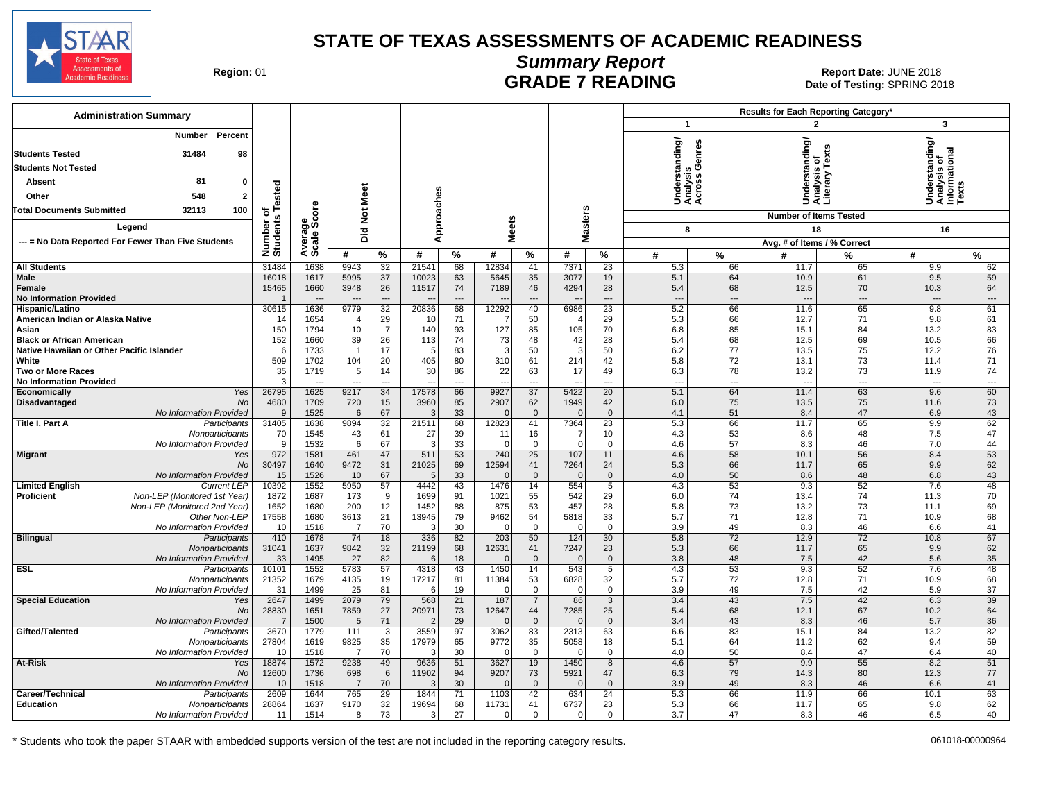# STATE OF TEXAS ASSESSMENTS OF ACADEMIC READINESS

## Summary Report

## GRADE 7 READING

**Region:** 01

**Report Date:** JUNE 2018
**Date of Testing:** SPRING 2018

| Administration Summary | Number | Percent |
|---|---|---|
| Students Tested | 31484 | 98 |
| Students Not Tested | | |
| Absent | 81 | 0 |
| Other | 548 | 2 |
| Total Documents Submitted | 32113 | 100 |

Legend

--- = No Data Reported For Fewer Than Five Students

| | | Number of Students Tested | Average Scale Score | Did Not Meet # | Did Not Meet % | Approaches # | Approaches % | Meets # | Meets % | Masters # | Masters % | 1: Understanding/ Analysis Across Genres (8 items) Avg. # | 1 % | 2: Understanding/ Analysis of Literary Texts (18 items) Avg. # | 2 % | 3: Understanding/ Analysis of Informational Texts (16 items) Avg. # | 3 % |
|---|---|---|---|---|---|---|---|---|---|---|---|---|---|---|---|---|---|
| **All Students** | | 31484 | 1638 | 9943 | 32 | 21541 | 68 | 12834 | 41 | 7371 | 23 | 5.3 | 66 | 11.7 | 65 | 9.9 | 62 |
| **Male** | | 16018 | 1617 | 5995 | 37 | 10023 | 63 | 5645 | 35 | 3077 | 19 | 5.1 | 64 | 10.9 | 61 | 9.5 | 59 |
| **Female** | | 15465 | 1660 | 3948 | 26 | 11517 | 74 | 7189 | 46 | 4294 | 28 | 5.4 | 68 | 12.5 | 70 | 10.3 | 64 |
| **No Information Provided** | | 1 | --- | --- | --- | --- | --- | --- | --- | --- | --- | --- | --- | --- | --- | --- | --- |
| **Hispanic/Latino** | | 30615 | 1636 | 9779 | 32 | 20836 | 68 | 12292 | 40 | 6986 | 23 | 5.2 | 66 | 11.6 | 65 | 9.8 | 61 |
| **American Indian or Alaska Native** | | 14 | 1654 | 4 | 29 | 10 | 71 | 7 | 50 | 4 | 29 | 5.3 | 66 | 12.7 | 71 | 9.8 | 61 |
| **Asian** | | 150 | 1794 | 10 | 7 | 140 | 93 | 127 | 85 | 105 | 70 | 6.8 | 85 | 15.1 | 84 | 13.2 | 83 |
| **Black or African American** | | 152 | 1660 | 39 | 26 | 113 | 74 | 73 | 48 | 42 | 28 | 5.4 | 68 | 12.5 | 69 | 10.5 | 66 |
| **Native Hawaiian or Other Pacific Islander** | | 6 | 1733 | 1 | 17 | 5 | 83 | 3 | 50 | 3 | 50 | 6.2 | 77 | 13.5 | 75 | 12.2 | 76 |
| **White** | | 509 | 1702 | 104 | 20 | 405 | 80 | 310 | 61 | 214 | 42 | 5.8 | 72 | 13.1 | 73 | 11.4 | 71 |
| **Two or More Races** | | 35 | 1719 | 5 | 14 | 30 | 86 | 22 | 63 | 17 | 49 | 6.3 | 78 | 13.2 | 73 | 11.9 | 74 |
| **No Information Provided** | | 3 | --- | --- | --- | --- | --- | --- | --- | --- | --- | --- | --- | --- | --- | --- | --- |
| **Economically Disadvantaged** | *Yes* | 26795 | 1625 | 9217 | 34 | 17578 | 66 | 9927 | 37 | 5422 | 20 | 5.1 | 64 | 11.4 | 63 | 9.6 | 60 |
| | *No* | 4680 | 1709 | 720 | 15 | 3960 | 85 | 2907 | 62 | 1949 | 42 | 6.0 | 75 | 13.5 | 75 | 11.6 | 73 |
| | *No Information Provided* | 9 | 1525 | 6 | 67 | 3 | 33 | 0 | 0 | 0 | 0 | 4.1 | 51 | 8.4 | 47 | 6.9 | 43 |
| **Title I, Part A** | *Participants* | 31405 | 1638 | 9894 | 32 | 21511 | 68 | 12823 | 41 | 7364 | 23 | 5.3 | 66 | 11.7 | 65 | 9.9 | 62 |
| | *Nonparticipants* | 70 | 1545 | 43 | 61 | 27 | 39 | 11 | 16 | 7 | 10 | 4.3 | 53 | 8.6 | 48 | 7.5 | 47 |
| | *No Information Provided* | 9 | 1532 | 6 | 67 | 3 | 33 | 0 | 0 | 0 | 0 | 4.6 | 57 | 8.3 | 46 | 7.0 | 44 |
| **Migrant** | *Yes* | 972 | 1581 | 461 | 47 | 511 | 53 | 240 | 25 | 107 | 11 | 4.6 | 58 | 10.1 | 56 | 8.4 | 53 |
| | *No* | 30497 | 1640 | 9472 | 31 | 21025 | 69 | 12594 | 41 | 7264 | 24 | 5.3 | 66 | 11.7 | 65 | 9.9 | 62 |
| | *No Information Provided* | 15 | 1526 | 10 | 67 | 5 | 33 | 0 | 0 | 0 | 0 | 4.0 | 50 | 8.6 | 48 | 6.8 | 43 |
| **Limited English Proficient** | *Current LEP* | 10392 | 1552 | 5950 | 57 | 4442 | 43 | 1476 | 14 | 554 | 5 | 4.3 | 53 | 9.3 | 52 | 7.6 | 48 |
| | *Non-LEP (Monitored 1st Year)* | 1872 | 1687 | 173 | 9 | 1699 | 91 | 1021 | 55 | 542 | 29 | 6.0 | 74 | 13.4 | 74 | 11.3 | 70 |
| | *Non-LEP (Monitored 2nd Year)* | 1652 | 1680 | 200 | 12 | 1452 | 88 | 875 | 53 | 457 | 28 | 5.8 | 73 | 13.2 | 73 | 11.1 | 69 |
| | *Other Non-LEP* | 17558 | 1680 | 3613 | 21 | 13945 | 79 | 9462 | 54 | 5818 | 33 | 5.7 | 71 | 12.8 | 71 | 10.9 | 68 |
| | *No Information Provided* | 10 | 1518 | 7 | 70 | 3 | 30 | 0 | 0 | 0 | 0 | 3.9 | 49 | 8.3 | 46 | 6.6 | 41 |
| **Bilingual** | *Participants* | 410 | 1678 | 74 | 18 | 336 | 82 | 203 | 50 | 124 | 30 | 5.8 | 72 | 12.9 | 72 | 10.8 | 67 |
| | *Nonparticipants* | 31041 | 1637 | 9842 | 32 | 21199 | 68 | 12631 | 41 | 7247 | 23 | 5.3 | 66 | 11.7 | 65 | 9.9 | 62 |
| | *No Information Provided* | 33 | 1495 | 27 | 82 | 6 | 18 | 0 | 0 | 0 | 0 | 3.8 | 48 | 7.5 | 42 | 5.6 | 35 |
| **ESL** | *Participants* | 10101 | 1552 | 5783 | 57 | 4318 | 43 | 1450 | 14 | 543 | 5 | 4.3 | 53 | 9.3 | 52 | 7.6 | 48 |
| | *Nonparticipants* | 21352 | 1679 | 4135 | 19 | 17217 | 81 | 11384 | 53 | 6828 | 32 | 5.7 | 72 | 12.8 | 71 | 10.9 | 68 |
| | *No Information Provided* | 31 | 1499 | 25 | 81 | 6 | 19 | 0 | 0 | 0 | 0 | 3.9 | 49 | 7.5 | 42 | 5.9 | 37 |
| **Special Education** | *Yes* | 2647 | 1499 | 2079 | 79 | 568 | 21 | 187 | 7 | 86 | 3 | 3.4 | 43 | 7.5 | 42 | 6.3 | 39 |
| | *No* | 28830 | 1651 | 7859 | 27 | 20971 | 73 | 12647 | 44 | 7285 | 25 | 5.4 | 68 | 12.1 | 67 | 10.2 | 64 |
| | *No Information Provided* | 7 | 1500 | 5 | 71 | 2 | 29 | 0 | 0 | 0 | 0 | 3.4 | 43 | 8.3 | 46 | 5.7 | 36 |
| **Gifted/Talented** | *Participants* | 3670 | 1779 | 111 | 3 | 3559 | 97 | 3062 | 83 | 2313 | 63 | 6.6 | 83 | 15.1 | 84 | 13.2 | 82 |
| | *Nonparticipants* | 27804 | 1619 | 9825 | 35 | 17979 | 65 | 9772 | 35 | 5058 | 18 | 5.1 | 64 | 11.2 | 62 | 9.4 | 59 |
| | *No Information Provided* | 10 | 1518 | 7 | 70 | 3 | 30 | 0 | 0 | 0 | 0 | 4.0 | 50 | 8.4 | 47 | 6.4 | 40 |
| **At-Risk** | *Yes* | 18874 | 1572 | 9238 | 49 | 9636 | 51 | 3627 | 19 | 1450 | 8 | 4.6 | 57 | 9.9 | 55 | 8.2 | 51 |
| | *No* | 12600 | 1736 | 698 | 6 | 11902 | 94 | 9207 | 73 | 5921 | 47 | 6.3 | 79 | 14.3 | 80 | 12.3 | 77 |
| | *No Information Provided* | 10 | 1518 | 7 | 70 | 3 | 30 | 0 | 0 | 0 | 0 | 3.9 | 49 | 8.3 | 46 | 6.6 | 41 |
| **Career/Technical Education** | *Participants* | 2609 | 1644 | 765 | 29 | 1844 | 71 | 1103 | 42 | 634 | 24 | 5.3 | 66 | 11.9 | 66 | 10.1 | 63 |
| | *Nonparticipants* | 28864 | 1637 | 9170 | 32 | 19694 | 68 | 11731 | 41 | 6737 | 23 | 5.3 | 66 | 11.7 | 65 | 9.8 | 62 |
| | *No Information Provided* | 11 | 1514 | 8 | 73 | 3 | 27 | 0 | 0 | 0 | 0 | 3.7 | 47 | 8.3 | 46 | 6.5 | 40 |

\* Students who took the paper STAAR with embedded supports version of the test are not included in the reporting category results.

061018-00000964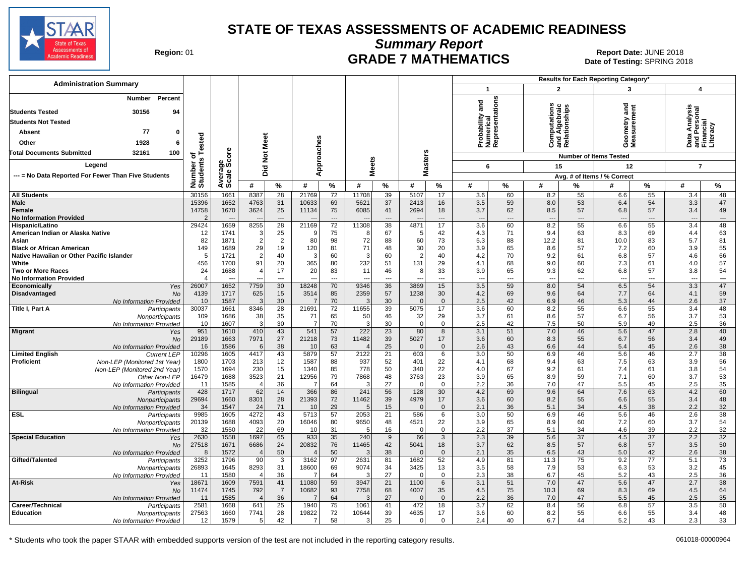# STATE OF TEXAS ASSESSMENTS OF ACADEMIC READINESS

## Summary Report

## GRADE 7 MATHEMATICS

**Region:** 01

**Report Date:** JUNE 2018

**Date of Testing:** SPRING 2018

**Administration Summary**

| | Number | Percent |
|---|---|---|
| Students Tested | 30156 | 94 |
| Students Not Tested | | |
| Absent | 77 | 0 |
| Other | 1928 | 6 |
| Total Documents Submitted | 32161 | 100 |

Legend

--- = No Data Reported For Fewer Than Five Students

Results for Each Reporting Category*: 1 = Probability and Numerical Representations (6 items); 2 = Computations and Algebraic Relationships (15 items); 3 = Geometry and Measurement (12 items); 4 = Data Analysis and Personal Financial Literacy (7 items). Values shown as Avg. # of Items / % Correct.

| Group | | Number of Students Tested | Average Scale Score | Did Not Meet # | Did Not Meet % | Approaches # | Approaches % | Meets # | Meets % | Masters # | Masters % | Cat 1 # | Cat 1 % | Cat 2 # | Cat 2 % | Cat 3 # | Cat 3 % | Cat 4 # | Cat 4 % |
|---|---|---|---|---|---|---|---|---|---|---|---|---|---|---|---|---|---|---|---|
| All Students | | 30156 | 1661 | 8387 | 28 | 21769 | 72 | 11708 | 39 | 5107 | 17 | 3.6 | 60 | 8.2 | 55 | 6.6 | 55 | 3.4 | 48 |
| Male | | 15396 | 1652 | 4763 | 31 | 10633 | 69 | 5621 | 37 | 2413 | 16 | 3.5 | 59 | 8.0 | 53 | 6.4 | 54 | 3.3 | 47 |
| Female | | 14758 | 1670 | 3624 | 25 | 11134 | 75 | 6085 | 41 | 2694 | 18 | 3.7 | 62 | 8.5 | 57 | 6.8 | 57 | 3.4 | 49 |
| No Information Provided | | 2 | --- | --- | --- | --- | --- | --- | --- | --- | --- | --- | --- | --- | --- | --- | --- | --- | --- |
| Hispanic/Latino | | 29424 | 1659 | 8255 | 28 | 21169 | 72 | 11308 | 38 | 4871 | 17 | 3.6 | 60 | 8.2 | 55 | 6.6 | 55 | 3.4 | 48 |
| American Indian or Alaska Native | | 12 | 1741 | 3 | 25 | 9 | 75 | 8 | 67 | 5 | 42 | 4.3 | 71 | 9.4 | 63 | 8.3 | 69 | 4.4 | 63 |
| Asian | | 82 | 1871 | 2 | 2 | 80 | 98 | 72 | 88 | 60 | 73 | 5.3 | 88 | 12.2 | 81 | 10.0 | 83 | 5.7 | 81 |
| Black or African American | | 149 | 1689 | 29 | 19 | 120 | 81 | 71 | 48 | 30 | 20 | 3.9 | 65 | 8.6 | 57 | 7.2 | 60 | 3.9 | 55 |
| Native Hawaiian or Other Pacific Islander | | 5 | 1721 | 2 | 40 | 3 | 60 | 3 | 60 | 2 | 40 | 4.2 | 70 | 9.2 | 61 | 6.8 | 57 | 4.6 | 66 |
| White | | 456 | 1700 | 91 | 20 | 365 | 80 | 232 | 51 | 131 | 29 | 4.1 | 68 | 9.0 | 60 | 7.3 | 61 | 4.0 | 57 |
| Two or More Races | | 24 | 1688 | 4 | 17 | 20 | 83 | 11 | 46 | 8 | 33 | 3.9 | 65 | 9.3 | 62 | 6.8 | 57 | 3.8 | 54 |
| No Information Provided | | 4 | --- | --- | --- | --- | --- | --- | --- | --- | --- | --- | --- | --- | --- | --- | --- | --- | --- |
| Economically Disadvantaged | Yes | 26007 | 1652 | 7759 | 30 | 18248 | 70 | 9346 | 36 | 3869 | 15 | 3.5 | 59 | 8.0 | 54 | 6.5 | 54 | 3.3 | 47 |
| | No | 4139 | 1717 | 625 | 15 | 3514 | 85 | 2359 | 57 | 1238 | 30 | 4.2 | 69 | 9.6 | 64 | 7.7 | 64 | 4.1 | 59 |
| | No Information Provided | 10 | 1587 | 3 | 30 | 7 | 70 | 3 | 30 | 0 | 0 | 2.5 | 42 | 6.9 | 46 | 5.3 | 44 | 2.6 | 37 |
| Title I, Part A | Participants | 30037 | 1661 | 8346 | 28 | 21691 | 72 | 11655 | 39 | 5075 | 17 | 3.6 | 60 | 8.2 | 55 | 6.6 | 55 | 3.4 | 48 |
| | Nonparticipants | 109 | 1686 | 38 | 35 | 71 | 65 | 50 | 46 | 32 | 29 | 3.7 | 61 | 8.6 | 57 | 6.7 | 56 | 3.7 | 53 |
| | No Information Provided | 10 | 1607 | 3 | 30 | 7 | 70 | 3 | 30 | 0 | 0 | 2.5 | 42 | 7.5 | 50 | 5.9 | 49 | 2.5 | 36 |
| Migrant | Yes | 951 | 1610 | 410 | 43 | 541 | 57 | 222 | 23 | 80 | 8 | 3.1 | 51 | 7.0 | 46 | 5.6 | 47 | 2.8 | 40 |
| | No | 29189 | 1663 | 7971 | 27 | 21218 | 73 | 11482 | 39 | 5027 | 17 | 3.6 | 60 | 8.3 | 55 | 6.7 | 56 | 3.4 | 49 |
| | No Information Provided | 16 | 1586 | 6 | 38 | 10 | 63 | 4 | 25 | 0 | 0 | 2.6 | 43 | 6.6 | 44 | 5.4 | 45 | 2.6 | 38 |
| Limited English Proficient | Current LEP | 10296 | 1605 | 4417 | 43 | 5879 | 57 | 2122 | 21 | 603 | 6 | 3.0 | 50 | 6.9 | 46 | 5.6 | 46 | 2.7 | 38 |
| | Non-LEP (Monitored 1st Year) | 1800 | 1703 | 213 | 12 | 1587 | 88 | 937 | 52 | 401 | 22 | 4.1 | 68 | 9.4 | 63 | 7.5 | 63 | 3.9 | 56 |
| | Non-LEP (Monitored 2nd Year) | 1570 | 1694 | 230 | 15 | 1340 | 85 | 778 | 50 | 340 | 22 | 4.0 | 67 | 9.2 | 61 | 7.4 | 61 | 3.8 | 54 |
| | Other Non-LEP | 16479 | 1688 | 3523 | 21 | 12956 | 79 | 7868 | 48 | 3763 | 23 | 3.9 | 65 | 8.9 | 59 | 7.1 | 60 | 3.7 | 53 |
| | No Information Provided | 11 | 1585 | 4 | 36 | 7 | 64 | 3 | 27 | 0 | 0 | 2.2 | 36 | 7.0 | 47 | 5.5 | 45 | 2.5 | 35 |
| Bilingual | Participants | 428 | 1717 | 62 | 14 | 366 | 86 | 241 | 56 | 128 | 30 | 4.2 | 69 | 9.6 | 64 | 7.6 | 63 | 4.2 | 60 |
| | Nonparticipants | 29694 | 1660 | 8301 | 28 | 21393 | 72 | 11462 | 39 | 4979 | 17 | 3.6 | 60 | 8.2 | 55 | 6.6 | 55 | 3.4 | 48 |
| | No Information Provided | 34 | 1547 | 24 | 71 | 10 | 29 | 5 | 15 | 0 | 0 | 2.1 | 36 | 5.1 | 34 | 4.5 | 38 | 2.2 | 32 |
| ESL | Participants | 9985 | 1605 | 4272 | 43 | 5713 | 57 | 2053 | 21 | 586 | 6 | 3.0 | 50 | 6.9 | 46 | 5.6 | 46 | 2.6 | 38 |
| | Nonparticipants | 20139 | 1688 | 4093 | 20 | 16046 | 80 | 9650 | 48 | 4521 | 22 | 3.9 | 65 | 8.9 | 60 | 7.2 | 60 | 3.7 | 54 |
| | No Information Provided | 32 | 1550 | 22 | 69 | 10 | 31 | 5 | 16 | 0 | 0 | 2.2 | 37 | 5.1 | 34 | 4.6 | 39 | 2.2 | 32 |
| Special Education | Yes | 2630 | 1558 | 1697 | 65 | 933 | 35 | 240 | 9 | 66 | 3 | 2.3 | 39 | 5.6 | 37 | 4.5 | 37 | 2.2 | 32 |
| | No | 27518 | 1671 | 6686 | 24 | 20832 | 76 | 11465 | 42 | 5041 | 18 | 3.7 | 62 | 8.5 | 57 | 6.8 | 57 | 3.5 | 50 |
| | No Information Provided | 8 | 1572 | 4 | 50 | 4 | 50 | 3 | 38 | 0 | 0 | 2.1 | 35 | 6.5 | 43 | 5.0 | 42 | 2.6 | 38 |
| Gifted/Talented | Participants | 3252 | 1796 | 90 | 3 | 3162 | 97 | 2631 | 81 | 1682 | 52 | 4.9 | 81 | 11.3 | 75 | 9.2 | 77 | 5.1 | 73 |
| | Nonparticipants | 26893 | 1645 | 8293 | 31 | 18600 | 69 | 9074 | 34 | 3425 | 13 | 3.5 | 58 | 7.9 | 53 | 6.3 | 53 | 3.2 | 45 |
| | No Information Provided | 11 | 1580 | 4 | 36 | 7 | 64 | 3 | 27 | 0 | 0 | 2.3 | 38 | 6.7 | 45 | 5.2 | 43 | 2.5 | 36 |
| At-Risk | Yes | 18671 | 1609 | 7591 | 41 | 11080 | 59 | 3947 | 21 | 1100 | 6 | 3.1 | 51 | 7.0 | 47 | 5.6 | 47 | 2.7 | 38 |
| | No | 11474 | 1745 | 792 | 7 | 10682 | 93 | 7758 | 68 | 4007 | 35 | 4.5 | 75 | 10.3 | 69 | 8.3 | 69 | 4.5 | 64 |
| | No Information Provided | 11 | 1585 | 4 | 36 | 7 | 64 | 3 | 27 | 0 | 0 | 2.2 | 36 | 7.0 | 47 | 5.5 | 45 | 2.5 | 35 |
| Career/Technical Education | Participants | 2581 | 1668 | 641 | 25 | 1940 | 75 | 1061 | 41 | 472 | 18 | 3.7 | 62 | 8.4 | 56 | 6.8 | 57 | 3.5 | 50 |
| | Nonparticipants | 27563 | 1660 | 7741 | 28 | 19822 | 72 | 10644 | 39 | 4635 | 17 | 3.6 | 60 | 8.2 | 55 | 6.6 | 55 | 3.4 | 48 |
| | No Information Provided | 12 | 1579 | 5 | 42 | 7 | 58 | 3 | 25 | 0 | 0 | 2.4 | 40 | 6.7 | 44 | 5.2 | 43 | 2.3 | 33 |

\* Students who took the paper STAAR with embedded supports version of the test are not included in the reporting category results.

061018-00000964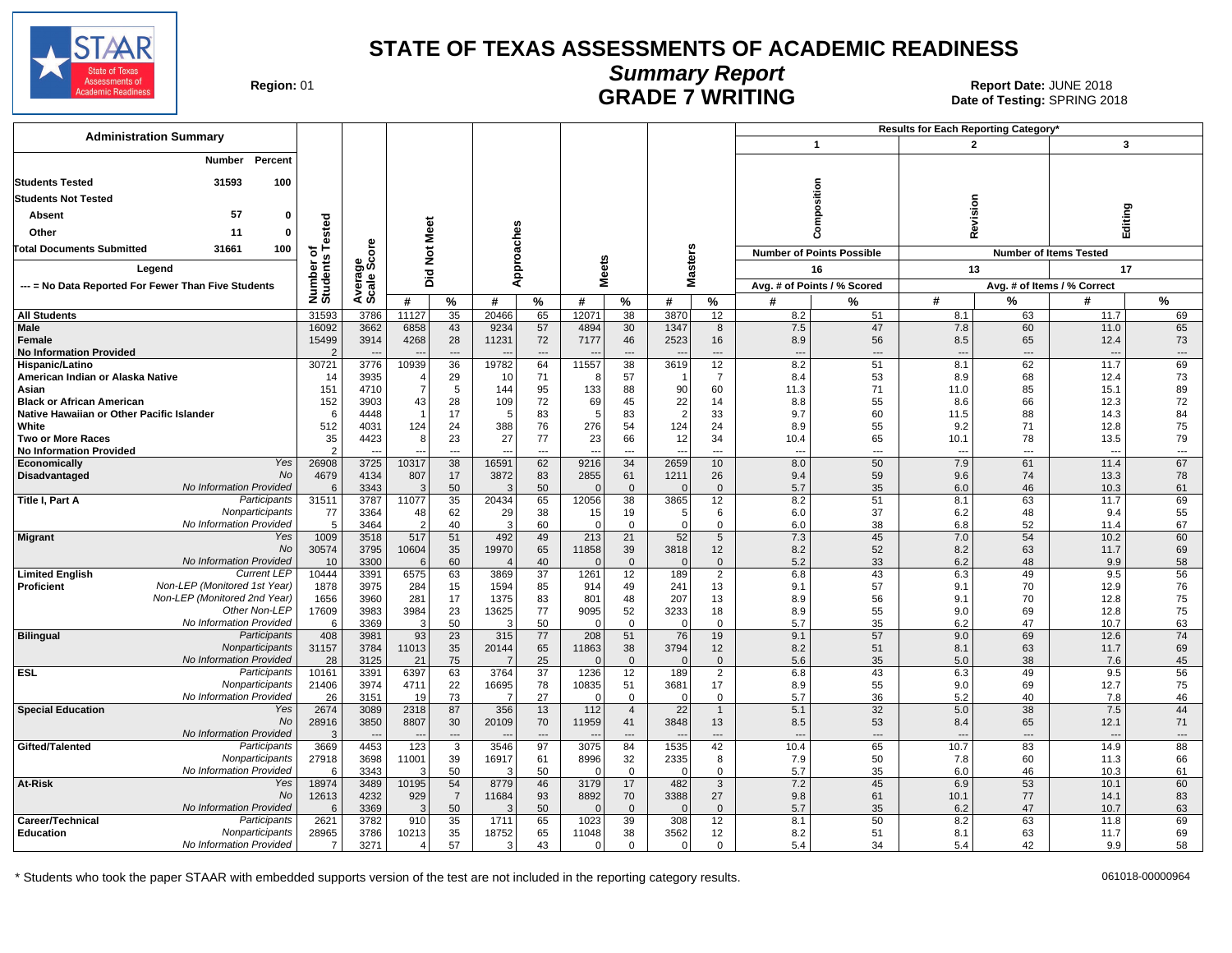# STATE OF TEXAS ASSESSMENTS OF ACADEMIC READINESS

## Summary Report

## GRADE 7 WRITING

**Region:** 01

**Report Date:** JUNE 2018
**Date of Testing:** SPRING 2018

**Administration Summary**

| | Number | Percent |
|---|---|---|
| Students Tested | 31593 | 100 |
| Students Not Tested | | |
| Absent | 57 | 0 |
| Other | 11 | 0 |
| Total Documents Submitted | 31661 | 100 |

Legend

--- = No Data Reported For Fewer Than Five Students

| | | Number of Students Tested | Average Scale Score | Did Not Meet # | Did Not Meet % | Approaches # | Approaches % | Meets # | Meets % | Masters # | Masters % | 1 Composition (16 Points Possible) Avg. # of Points | 1 Composition % Scored | 2 Revision (13 Items Tested) Avg. # of Items | 2 Revision % Correct | 3 Editing (17 Items Tested) Avg. # of Items | 3 Editing % Correct |
|---|---|---|---|---|---|---|---|---|---|---|---|---|---|---|---|---|---|
| All Students | | 31593 | 3786 | 11127 | 35 | 20466 | 65 | 12071 | 38 | 3870 | 12 | 8.2 | 51 | 8.1 | 63 | 11.7 | 69 |
| Male | | 16092 | 3662 | 6858 | 43 | 9234 | 57 | 4894 | 30 | 1347 | 8 | 7.5 | 47 | 7.8 | 60 | 11.0 | 65 |
| Female | | 15499 | 3914 | 4268 | 28 | 11231 | 72 | 7177 | 46 | 2523 | 16 | 8.9 | 56 | 8.5 | 65 | 12.4 | 73 |
| No Information Provided | | 2 | --- | --- | --- | --- | --- | --- | --- | --- | --- | --- | --- | --- | --- | --- | --- |
| Hispanic/Latino | | 30721 | 3776 | 10939 | 36 | 19782 | 64 | 11557 | 38 | 3619 | 12 | 8.2 | 51 | 8.1 | 62 | 11.7 | 69 |
| American Indian or Alaska Native | | 14 | 3935 | 4 | 29 | 10 | 71 | 8 | 57 | 1 | 7 | 8.4 | 53 | 8.9 | 68 | 12.4 | 73 |
| Asian | | 151 | 4710 | 7 | 5 | 144 | 95 | 133 | 88 | 90 | 60 | 11.3 | 71 | 11.0 | 85 | 15.1 | 89 |
| Black or African American | | 152 | 3903 | 43 | 28 | 109 | 72 | 69 | 45 | 22 | 14 | 8.8 | 55 | 8.6 | 66 | 12.3 | 72 |
| Native Hawaiian or Other Pacific Islander | | 6 | 4448 | 1 | 17 | 5 | 83 | 5 | 83 | 2 | 33 | 9.7 | 60 | 11.5 | 88 | 14.3 | 84 |
| White | | 512 | 4031 | 124 | 24 | 388 | 76 | 276 | 54 | 124 | 24 | 8.9 | 55 | 9.2 | 71 | 12.8 | 75 |
| Two or More Races | | 35 | 4423 | 8 | 23 | 27 | 77 | 23 | 66 | 12 | 34 | 10.4 | 65 | 10.1 | 78 | 13.5 | 79 |
| No Information Provided | | 2 | --- | --- | --- | --- | --- | --- | --- | --- | --- | --- | --- | --- | --- | --- | --- |
| Economically Disadvantaged | Yes | 26908 | 3725 | 10317 | 38 | 16591 | 62 | 9216 | 34 | 2659 | 10 | 8.0 | 50 | 7.9 | 61 | 11.4 | 67 |
| | No | 4679 | 4134 | 807 | 17 | 3872 | 83 | 2855 | 61 | 1211 | 26 | 9.4 | 59 | 9.6 | 74 | 13.3 | 78 |
| | No Information Provided | 6 | 3343 | 3 | 50 | 3 | 50 | 0 | 0 | 0 | 0 | 5.7 | 35 | 6.0 | 46 | 10.3 | 61 |
| Title I, Part A | Participants | 31511 | 3787 | 11077 | 35 | 20434 | 65 | 12056 | 38 | 3865 | 12 | 8.2 | 51 | 8.1 | 63 | 11.7 | 69 |
| | Nonparticipants | 77 | 3364 | 48 | 62 | 29 | 38 | 15 | 19 | 5 | 6 | 6.0 | 37 | 6.2 | 48 | 9.4 | 55 |
| | No Information Provided | 5 | 3464 | 2 | 40 | 3 | 60 | 0 | 0 | 0 | 0 | 6.0 | 38 | 6.8 | 52 | 11.4 | 67 |
| Migrant | Yes | 1009 | 3518 | 517 | 51 | 492 | 49 | 213 | 21 | 52 | 5 | 7.3 | 45 | 7.0 | 54 | 10.2 | 60 |
| | No | 30574 | 3795 | 10604 | 35 | 19970 | 65 | 11858 | 39 | 3818 | 12 | 8.2 | 52 | 8.2 | 63 | 11.7 | 69 |
| | No Information Provided | 10 | 3300 | 6 | 60 | 4 | 40 | 0 | 0 | 0 | 0 | 5.2 | 33 | 6.2 | 48 | 9.9 | 58 |
| Limited English Proficient | Current LEP | 10444 | 3391 | 6575 | 63 | 3869 | 37 | 1261 | 12 | 189 | 2 | 6.8 | 43 | 6.3 | 49 | 9.5 | 56 |
| | Non-LEP (Monitored 1st Year) | 1878 | 3975 | 284 | 15 | 1594 | 85 | 914 | 49 | 241 | 13 | 9.1 | 57 | 9.1 | 70 | 12.9 | 76 |
| | Non-LEP (Monitored 2nd Year) | 1656 | 3960 | 281 | 17 | 1375 | 83 | 801 | 48 | 207 | 13 | 8.9 | 56 | 9.1 | 70 | 12.8 | 75 |
| | Other Non-LEP | 17609 | 3983 | 3984 | 23 | 13625 | 77 | 9095 | 52 | 3233 | 18 | 8.9 | 55 | 9.0 | 69 | 12.8 | 75 |
| | No Information Provided | 6 | 3369 | 3 | 50 | 3 | 50 | 0 | 0 | 0 | 0 | 5.7 | 35 | 6.2 | 47 | 10.7 | 63 |
| Bilingual | Participants | 408 | 3981 | 93 | 23 | 315 | 77 | 208 | 51 | 76 | 19 | 9.1 | 57 | 9.0 | 69 | 12.6 | 74 |
| | Nonparticipants | 31157 | 3784 | 11013 | 35 | 20144 | 65 | 11863 | 38 | 3794 | 12 | 8.2 | 51 | 8.1 | 63 | 11.7 | 69 |
| | No Information Provided | 28 | 3125 | 21 | 75 | 7 | 25 | 0 | 0 | 0 | 0 | 5.6 | 35 | 5.0 | 38 | 7.6 | 45 |
| ESL | Participants | 10161 | 3391 | 6397 | 63 | 3764 | 37 | 1236 | 12 | 189 | 2 | 6.8 | 43 | 6.3 | 49 | 9.5 | 56 |
| | Nonparticipants | 21406 | 3974 | 4711 | 22 | 16695 | 78 | 10835 | 51 | 3681 | 17 | 8.9 | 55 | 9.0 | 69 | 12.7 | 75 |
| | No Information Provided | 26 | 3151 | 19 | 73 | 7 | 27 | 0 | 0 | 0 | 0 | 5.7 | 36 | 5.2 | 40 | 7.8 | 46 |
| Special Education | Yes | 2674 | 3089 | 2318 | 87 | 356 | 13 | 112 | 4 | 22 | 1 | 5.1 | 32 | 5.0 | 38 | 7.5 | 44 |
| | No | 28916 | 3850 | 8807 | 30 | 20109 | 70 | 11959 | 41 | 3848 | 13 | 8.5 | 53 | 8.4 | 65 | 12.1 | 71 |
| | No Information Provided | 3 | --- | --- | --- | --- | --- | --- | --- | --- | --- | --- | --- | --- | --- | --- | --- |
| Gifted/Talented | Participants | 3669 | 4453 | 123 | 3 | 3546 | 97 | 3075 | 84 | 1535 | 42 | 10.4 | 65 | 10.7 | 83 | 14.9 | 88 |
| | Nonparticipants | 27918 | 3698 | 11001 | 39 | 16917 | 61 | 8996 | 32 | 2335 | 8 | 7.9 | 50 | 7.8 | 60 | 11.3 | 66 |
| | No Information Provided | 6 | 3343 | 3 | 50 | 3 | 50 | 0 | 0 | 0 | 0 | 5.7 | 35 | 6.0 | 46 | 10.3 | 61 |
| At-Risk | Yes | 18974 | 3489 | 10195 | 54 | 8779 | 46 | 3179 | 17 | 482 | 3 | 7.2 | 45 | 6.9 | 53 | 10.1 | 60 |
| | No | 12613 | 4232 | 929 | 7 | 11684 | 93 | 8892 | 70 | 3388 | 27 | 9.8 | 61 | 10.1 | 77 | 14.1 | 83 |
| | No Information Provided | 6 | 3369 | 3 | 50 | 3 | 50 | 0 | 0 | 0 | 0 | 5.7 | 35 | 6.2 | 47 | 10.7 | 63 |
| Career/Technical Education | Participants | 2621 | 3782 | 910 | 35 | 1711 | 65 | 1023 | 39 | 308 | 12 | 8.1 | 50 | 8.2 | 63 | 11.8 | 69 |
| | Nonparticipants | 28965 | 3786 | 10213 | 35 | 18752 | 65 | 11048 | 38 | 3562 | 12 | 8.2 | 51 | 8.1 | 63 | 11.7 | 69 |
| | No Information Provided | 7 | 3271 | 4 | 57 | 3 | 43 | 0 | 0 | 0 | 0 | 5.4 | 34 | 5.4 | 42 | 9.9 | 58 |

\* Students who took the paper STAAR with embedded supports version of the test are not included in the reporting category results.

061018-00000964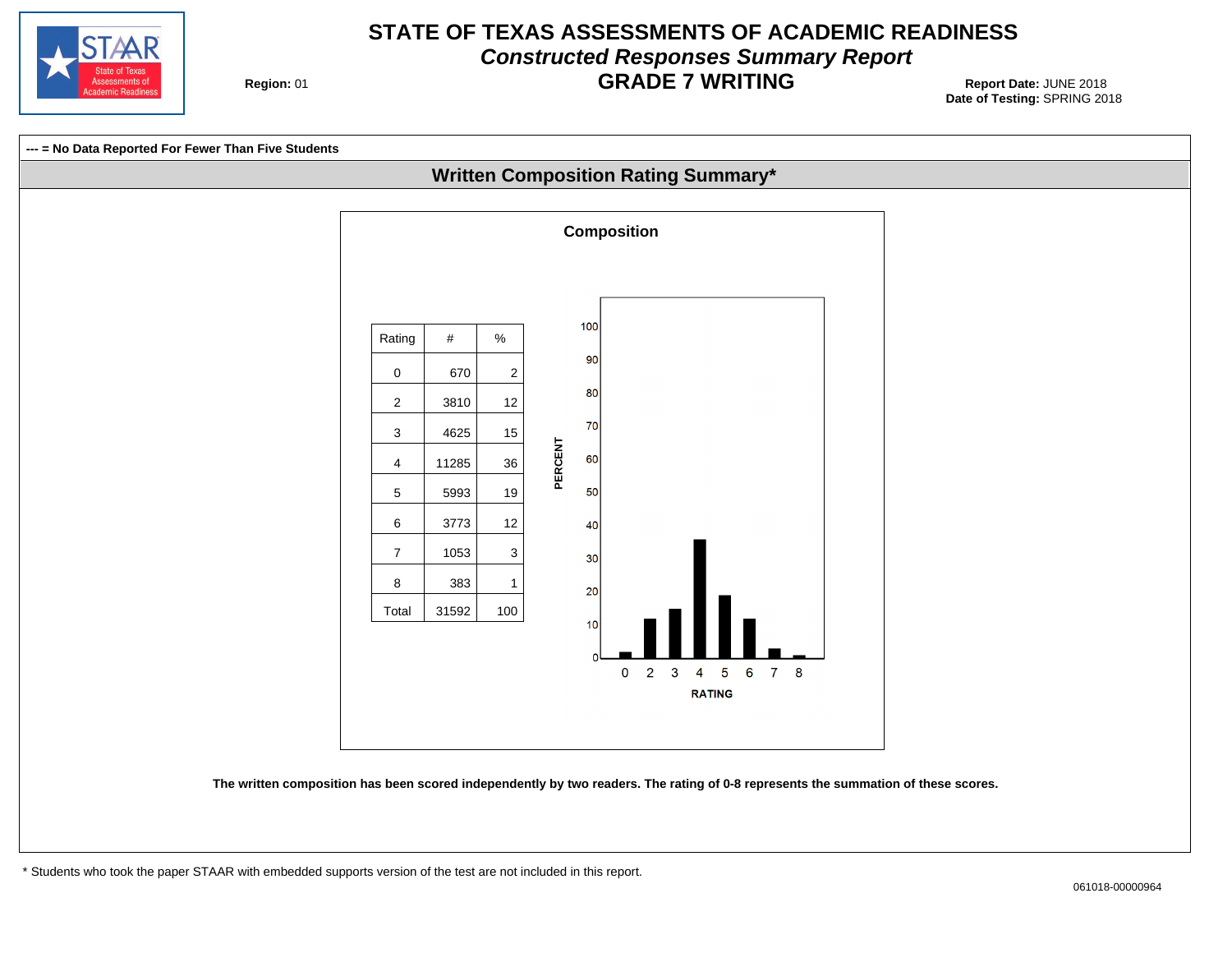# STATE OF TEXAS ASSESSMENTS OF ACADEMIC READINESS

## *Constructed Responses Summary Report*

## GRADE 7 WRITING

**Region:** 01

**Report Date:** JUNE 2018
**Date of Testing:** SPRING 2018

**--- = No Data Reported For Fewer Than Five Students**

### Written Composition Rating Summary*

**Composition**

| Rating | # | % |
|---|---|---|
| 0 | 670 | 2 |
| 2 | 3810 | 12 |
| 3 | 4625 | 15 |
| 4 | 11285 | 36 |
| 5 | 5993 | 19 |
| 6 | 3773 | 12 |
| 7 | 1053 | 3 |
| 8 | 383 | 1 |
| Total | 31592 | 100 |

**The written composition has been scored independently by two readers. The rating of 0-8 represents the summation of these scores.**

\* Students who took the paper STAAR with embedded supports version of the test are not included in this report.

061018-00000964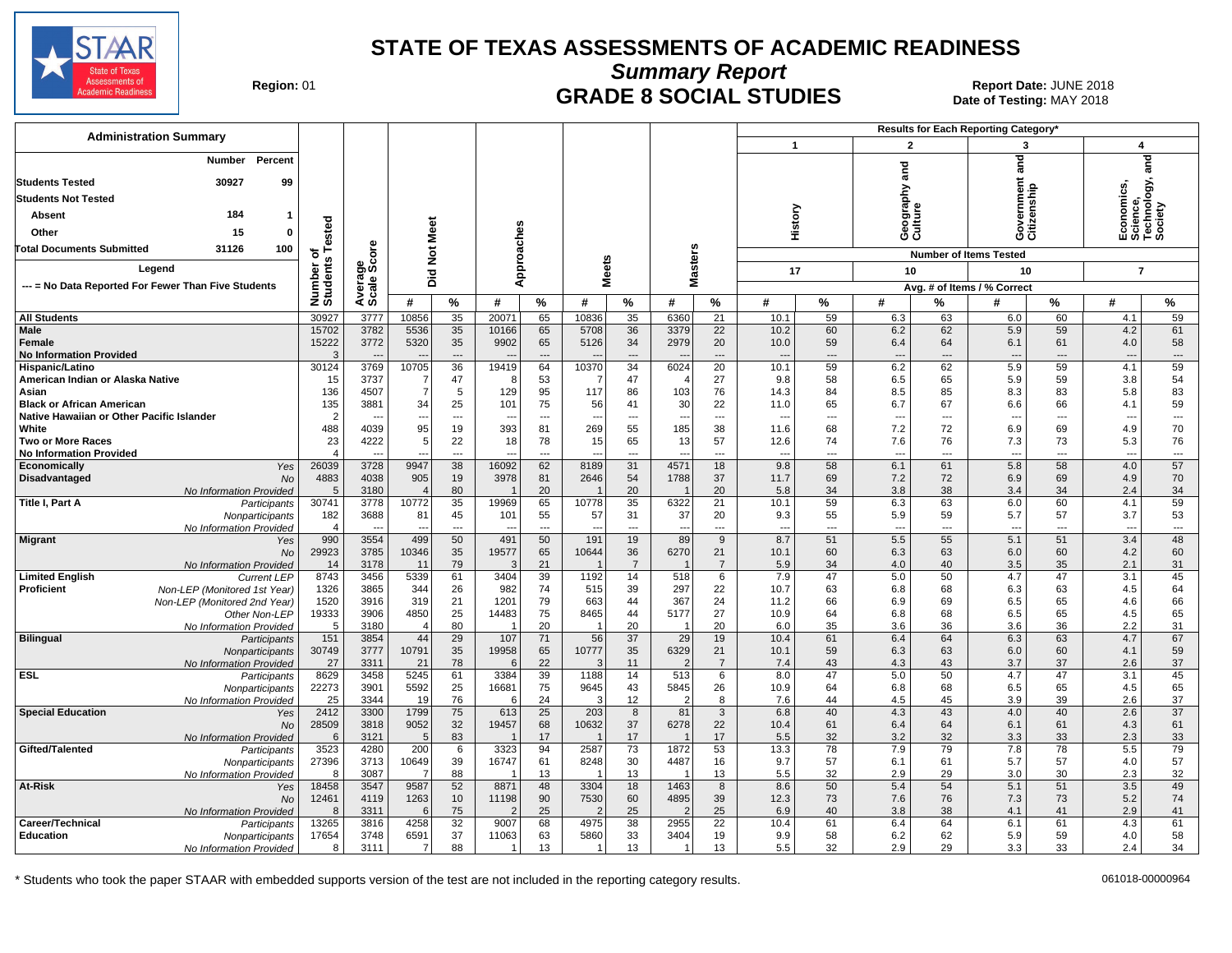# STATE OF TEXAS ASSESSMENTS OF ACADEMIC READINESS

## Summary Report

## GRADE 8 SOCIAL STUDIES

Region: 01

Report Date: JUNE 2018
Date of Testing: MAY 2018

| Administration Summary | Number | Percent |
|---|---|---|
| Students Tested | 30927 | 99 |
| Students Not Tested | | |
| Absent | 184 | 1 |
| Other | 15 | 0 |
| Total Documents Submitted | 31126 | 100 |

Legend
--- = No Data Reported For Fewer Than Five Students

Results for Each Reporting Category*: 1 History (17 items); 2 Geography and Culture (10 items); 3 Government and Citizenship (10 items); 4 Economics, Science, Technology, and Society (7 items). Avg. # of Items / % Correct.

| Group | | Number of Students Tested | Average Scale Score | Did Not Meet # | Did Not Meet % | Approaches # | Approaches % | Meets # | Meets % | Masters # | Masters % | 1 History # | 1 History % | 2 Geography and Culture # | 2 Geography and Culture % | 3 Government and Citizenship # | 3 Government and Citizenship % | 4 Economics, Science, Technology, and Society # | 4 Economics, Science, Technology, and Society % |
|---|---|---|---|---|---|---|---|---|---|---|---|---|---|---|---|---|---|---|---|
| All Students | | 30927 | 3777 | 10856 | 35 | 20071 | 65 | 10836 | 35 | 6360 | 21 | 10.1 | 59 | 6.3 | 63 | 6.0 | 60 | 4.1 | 59 |
| Male | | 15702 | 3782 | 5536 | 35 | 10166 | 65 | 5708 | 36 | 3379 | 22 | 10.2 | 60 | 6.2 | 62 | 5.9 | 59 | 4.2 | 61 |
| Female | | 15222 | 3772 | 5320 | 35 | 9902 | 65 | 5126 | 34 | 2979 | 20 | 10.0 | 59 | 6.4 | 64 | 6.1 | 61 | 4.0 | 58 |
| No Information Provided | | 3 | --- | --- | --- | --- | --- | --- | --- | --- | --- | --- | --- | --- | --- | --- | --- | --- | --- |
| Hispanic/Latino | | 30124 | 3769 | 10705 | 36 | 19419 | 64 | 10370 | 34 | 6024 | 20 | 10.1 | 59 | 6.2 | 62 | 5.9 | 59 | 4.1 | 59 |
| American Indian or Alaska Native | | 15 | 3737 | 7 | 47 | 8 | 53 | 7 | 47 | 4 | 27 | 9.8 | 58 | 6.5 | 65 | 5.9 | 59 | 3.8 | 54 |
| Asian | | 136 | 4507 | 7 | 5 | 129 | 95 | 117 | 86 | 103 | 76 | 14.3 | 84 | 8.5 | 85 | 8.3 | 83 | 5.8 | 83 |
| Black or African American | | 135 | 3881 | 34 | 25 | 101 | 75 | 56 | 41 | 30 | 22 | 11.0 | 65 | 6.7 | 67 | 6.6 | 66 | 4.1 | 59 |
| Native Hawaiian or Other Pacific Islander | | 2 | --- | --- | --- | --- | --- | --- | --- | --- | --- | --- | --- | --- | --- | --- | --- | --- | --- |
| White | | 488 | 4039 | 95 | 19 | 393 | 81 | 269 | 55 | 185 | 38 | 11.6 | 68 | 7.2 | 72 | 6.9 | 69 | 4.9 | 70 |
| Two or More Races | | 23 | 4222 | 5 | 22 | 18 | 78 | 15 | 65 | 13 | 57 | 12.6 | 74 | 7.6 | 76 | 7.3 | 73 | 5.3 | 76 |
| No Information Provided | | 4 | --- | --- | --- | --- | --- | --- | --- | --- | --- | --- | --- | --- | --- | --- | --- | --- | --- |
| Economically Disadvantaged | Yes | 26039 | 3728 | 9947 | 38 | 16092 | 62 | 8189 | 31 | 4571 | 18 | 9.8 | 58 | 6.1 | 61 | 5.8 | 58 | 4.0 | 57 |
| | No | 4883 | 4038 | 905 | 19 | 3978 | 81 | 2646 | 54 | 1788 | 37 | 11.7 | 69 | 7.2 | 72 | 6.9 | 69 | 4.9 | 70 |
| | No Information Provided | 5 | 3180 | 4 | 80 | 1 | 20 | 1 | 20 | 1 | 20 | 5.8 | 34 | 3.8 | 38 | 3.4 | 34 | 2.4 | 34 |
| Title I, Part A | Participants | 30741 | 3778 | 10772 | 35 | 19969 | 65 | 10778 | 35 | 6322 | 21 | 10.1 | 59 | 6.3 | 63 | 6.0 | 60 | 4.1 | 59 |
| | Nonparticipants | 182 | 3688 | 81 | 45 | 101 | 55 | 57 | 31 | 37 | 20 | 9.3 | 55 | 5.9 | 59 | 5.7 | 57 | 3.7 | 53 |
| | No Information Provided | 4 | --- | --- | --- | --- | --- | --- | --- | --- | --- | --- | --- | --- | --- | --- | --- | --- | --- |
| Migrant | Yes | 990 | 3554 | 499 | 50 | 491 | 50 | 191 | 19 | 89 | 9 | 8.7 | 51 | 5.5 | 55 | 5.1 | 51 | 3.4 | 48 |
| | No | 29923 | 3785 | 10346 | 35 | 19577 | 65 | 10644 | 36 | 6270 | 21 | 10.1 | 60 | 6.3 | 63 | 6.0 | 60 | 4.2 | 60 |
| | No Information Provided | 14 | 3178 | 11 | 79 | 3 | 21 | 1 | 7 | 1 | 7 | 5.9 | 34 | 4.0 | 40 | 3.5 | 35 | 2.1 | 31 |
| Limited English Proficient | Current LEP | 8743 | 3456 | 5339 | 61 | 3404 | 39 | 1192 | 14 | 518 | 6 | 7.9 | 47 | 5.0 | 50 | 4.7 | 47 | 3.1 | 45 |
| | Non-LEP (Monitored 1st Year) | 1326 | 3865 | 344 | 26 | 982 | 74 | 515 | 39 | 297 | 22 | 10.7 | 63 | 6.8 | 68 | 6.3 | 63 | 4.5 | 64 |
| | Non-LEP (Monitored 2nd Year) | 1520 | 3916 | 319 | 21 | 1201 | 79 | 663 | 44 | 367 | 24 | 11.2 | 66 | 6.9 | 69 | 6.5 | 65 | 4.6 | 66 |
| | Other Non-LEP | 19333 | 3906 | 4850 | 25 | 14483 | 75 | 8465 | 44 | 5177 | 27 | 10.9 | 64 | 6.8 | 68 | 6.5 | 65 | 4.5 | 65 |
| | No Information Provided | 5 | 3180 | 4 | 80 | 1 | 20 | 1 | 20 | 1 | 20 | 6.0 | 35 | 3.6 | 36 | 3.6 | 36 | 2.2 | 31 |
| Bilingual | Participants | 151 | 3854 | 44 | 29 | 107 | 71 | 56 | 37 | 29 | 19 | 10.4 | 61 | 6.4 | 64 | 6.3 | 63 | 4.7 | 67 |
| | Nonparticipants | 30749 | 3777 | 10791 | 35 | 19958 | 65 | 10777 | 35 | 6329 | 21 | 10.1 | 59 | 6.3 | 63 | 6.0 | 60 | 4.1 | 59 |
| | No Information Provided | 27 | 3311 | 21 | 78 | 6 | 22 | 3 | 11 | 2 | 7 | 7.4 | 43 | 4.3 | 43 | 3.7 | 37 | 2.6 | 37 |
| ESL | Participants | 8629 | 3458 | 5245 | 61 | 3384 | 39 | 1188 | 14 | 513 | 6 | 8.0 | 47 | 5.0 | 50 | 4.7 | 47 | 3.1 | 45 |
| | Nonparticipants | 22273 | 3901 | 5592 | 25 | 16681 | 75 | 9645 | 43 | 5845 | 26 | 10.9 | 64 | 6.8 | 68 | 6.5 | 65 | 4.5 | 65 |
| | No Information Provided | 25 | 3344 | 19 | 76 | 6 | 24 | 3 | 12 | 2 | 8 | 7.6 | 44 | 4.5 | 45 | 3.9 | 39 | 2.6 | 37 |
| Special Education | Yes | 2412 | 3300 | 1799 | 75 | 613 | 25 | 203 | 8 | 81 | 3 | 6.8 | 40 | 4.3 | 43 | 4.0 | 40 | 2.6 | 37 |
| | No | 28509 | 3818 | 9052 | 32 | 19457 | 68 | 10632 | 37 | 6278 | 22 | 10.4 | 61 | 6.4 | 64 | 6.1 | 61 | 4.3 | 61 |
| | No Information Provided | 6 | 3121 | 5 | 83 | 1 | 17 | 1 | 17 | 1 | 17 | 5.5 | 32 | 3.2 | 32 | 3.3 | 33 | 2.3 | 33 |
| Gifted/Talented | Participants | 3523 | 4280 | 200 | 6 | 3323 | 94 | 2587 | 73 | 1872 | 53 | 13.3 | 78 | 7.9 | 79 | 7.8 | 78 | 5.5 | 79 |
| | Nonparticipants | 27396 | 3713 | 10649 | 39 | 16747 | 61 | 8248 | 30 | 4487 | 16 | 9.7 | 57 | 6.1 | 61 | 5.7 | 57 | 4.0 | 57 |
| | No Information Provided | 8 | 3087 | 7 | 88 | 1 | 13 | 1 | 13 | 1 | 13 | 5.5 | 32 | 2.9 | 29 | 3.0 | 30 | 2.3 | 32 |
| At-Risk | Yes | 18458 | 3547 | 9587 | 52 | 8871 | 48 | 3304 | 18 | 1463 | 8 | 8.6 | 50 | 5.4 | 54 | 5.1 | 51 | 3.5 | 49 |
| | No | 12461 | 4119 | 1263 | 10 | 11198 | 90 | 7530 | 60 | 4895 | 39 | 12.3 | 73 | 7.6 | 76 | 7.3 | 73 | 5.2 | 74 |
| | No Information Provided | 8 | 3311 | 6 | 75 | 2 | 25 | 2 | 25 | 2 | 25 | 6.9 | 40 | 3.8 | 38 | 4.1 | 41 | 2.9 | 41 |
| Career/Technical Education | Participants | 13265 | 3816 | 4258 | 32 | 9007 | 68 | 4975 | 38 | 2955 | 22 | 10.4 | 61 | 6.4 | 64 | 6.1 | 61 | 4.3 | 61 |
| | Nonparticipants | 17654 | 3748 | 6591 | 37 | 11063 | 63 | 5860 | 33 | 3404 | 19 | 9.9 | 58 | 6.2 | 62 | 5.9 | 59 | 4.0 | 58 |
| | No Information Provided | 8 | 3111 | 7 | 88 | 1 | 13 | 1 | 13 | 1 | 13 | 5.5 | 32 | 2.9 | 29 | 3.3 | 33 | 2.4 | 34 |

* Students who took the paper STAAR with embedded supports version of the test are not included in the reporting category results.

061018-00000964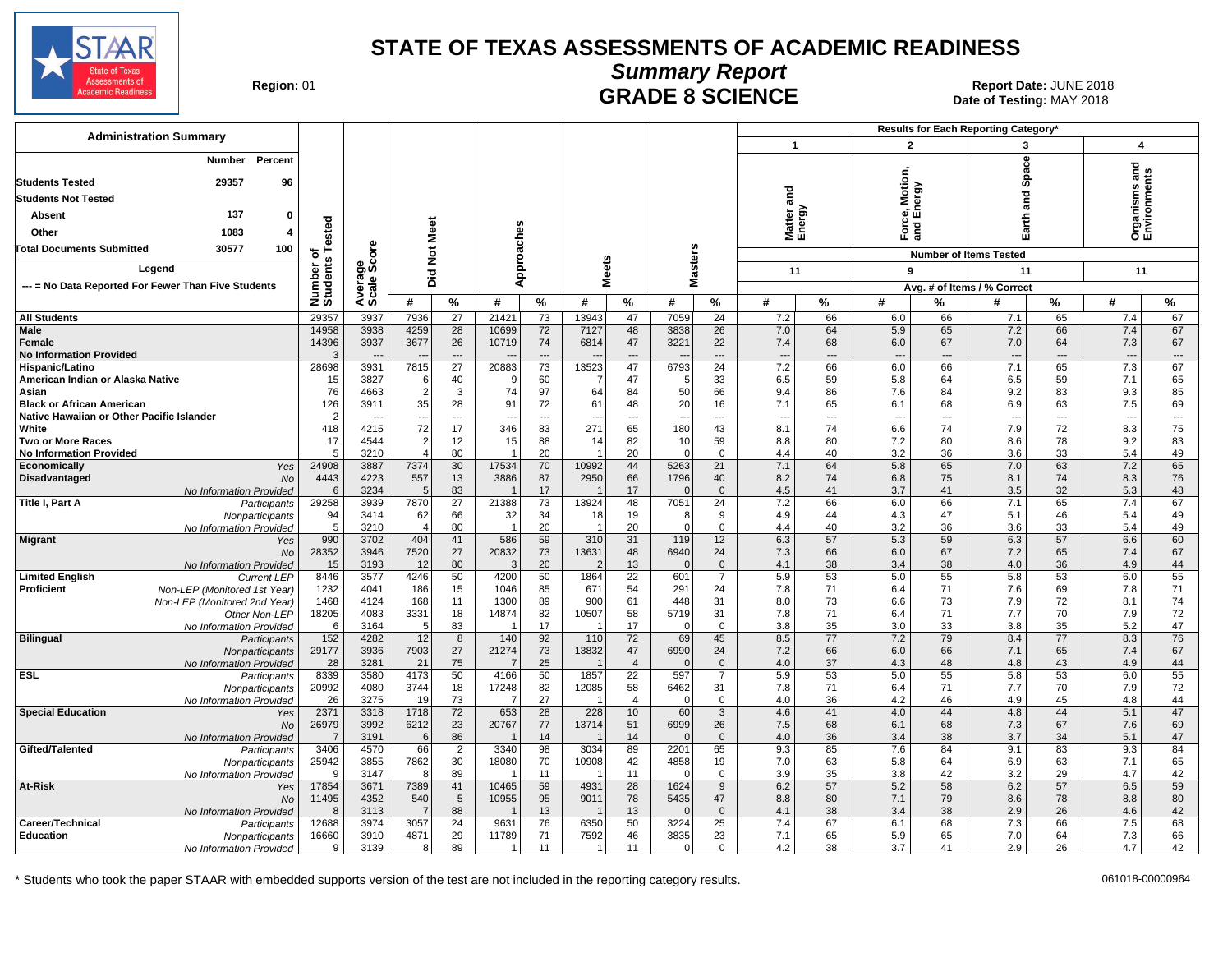# STATE OF TEXAS ASSESSMENTS OF ACADEMIC READINESS

## Summary Report

## GRADE 8 SCIENCE

Region: 01

Report Date: JUNE 2018
Date of Testing: MAY 2018

| Administration Summary | Number | Percent |
|---|---|---|
| Students Tested | 29357 | 96 |
| Students Not Tested | | |
| Absent | 137 | 0 |
| Other | 1083 | 4 |
| Total Documents Submitted | 30577 | 100 |

Legend: --- = No Data Reported For Fewer Than Five Students

Results for Each Reporting Category*: 1 = Matter and Energy (11 items); 2 = Force, Motion, and Energy (9 items); 3 = Earth and Space (11 items); 4 = Organisms and Environments (11 items). Avg. # of Items / % Correct.

| Group | | Number of Students Tested | Average Scale Score | Did Not Meet # | Did Not Meet % | Approaches # | Approaches % | Meets # | Meets % | Masters # | Masters % | Cat 1 # | Cat 1 % | Cat 2 # | Cat 2 % | Cat 3 # | Cat 3 % | Cat 4 # | Cat 4 % |
|---|---|---|---|---|---|---|---|---|---|---|---|---|---|---|---|---|---|---|---|
| All Students | | 29357 | 3937 | 7936 | 27 | 21421 | 73 | 13943 | 47 | 7059 | 24 | 7.2 | 66 | 6.0 | 66 | 7.1 | 65 | 7.4 | 67 |
| Male | | 14958 | 3938 | 4259 | 28 | 10699 | 72 | 7127 | 48 | 3838 | 26 | 7.0 | 64 | 5.9 | 65 | 7.2 | 66 | 7.4 | 67 |
| Female | | 14396 | 3937 | 3677 | 26 | 10719 | 74 | 6814 | 47 | 3221 | 22 | 7.4 | 68 | 6.0 | 67 | 7.0 | 64 | 7.3 | 67 |
| No Information Provided | | 3 | --- | --- | --- | --- | --- | --- | --- | --- | --- | --- | --- | --- | --- | --- | --- | --- | --- |
| Hispanic/Latino | | 28698 | 3931 | 7815 | 27 | 20883 | 73 | 13523 | 47 | 6793 | 24 | 7.2 | 66 | 6.0 | 66 | 7.1 | 65 | 7.3 | 67 |
| American Indian or Alaska Native | | 15 | 3827 | 6 | 40 | 9 | 60 | 7 | 47 | 5 | 33 | 6.5 | 59 | 5.8 | 64 | 6.5 | 59 | 7.1 | 65 |
| Asian | | 76 | 4663 | 2 | 3 | 74 | 97 | 64 | 84 | 50 | 66 | 9.4 | 86 | 7.6 | 84 | 9.2 | 83 | 9.3 | 85 |
| Black or African American | | 126 | 3911 | 35 | 28 | 91 | 72 | 61 | 48 | 20 | 16 | 7.1 | 65 | 6.1 | 68 | 6.9 | 63 | 7.5 | 69 |
| Native Hawaiian or Other Pacific Islander | | 2 | --- | --- | --- | --- | --- | --- | --- | --- | --- | --- | --- | --- | --- | --- | --- | --- | --- |
| White | | 418 | 4215 | 72 | 17 | 346 | 83 | 271 | 65 | 180 | 43 | 8.1 | 74 | 6.6 | 74 | 7.9 | 72 | 8.3 | 75 |
| Two or More Races | | 17 | 4544 | 2 | 12 | 15 | 88 | 14 | 82 | 10 | 59 | 8.8 | 80 | 7.2 | 80 | 8.6 | 78 | 9.2 | 83 |
| No Information Provided | | 5 | 3210 | 4 | 80 | 1 | 20 | 1 | 20 | 0 | 0 | 4.4 | 40 | 3.2 | 36 | 3.6 | 33 | 5.4 | 49 |
| Economically Disadvantaged | Yes | 24908 | 3887 | 7374 | 30 | 17534 | 70 | 10992 | 44 | 5263 | 21 | 7.1 | 64 | 5.8 | 65 | 7.0 | 63 | 7.2 | 65 |
| | No | 4443 | 4223 | 557 | 13 | 3886 | 87 | 2950 | 66 | 1796 | 40 | 8.2 | 74 | 6.8 | 75 | 8.1 | 74 | 8.3 | 76 |
| | No Information Provided | 6 | 3234 | 5 | 83 | 1 | 17 | 1 | 17 | 0 | 0 | 4.5 | 41 | 3.7 | 41 | 3.5 | 32 | 5.3 | 48 |
| Title I, Part A | Participants | 29258 | 3939 | 7870 | 27 | 21388 | 73 | 13924 | 48 | 7051 | 24 | 7.2 | 66 | 6.0 | 66 | 7.1 | 65 | 7.4 | 67 |
| | Nonparticipants | 94 | 3414 | 62 | 66 | 32 | 34 | 18 | 19 | 8 | 9 | 4.9 | 44 | 4.3 | 47 | 5.1 | 46 | 5.4 | 49 |
| | No Information Provided | 5 | 3210 | 4 | 80 | 1 | 20 | 1 | 20 | 0 | 0 | 4.4 | 40 | 3.2 | 36 | 3.6 | 33 | 5.4 | 49 |
| Migrant | Yes | 990 | 3702 | 404 | 41 | 586 | 59 | 310 | 31 | 119 | 12 | 6.3 | 57 | 5.3 | 59 | 6.3 | 57 | 6.6 | 60 |
| | No | 28352 | 3946 | 7520 | 27 | 20832 | 73 | 13631 | 48 | 6940 | 24 | 7.3 | 66 | 6.0 | 67 | 7.2 | 65 | 7.4 | 67 |
| | No Information Provided | 15 | 3193 | 12 | 80 | 3 | 20 | 2 | 13 | 0 | 0 | 4.1 | 38 | 3.4 | 38 | 4.0 | 36 | 4.9 | 44 |
| Limited English Proficient | Current LEP | 8446 | 3577 | 4246 | 50 | 4200 | 50 | 1864 | 22 | 601 | 7 | 5.9 | 53 | 5.0 | 55 | 5.8 | 53 | 6.0 | 55 |
| | Non-LEP (Monitored 1st Year) | 1232 | 4041 | 186 | 15 | 1046 | 85 | 671 | 54 | 291 | 24 | 7.8 | 71 | 6.4 | 71 | 7.6 | 69 | 7.8 | 71 |
| | Non-LEP (Monitored 2nd Year) | 1468 | 4124 | 168 | 11 | 1300 | 89 | 900 | 61 | 448 | 31 | 8.0 | 73 | 6.6 | 73 | 7.9 | 72 | 8.1 | 74 |
| | Other Non-LEP | 18205 | 4083 | 3331 | 18 | 14874 | 82 | 10507 | 58 | 5719 | 31 | 7.8 | 71 | 6.4 | 71 | 7.7 | 70 | 7.9 | 72 |
| | No Information Provided | 6 | 3164 | 5 | 83 | 1 | 17 | 1 | 17 | 0 | 0 | 3.8 | 35 | 3.0 | 33 | 3.8 | 35 | 5.2 | 47 |
| Bilingual | Participants | 152 | 4282 | 12 | 8 | 140 | 92 | 110 | 72 | 69 | 45 | 8.5 | 77 | 7.2 | 79 | 8.4 | 77 | 8.3 | 76 |
| | Nonparticipants | 29177 | 3936 | 7903 | 27 | 21274 | 73 | 13832 | 47 | 6990 | 24 | 7.2 | 66 | 6.0 | 66 | 7.1 | 65 | 7.4 | 67 |
| | No Information Provided | 28 | 3281 | 21 | 75 | 7 | 25 | 1 | 4 | 0 | 0 | 4.0 | 37 | 4.3 | 48 | 4.8 | 43 | 4.9 | 44 |
| ESL | Participants | 8339 | 3580 | 4173 | 50 | 4166 | 50 | 1857 | 22 | 597 | 7 | 5.9 | 53 | 5.0 | 55 | 5.8 | 53 | 6.0 | 55 |
| | Nonparticipants | 20992 | 4080 | 3744 | 18 | 17248 | 82 | 12085 | 58 | 6462 | 31 | 7.8 | 71 | 6.4 | 71 | 7.7 | 70 | 7.9 | 72 |
| | No Information Provided | 26 | 3275 | 19 | 73 | 7 | 27 | 1 | 4 | 0 | 0 | 4.0 | 36 | 4.2 | 46 | 4.9 | 45 | 4.8 | 44 |
| Special Education | Yes | 2371 | 3318 | 1718 | 72 | 653 | 28 | 228 | 10 | 60 | 3 | 4.6 | 41 | 4.0 | 44 | 4.8 | 44 | 5.1 | 47 |
| | No | 26979 | 3992 | 6212 | 23 | 20767 | 77 | 13714 | 51 | 6999 | 26 | 7.5 | 68 | 6.1 | 68 | 7.3 | 67 | 7.6 | 69 |
| | No Information Provided | 7 | 3191 | 6 | 86 | 1 | 14 | 1 | 14 | 0 | 0 | 4.0 | 36 | 3.4 | 38 | 3.7 | 34 | 5.1 | 47 |
| Gifted/Talented | Participants | 3406 | 4570 | 66 | 2 | 3340 | 98 | 3034 | 89 | 2201 | 65 | 9.3 | 85 | 7.6 | 84 | 9.1 | 83 | 9.3 | 84 |
| | Nonparticipants | 25942 | 3855 | 7862 | 30 | 18080 | 70 | 10908 | 42 | 4858 | 19 | 7.0 | 63 | 5.8 | 64 | 6.9 | 63 | 7.1 | 65 |
| | No Information Provided | 9 | 3147 | 8 | 89 | 1 | 11 | 1 | 11 | 0 | 0 | 3.9 | 35 | 3.8 | 42 | 3.2 | 29 | 4.7 | 42 |
| At-Risk | Yes | 17854 | 3671 | 7389 | 41 | 10465 | 59 | 4931 | 28 | 1624 | 9 | 6.2 | 57 | 5.2 | 58 | 6.2 | 57 | 6.5 | 59 |
| | No | 11495 | 4352 | 540 | 5 | 10955 | 95 | 9011 | 78 | 5435 | 47 | 8.8 | 80 | 7.1 | 79 | 8.6 | 78 | 8.8 | 80 |
| | No Information Provided | 8 | 3113 | 7 | 88 | 1 | 13 | 1 | 13 | 0 | 0 | 4.1 | 38 | 3.4 | 38 | 2.9 | 26 | 4.6 | 42 |
| Career/Technical Education | Participants | 12688 | 3974 | 3057 | 24 | 9631 | 76 | 6350 | 50 | 3224 | 25 | 7.4 | 67 | 6.1 | 68 | 7.3 | 66 | 7.5 | 68 |
| | Nonparticipants | 16660 | 3910 | 4871 | 29 | 11789 | 71 | 7592 | 46 | 3835 | 23 | 7.1 | 65 | 5.9 | 65 | 7.0 | 64 | 7.3 | 66 |
| | No Information Provided | 9 | 3139 | 8 | 89 | 1 | 11 | 1 | 11 | 0 | 0 | 4.2 | 38 | 3.7 | 41 | 2.9 | 26 | 4.7 | 42 |

\* Students who took the paper STAAR with embedded supports version of the test are not included in the reporting category results.

061018-00000964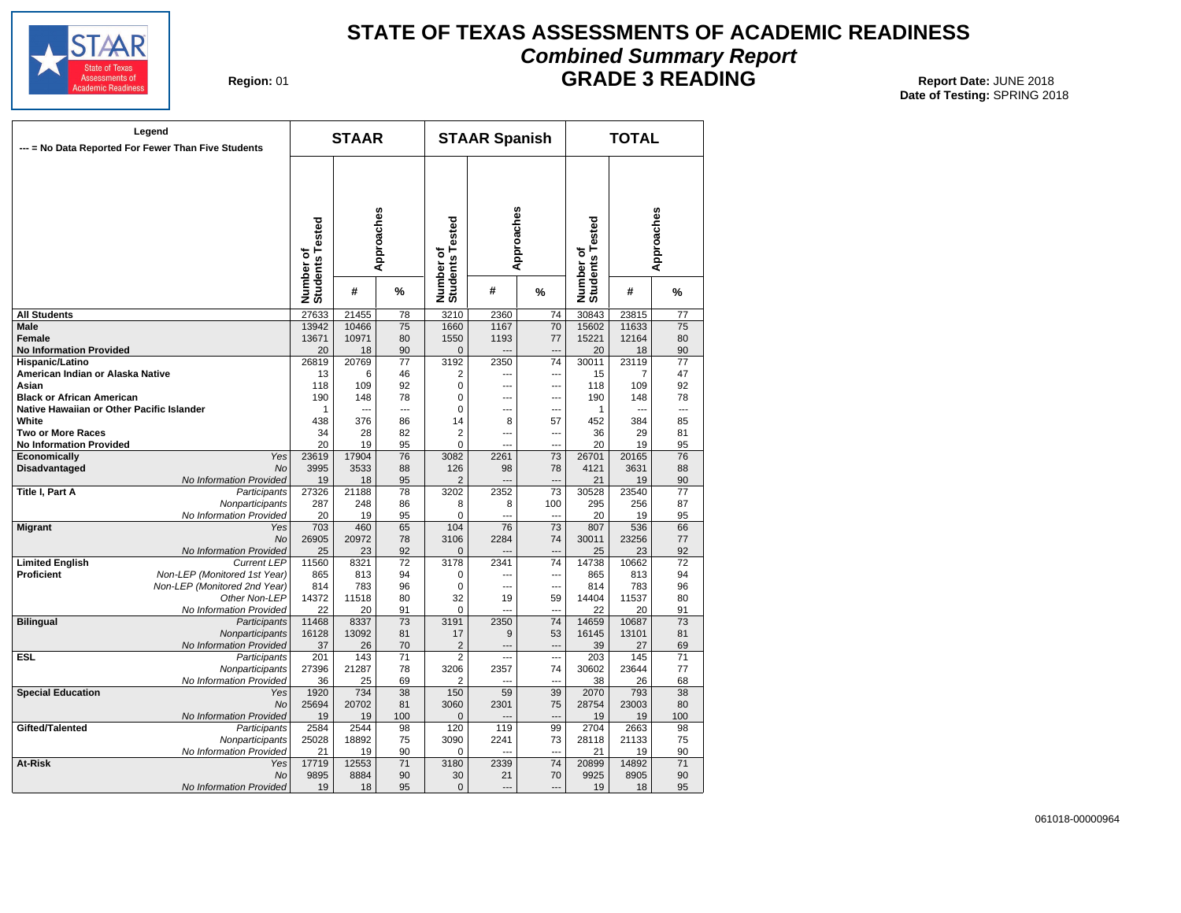# STATE OF TEXAS ASSESSMENTS OF ACADEMIC READINESS

## *Combined Summary Report*

## GRADE 3 READING

**Region:** 01

**Report Date:** JUNE 2018
**Date of Testing:** SPRING 2018

**Legend**
--- = No Data Reported For Fewer Than Five Students

| | | STAAR | | | STAAR Spanish | | | TOTAL | | |
|---|---|---|---|---|---|---|---|---|---|---|
| | | Number of Students Tested | Approaches | | Number of Students Tested | Approaches | | Number of Students Tested | Approaches | |
| | | | # | % | | # | % | | # | % |
| **All Students** | | 27633 | 21455 | 78 | 3210 | 2360 | 74 | 30843 | 23815 | 77 |
| **Male** | | 13942 | 10466 | 75 | 1660 | 1167 | 70 | 15602 | 11633 | 75 |
| **Female** | | 13671 | 10971 | 80 | 1550 | 1193 | 77 | 15221 | 12164 | 80 |
| **No Information Provided** | | 20 | 18 | 90 | 0 | --- | --- | 20 | 18 | 90 |
| **Hispanic/Latino** | | 26819 | 20769 | 77 | 3192 | 2350 | 74 | 30011 | 23119 | 77 |
| **American Indian or Alaska Native** | | 13 | 6 | 46 | 2 | --- | --- | 15 | 7 | 47 |
| **Asian** | | 118 | 109 | 92 | 0 | --- | --- | 118 | 109 | 92 |
| **Black or African American** | | 190 | 148 | 78 | 0 | --- | --- | 190 | 148 | 78 |
| **Native Hawaiian or Other Pacific Islander** | | 1 | --- | --- | 0 | --- | --- | 1 | --- | --- |
| **White** | | 438 | 376 | 86 | 14 | 8 | 57 | 452 | 384 | 85 |
| **Two or More Races** | | 34 | 28 | 82 | 2 | --- | --- | 36 | 29 | 81 |
| **No Information Provided** | | 20 | 19 | 95 | 0 | --- | --- | 20 | 19 | 95 |
| **Economically** | *Yes* | 23619 | 17904 | 76 | 3082 | 2261 | 73 | 26701 | 20165 | 76 |
| **Disadvantaged** | *No* | 3995 | 3533 | 88 | 126 | 98 | 78 | 4121 | 3631 | 88 |
| | *No Information Provided* | 19 | 18 | 95 | 2 | --- | --- | 21 | 19 | 90 |
| **Title I, Part A** | *Participants* | 27326 | 21188 | 78 | 3202 | 2352 | 73 | 30528 | 23540 | 77 |
| | *Nonparticipants* | 287 | 248 | 86 | 8 | 8 | 100 | 295 | 256 | 87 |
| | *No Information Provided* | 20 | 19 | 95 | 0 | --- | --- | 20 | 19 | 95 |
| **Migrant** | *Yes* | 703 | 460 | 65 | 104 | 76 | 73 | 807 | 536 | 66 |
| | *No* | 26905 | 20972 | 78 | 3106 | 2284 | 74 | 30011 | 23256 | 77 |
| | *No Information Provided* | 25 | 23 | 92 | 0 | --- | --- | 25 | 23 | 92 |
| **Limited English** | *Current LEP* | 11560 | 8321 | 72 | 3178 | 2341 | 74 | 14738 | 10662 | 72 |
| **Proficient** | *Non-LEP (Monitored 1st Year)* | 865 | 813 | 94 | 0 | --- | --- | 865 | 813 | 94 |
| | *Non-LEP (Monitored 2nd Year)* | 814 | 783 | 96 | 0 | --- | --- | 814 | 783 | 96 |
| | *Other Non-LEP* | 14372 | 11518 | 80 | 32 | 19 | 59 | 14404 | 11537 | 80 |
| | *No Information Provided* | 22 | 20 | 91 | 0 | --- | --- | 22 | 20 | 91 |
| **Bilingual** | *Participants* | 11468 | 8337 | 73 | 3191 | 2350 | 74 | 14659 | 10687 | 73 |
| | *Nonparticipants* | 16128 | 13092 | 81 | 17 | 9 | 53 | 16145 | 13101 | 81 |
| | *No Information Provided* | 37 | 26 | 70 | 2 | --- | --- | 39 | 27 | 69 |
| **ESL** | *Participants* | 201 | 143 | 71 | 2 | --- | --- | 203 | 145 | 71 |
| | *Nonparticipants* | 27396 | 21287 | 78 | 3206 | 2357 | 74 | 30602 | 23644 | 77 |
| | *No Information Provided* | 36 | 25 | 69 | 2 | --- | --- | 38 | 26 | 68 |
| **Special Education** | *Yes* | 1920 | 734 | 38 | 150 | 59 | 39 | 2070 | 793 | 38 |
| | *No* | 25694 | 20702 | 81 | 3060 | 2301 | 75 | 28754 | 23003 | 80 |
| | *No Information Provided* | 19 | 19 | 100 | 0 | --- | --- | 19 | 19 | 100 |
| **Gifted/Talented** | *Participants* | 2584 | 2544 | 98 | 120 | 119 | 99 | 2704 | 2663 | 98 |
| | *Nonparticipants* | 25028 | 18892 | 75 | 3090 | 2241 | 73 | 28118 | 21133 | 75 |
| | *No Information Provided* | 21 | 19 | 90 | 0 | --- | --- | 21 | 19 | 90 |
| **At-Risk** | *Yes* | 17719 | 12553 | 71 | 3180 | 2339 | 74 | 20899 | 14892 | 71 |
| | *No* | 9895 | 8884 | 90 | 30 | 21 | 70 | 9925 | 8905 | 90 |
| | *No Information Provided* | 19 | 18 | 95 | 0 | --- | --- | 19 | 18 | 95 |

061018-00000964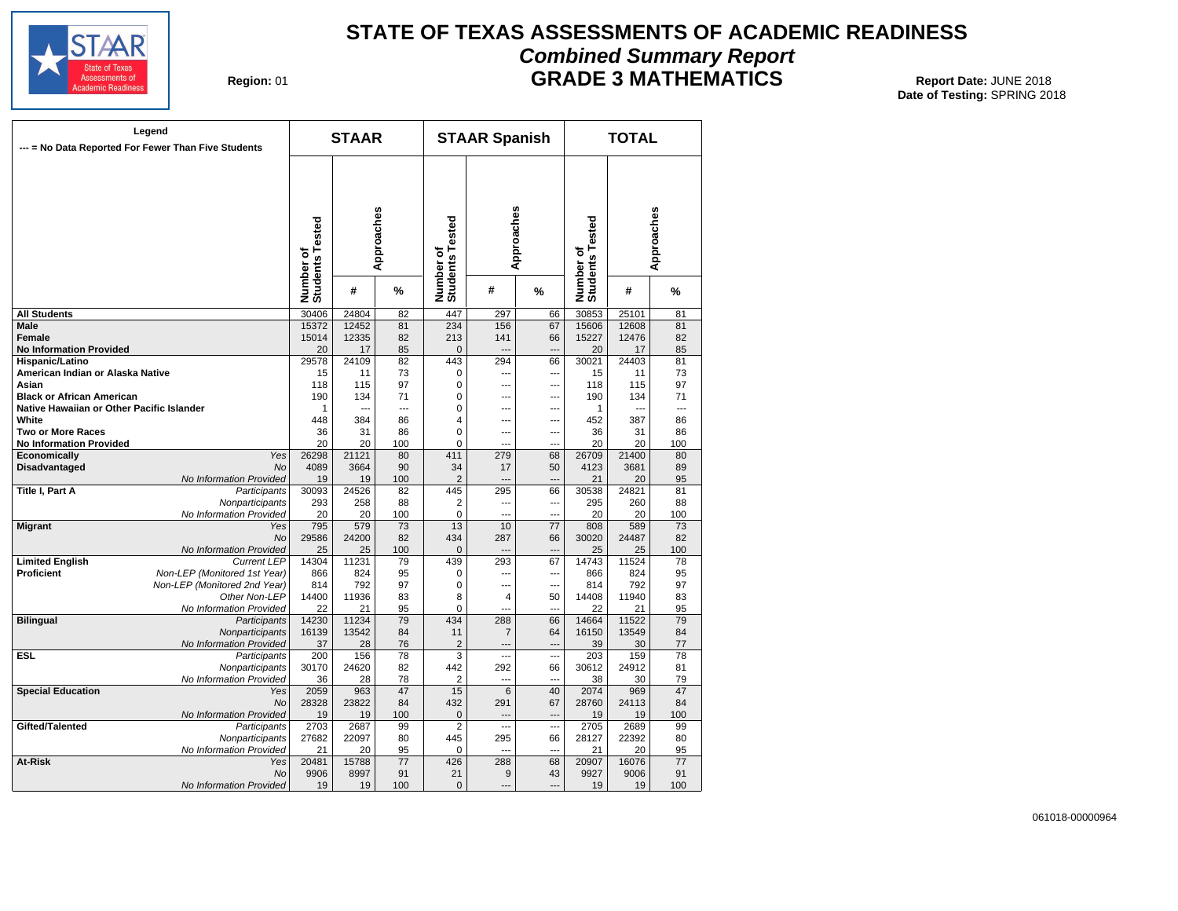# STATE OF TEXAS ASSESSMENTS OF ACADEMIC READINESS

## *Combined Summary Report*

## GRADE 3 MATHEMATICS

**Region:** 01

**Report Date:** JUNE 2018
**Date of Testing:** SPRING 2018

Legend
--- = No Data Reported For Fewer Than Five Students

| | | STAAR | | | STAAR Spanish | | | TOTAL | | |
|---|---|---|---|---|---|---|---|---|---|---|
| | | Number of Students Tested | Approaches | | Number of Students Tested | Approaches | | Number of Students Tested | Approaches | |
| | | | # | % | | # | % | | # | % |
| **All Students** | | 30406 | 24804 | 82 | 447 | 297 | 66 | 30853 | 25101 | 81 |
| **Male** | | 15372 | 12452 | 81 | 234 | 156 | 67 | 15606 | 12608 | 81 |
| **Female** | | 15014 | 12335 | 82 | 213 | 141 | 66 | 15227 | 12476 | 82 |
| **No Information Provided** | | 20 | 17 | 85 | 0 | --- | --- | 20 | 17 | 85 |
| **Hispanic/Latino** | | 29578 | 24109 | 82 | 443 | 294 | 66 | 30021 | 24403 | 81 |
| **American Indian or Alaska Native** | | 15 | 11 | 73 | 0 | --- | --- | 15 | 11 | 73 |
| **Asian** | | 118 | 115 | 97 | 0 | --- | --- | 118 | 115 | 97 |
| **Black or African American** | | 190 | 134 | 71 | 0 | --- | --- | 190 | 134 | 71 |
| **Native Hawaiian or Other Pacific Islander** | | 1 | --- | --- | 0 | --- | --- | 1 | --- | --- |
| **White** | | 448 | 384 | 86 | 4 | --- | --- | 452 | 387 | 86 |
| **Two or More Races** | | 36 | 31 | 86 | 0 | --- | --- | 36 | 31 | 86 |
| **No Information Provided** | | 20 | 20 | 100 | 0 | --- | --- | 20 | 20 | 100 |
| **Economically Disadvantaged** | *Yes* | 26298 | 21121 | 80 | 411 | 279 | 68 | 26709 | 21400 | 80 |
| | *No* | 4089 | 3664 | 90 | 34 | 17 | 50 | 4123 | 3681 | 89 |
| | *No Information Provided* | 19 | 19 | 100 | 2 | --- | --- | 21 | 20 | 95 |
| **Title I, Part A** | *Participants* | 30093 | 24526 | 82 | 445 | 295 | 66 | 30538 | 24821 | 81 |
| | *Nonparticipants* | 293 | 258 | 88 | 2 | --- | --- | 295 | 260 | 88 |
| | *No Information Provided* | 20 | 20 | 100 | 0 | --- | --- | 20 | 20 | 100 |
| **Migrant** | *Yes* | 795 | 579 | 73 | 13 | 10 | 77 | 808 | 589 | 73 |
| | *No* | 29586 | 24200 | 82 | 434 | 287 | 66 | 30020 | 24487 | 82 |
| | *No Information Provided* | 25 | 25 | 100 | 0 | --- | --- | 25 | 25 | 100 |
| **Limited English Proficient** | *Current LEP* | 14304 | 11231 | 79 | 439 | 293 | 67 | 14743 | 11524 | 78 |
| | *Non-LEP (Monitored 1st Year)* | 866 | 824 | 95 | 0 | --- | --- | 866 | 824 | 95 |
| | *Non-LEP (Monitored 2nd Year)* | 814 | 792 | 97 | 0 | --- | --- | 814 | 792 | 97 |
| | *Other Non-LEP* | 14400 | 11936 | 83 | 8 | 4 | 50 | 14408 | 11940 | 83 |
| | *No Information Provided* | 22 | 21 | 95 | 0 | --- | --- | 22 | 21 | 95 |
| **Bilingual** | *Participants* | 14230 | 11234 | 79 | 434 | 288 | 66 | 14664 | 11522 | 79 |
| | *Nonparticipants* | 16139 | 13542 | 84 | 11 | 7 | 64 | 16150 | 13549 | 84 |
| | *No Information Provided* | 37 | 28 | 76 | 2 | --- | --- | 39 | 30 | 77 |
| **ESL** | *Participants* | 200 | 156 | 78 | 3 | --- | --- | 203 | 159 | 78 |
| | *Nonparticipants* | 30170 | 24620 | 82 | 442 | 292 | 66 | 30612 | 24912 | 81 |
| | *No Information Provided* | 36 | 28 | 78 | 2 | --- | --- | 38 | 30 | 79 |
| **Special Education** | *Yes* | 2059 | 963 | 47 | 15 | 6 | 40 | 2074 | 969 | 47 |
| | *No* | 28328 | 23822 | 84 | 432 | 291 | 67 | 28760 | 24113 | 84 |
| | *No Information Provided* | 19 | 19 | 100 | 0 | --- | --- | 19 | 19 | 100 |
| **Gifted/Talented** | *Participants* | 2703 | 2687 | 99 | 2 | --- | --- | 2705 | 2689 | 99 |
| | *Nonparticipants* | 27682 | 22097 | 80 | 445 | 295 | 66 | 28127 | 22392 | 80 |
| | *No Information Provided* | 21 | 20 | 95 | 0 | --- | --- | 21 | 20 | 95 |
| **At-Risk** | *Yes* | 20481 | 15788 | 77 | 426 | 288 | 68 | 20907 | 16076 | 77 |
| | *No* | 9906 | 8997 | 91 | 21 | 9 | 43 | 9927 | 9006 | 91 |
| | *No Information Provided* | 19 | 19 | 100 | 0 | --- | --- | 19 | 19 | 100 |

061018-00000964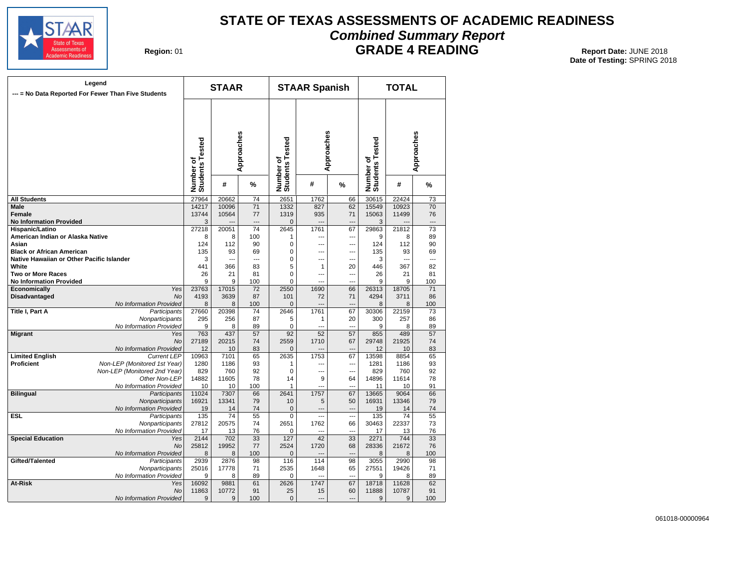# STATE OF TEXAS ASSESSMENTS OF ACADEMIC READINESS

## *Combined Summary Report*

## GRADE 4 READING

**Region:** 01

**Report Date:** JUNE 2018

**Date of Testing:** SPRING 2018

**Legend**

**--- = No Data Reported For Fewer Than Five Students**

| | | STAAR | | | STAAR Spanish | | | TOTAL | | |
|---|---|---|---|---|---|---|---|---|---|---|
| | | Number of Students Tested | Approaches | | Number of Students Tested | Approaches | | Number of Students Tested | Approaches | |
| | | | # | % | | # | % | | # | % |
| **All Students** | | 27964 | 20662 | 74 | 2651 | 1762 | 66 | 30615 | 22424 | 73 |
| **Male** | | 14217 | 10096 | 71 | 1332 | 827 | 62 | 15549 | 10923 | 70 |
| **Female** | | 13744 | 10564 | 77 | 1319 | 935 | 71 | 15063 | 11499 | 76 |
| **No Information Provided** | | 3 | --- | --- | 0 | --- | --- | 3 | --- | --- |
| **Hispanic/Latino** | | 27218 | 20051 | 74 | 2645 | 1761 | 67 | 29863 | 21812 | 73 |
| **American Indian or Alaska Native** | | 8 | 8 | 100 | 1 | --- | --- | 9 | 8 | 89 |
| **Asian** | | 124 | 112 | 90 | 0 | --- | --- | 124 | 112 | 90 |
| **Black or African American** | | 135 | 93 | 69 | 0 | --- | --- | 135 | 93 | 69 |
| **Native Hawaiian or Other Pacific Islander** | | 3 | --- | --- | 0 | --- | --- | 3 | --- | --- |
| **White** | | 441 | 366 | 83 | 5 | 1 | 20 | 446 | 367 | 82 |
| **Two or More Races** | | 26 | 21 | 81 | 0 | --- | --- | 26 | 21 | 81 |
| **No Information Provided** | | 9 | 9 | 100 | 0 | --- | --- | 9 | 9 | 100 |
| **Economically Disadvantaged** | *Yes* | 23763 | 17015 | 72 | 2550 | 1690 | 66 | 26313 | 18705 | 71 |
| | *No* | 4193 | 3639 | 87 | 101 | 72 | 71 | 4294 | 3711 | 86 |
| | *No Information Provided* | 8 | 8 | 100 | 0 | --- | --- | 8 | 8 | 100 |
| **Title I, Part A** | *Participants* | 27660 | 20398 | 74 | 2646 | 1761 | 67 | 30306 | 22159 | 73 |
| | *Nonparticipants* | 295 | 256 | 87 | 5 | 1 | 20 | 300 | 257 | 86 |
| | *No Information Provided* | 9 | 8 | 89 | 0 | --- | --- | 9 | 8 | 89 |
| **Migrant** | *Yes* | 763 | 437 | 57 | 92 | 52 | 57 | 855 | 489 | 57 |
| | *No* | 27189 | 20215 | 74 | 2559 | 1710 | 67 | 29748 | 21925 | 74 |
| | *No Information Provided* | 12 | 10 | 83 | 0 | --- | --- | 12 | 10 | 83 |
| **Limited English Proficient** | *Current LEP* | 10963 | 7101 | 65 | 2635 | 1753 | 67 | 13598 | 8854 | 65 |
| | *Non-LEP (Monitored 1st Year)* | 1280 | 1186 | 93 | 1 | --- | --- | 1281 | 1186 | 93 |
| | *Non-LEP (Monitored 2nd Year)* | 829 | 760 | 92 | 0 | --- | --- | 829 | 760 | 92 |
| | *Other Non-LEP* | 14882 | 11605 | 78 | 14 | 9 | 64 | 14896 | 11614 | 78 |
| | *No Information Provided* | 10 | 10 | 100 | 1 | --- | --- | 11 | 10 | 91 |
| **Bilingual** | *Participants* | 11024 | 7307 | 66 | 2641 | 1757 | 67 | 13665 | 9064 | 66 |
| | *Nonparticipants* | 16921 | 13341 | 79 | 10 | 5 | 50 | 16931 | 13346 | 79 |
| | *No Information Provided* | 19 | 14 | 74 | 0 | --- | --- | 19 | 14 | 74 |
| **ESL** | *Participants* | 135 | 74 | 55 | 0 | --- | --- | 135 | 74 | 55 |
| | *Nonparticipants* | 27812 | 20575 | 74 | 2651 | 1762 | 66 | 30463 | 22337 | 73 |
| | *No Information Provided* | 17 | 13 | 76 | 0 | --- | --- | 17 | 13 | 76 |
| **Special Education** | *Yes* | 2144 | 702 | 33 | 127 | 42 | 33 | 2271 | 744 | 33 |
| | *No* | 25812 | 19952 | 77 | 2524 | 1720 | 68 | 28336 | 21672 | 76 |
| | *No Information Provided* | 8 | 8 | 100 | 0 | --- | --- | 8 | 8 | 100 |
| **Gifted/Talented** | *Participants* | 2939 | 2876 | 98 | 116 | 114 | 98 | 3055 | 2990 | 98 |
| | *Nonparticipants* | 25016 | 17778 | 71 | 2535 | 1648 | 65 | 27551 | 19426 | 71 |
| | *No Information Provided* | 9 | 8 | 89 | 0 | --- | --- | 9 | 8 | 89 |
| **At-Risk** | *Yes* | 16092 | 9881 | 61 | 2626 | 1747 | 67 | 18718 | 11628 | 62 |
| | *No* | 11863 | 10772 | 91 | 25 | 15 | 60 | 11888 | 10787 | 91 |
| | *No Information Provided* | 9 | 9 | 100 | 0 | --- | --- | 9 | 9 | 100 |

061018-00000964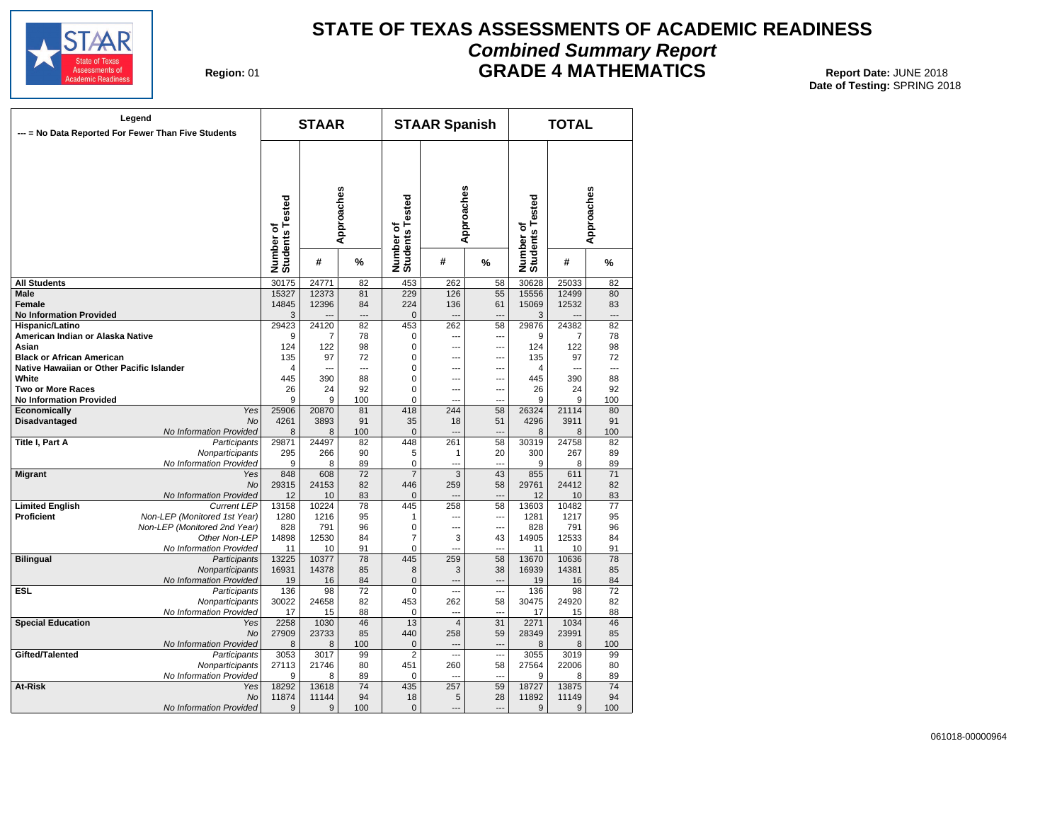# STATE OF TEXAS ASSESSMENTS OF ACADEMIC READINESS

## *Combined Summary Report*

## GRADE 4 MATHEMATICS

**Region:** 01

**Report Date:** JUNE 2018
**Date of Testing:** SPRING 2018

**Legend**
--- = No Data Reported For Fewer Than Five Students

| | | STAAR | | | STAAR Spanish | | | TOTAL | | |
|---|---|---|---|---|---|---|---|---|---|---|
| | | Number of Students Tested | Approaches # | Approaches % | Number of Students Tested | Approaches # | Approaches % | Number of Students Tested | Approaches # | Approaches % |
| **All Students** | | 30175 | 24771 | 82 | 453 | 262 | 58 | 30628 | 25033 | 82 |
| **Male** | | 15327 | 12373 | 81 | 229 | 126 | 55 | 15556 | 12499 | 80 |
| **Female** | | 14845 | 12396 | 84 | 224 | 136 | 61 | 15069 | 12532 | 83 |
| **No Information Provided** | | 3 | --- | --- | 0 | --- | --- | 3 | --- | --- |
| **Hispanic/Latino** | | 29423 | 24120 | 82 | 453 | 262 | 58 | 29876 | 24382 | 82 |
| **American Indian or Alaska Native** | | 9 | 7 | 78 | 0 | --- | --- | 9 | 7 | 78 |
| **Asian** | | 124 | 122 | 98 | 0 | --- | --- | 124 | 122 | 98 |
| **Black or African American** | | 135 | 97 | 72 | 0 | --- | --- | 135 | 97 | 72 |
| **Native Hawaiian or Other Pacific Islander** | | 4 | --- | --- | 0 | --- | --- | 4 | --- | --- |
| **White** | | 445 | 390 | 88 | 0 | --- | --- | 445 | 390 | 88 |
| **Two or More Races** | | 26 | 24 | 92 | 0 | --- | --- | 26 | 24 | 92 |
| **No Information Provided** | | 9 | 9 | 100 | 0 | --- | --- | 9 | 9 | 100 |
| **Economically Disadvantaged** | *Yes* | 25906 | 20870 | 81 | 418 | 244 | 58 | 26324 | 21114 | 80 |
| | *No* | 4261 | 3893 | 91 | 35 | 18 | 51 | 4296 | 3911 | 91 |
| | *No Information Provided* | 8 | 8 | 100 | 0 | --- | --- | 8 | 8 | 100 |
| **Title I, Part A** | *Participants* | 29871 | 24497 | 82 | 448 | 261 | 58 | 30319 | 24758 | 82 |
| | *Nonparticipants* | 295 | 266 | 90 | 5 | 1 | 20 | 300 | 267 | 89 |
| | *No Information Provided* | 9 | 8 | 89 | 0 | --- | --- | 9 | 8 | 89 |
| **Migrant** | *Yes* | 848 | 608 | 72 | 7 | 3 | 43 | 855 | 611 | 71 |
| | *No* | 29315 | 24153 | 82 | 446 | 259 | 58 | 29761 | 24412 | 82 |
| | *No Information Provided* | 12 | 10 | 83 | 0 | --- | --- | 12 | 10 | 83 |
| **Limited English Proficient** | *Current LEP* | 13158 | 10224 | 78 | 445 | 258 | 58 | 13603 | 10482 | 77 |
| | *Non-LEP (Monitored 1st Year)* | 1280 | 1216 | 95 | 1 | --- | --- | 1281 | 1217 | 95 |
| | *Non-LEP (Monitored 2nd Year)* | 828 | 791 | 96 | 0 | --- | --- | 828 | 791 | 96 |
| | *Other Non-LEP* | 14898 | 12530 | 84 | 7 | 3 | 43 | 14905 | 12533 | 84 |
| | *No Information Provided* | 11 | 10 | 91 | 0 | --- | --- | 11 | 10 | 91 |
| **Bilingual** | *Participants* | 13225 | 10377 | 78 | 445 | 259 | 58 | 13670 | 10636 | 78 |
| | *Nonparticipants* | 16931 | 14378 | 85 | 8 | 3 | 38 | 16939 | 14381 | 85 |
| | *No Information Provided* | 19 | 16 | 84 | 0 | --- | --- | 19 | 16 | 84 |
| **ESL** | *Participants* | 136 | 98 | 72 | 0 | --- | --- | 136 | 98 | 72 |
| | *Nonparticipants* | 30022 | 24658 | 82 | 453 | 262 | 58 | 30475 | 24920 | 82 |
| | *No Information Provided* | 17 | 15 | 88 | 0 | --- | --- | 17 | 15 | 88 |
| **Special Education** | *Yes* | 2258 | 1030 | 46 | 13 | 4 | 31 | 2271 | 1034 | 46 |
| | *No* | 27909 | 23733 | 85 | 440 | 258 | 59 | 28349 | 23991 | 85 |
| | *No Information Provided* | 8 | 8 | 100 | 0 | --- | --- | 8 | 8 | 100 |
| **Gifted/Talented** | *Participants* | 3053 | 3017 | 99 | 2 | --- | --- | 3055 | 3019 | 99 |
| | *Nonparticipants* | 27113 | 21746 | 80 | 451 | 260 | 58 | 27564 | 22006 | 80 |
| | *No Information Provided* | 9 | 8 | 89 | 0 | --- | --- | 9 | 8 | 89 |
| **At-Risk** | *Yes* | 18292 | 13618 | 74 | 435 | 257 | 59 | 18727 | 13875 | 74 |
| | *No* | 11874 | 11144 | 94 | 18 | 5 | 28 | 11892 | 11149 | 94 |
| | *No Information Provided* | 9 | 9 | 100 | 0 | --- | --- | 9 | 9 | 100 |

061018-00000964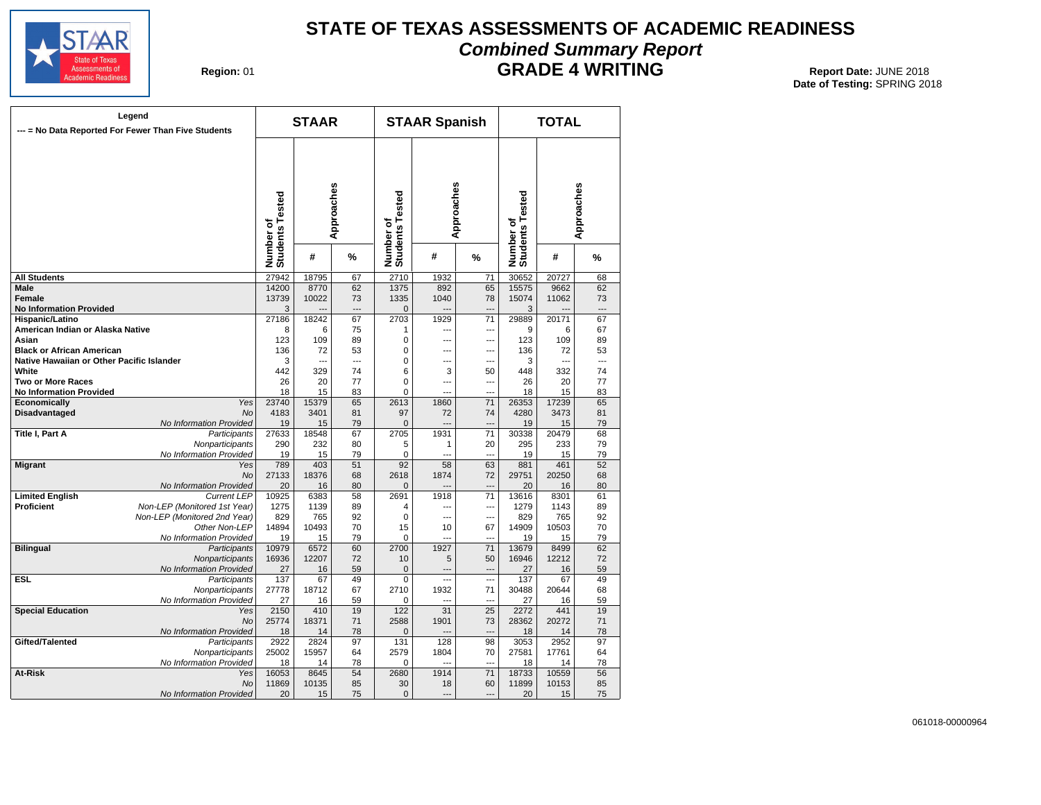# STATE OF TEXAS ASSESSMENTS OF ACADEMIC READINESS

## *Combined Summary Report*

## GRADE 4 WRITING

**Region:** 01

**Report Date:** JUNE 2018
**Date of Testing:** SPRING 2018

Legend
--- = No Data Reported For Fewer Than Five Students

| | | STAAR | | | STAAR Spanish | | | TOTAL | | |
|---|---|---|---|---|---|---|---|---|---|---|
| | | Number of Students Tested | Approaches # | Approaches % | Number of Students Tested | Approaches # | Approaches % | Number of Students Tested | Approaches # | Approaches % |
| **All Students** | | 27942 | 18795 | 67 | 2710 | 1932 | 71 | 30652 | 20727 | 68 |
| **Male** | | 14200 | 8770 | 62 | 1375 | 892 | 65 | 15575 | 9662 | 62 |
| **Female** | | 13739 | 10022 | 73 | 1335 | 1040 | 78 | 15074 | 11062 | 73 |
| **No Information Provided** | | 3 | --- | --- | 0 | --- | --- | 3 | --- | --- |
| **Hispanic/Latino** | | 27186 | 18242 | 67 | 2703 | 1929 | 71 | 29889 | 20171 | 67 |
| **American Indian or Alaska Native** | | 8 | 6 | 75 | 1 | --- | --- | 9 | 6 | 67 |
| **Asian** | | 123 | 109 | 89 | 0 | --- | --- | 123 | 109 | 89 |
| **Black or African American** | | 136 | 72 | 53 | 0 | --- | --- | 136 | 72 | 53 |
| **Native Hawaiian or Other Pacific Islander** | | 3 | --- | --- | 0 | --- | --- | 3 | --- | --- |
| **White** | | 442 | 329 | 74 | 6 | 3 | 50 | 448 | 332 | 74 |
| **Two or More Races** | | 26 | 20 | 77 | 0 | --- | --- | 26 | 20 | 77 |
| **No Information Provided** | | 18 | 15 | 83 | 0 | --- | --- | 18 | 15 | 83 |
| **Economically Disadvantaged** | *Yes* | 23740 | 15379 | 65 | 2613 | 1860 | 71 | 26353 | 17239 | 65 |
| | *No* | 4183 | 3401 | 81 | 97 | 72 | 74 | 4280 | 3473 | 81 |
| | *No Information Provided* | 19 | 15 | 79 | 0 | --- | --- | 19 | 15 | 79 |
| **Title I, Part A** | *Participants* | 27633 | 18548 | 67 | 2705 | 1931 | 71 | 30338 | 20479 | 68 |
| | *Nonparticipants* | 290 | 232 | 80 | 5 | 1 | 20 | 295 | 233 | 79 |
| | *No Information Provided* | 19 | 15 | 79 | 0 | --- | --- | 19 | 15 | 79 |
| **Migrant** | *Yes* | 789 | 403 | 51 | 92 | 58 | 63 | 881 | 461 | 52 |
| | *No* | 27133 | 18376 | 68 | 2618 | 1874 | 72 | 29751 | 20250 | 68 |
| | *No Information Provided* | 20 | 16 | 80 | 0 | --- | --- | 20 | 16 | 80 |
| **Limited English Proficient** | *Current LEP* | 10925 | 6383 | 58 | 2691 | 1918 | 71 | 13616 | 8301 | 61 |
| | *Non-LEP (Monitored 1st Year)* | 1275 | 1139 | 89 | 4 | --- | --- | 1279 | 1143 | 89 |
| | *Non-LEP (Monitored 2nd Year)* | 829 | 765 | 92 | 0 | --- | --- | 829 | 765 | 92 |
| | *Other Non-LEP* | 14894 | 10493 | 70 | 15 | 10 | 67 | 14909 | 10503 | 70 |
| | *No Information Provided* | 19 | 15 | 79 | 0 | --- | --- | 19 | 15 | 79 |
| **Bilingual** | *Participants* | 10979 | 6572 | 60 | 2700 | 1927 | 71 | 13679 | 8499 | 62 |
| | *Nonparticipants* | 16936 | 12207 | 72 | 10 | 5 | 50 | 16946 | 12212 | 72 |
| | *No Information Provided* | 27 | 16 | 59 | 0 | --- | --- | 27 | 16 | 59 |
| **ESL** | *Participants* | 137 | 67 | 49 | 0 | --- | --- | 137 | 67 | 49 |
| | *Nonparticipants* | 27778 | 18712 | 67 | 2710 | 1932 | 71 | 30488 | 20644 | 68 |
| | *No Information Provided* | 27 | 16 | 59 | 0 | --- | --- | 27 | 16 | 59 |
| **Special Education** | *Yes* | 2150 | 410 | 19 | 122 | 31 | 25 | 2272 | 441 | 19 |
| | *No* | 25774 | 18371 | 71 | 2588 | 1901 | 73 | 28362 | 20272 | 71 |
| | *No Information Provided* | 18 | 14 | 78 | 0 | --- | --- | 18 | 14 | 78 |
| **Gifted/Talented** | *Participants* | 2922 | 2824 | 97 | 131 | 128 | 98 | 3053 | 2952 | 97 |
| | *Nonparticipants* | 25002 | 15957 | 64 | 2579 | 1804 | 70 | 27581 | 17761 | 64 |
| | *No Information Provided* | 18 | 14 | 78 | 0 | --- | --- | 18 | 14 | 78 |
| **At-Risk** | *Yes* | 16053 | 8645 | 54 | 2680 | 1914 | 71 | 18733 | 10559 | 56 |
| | *No* | 11869 | 10135 | 85 | 30 | 18 | 60 | 11899 | 10153 | 85 |
| | *No Information Provided* | 20 | 15 | 75 | 0 | --- | --- | 20 | 15 | 75 |

061018-00000964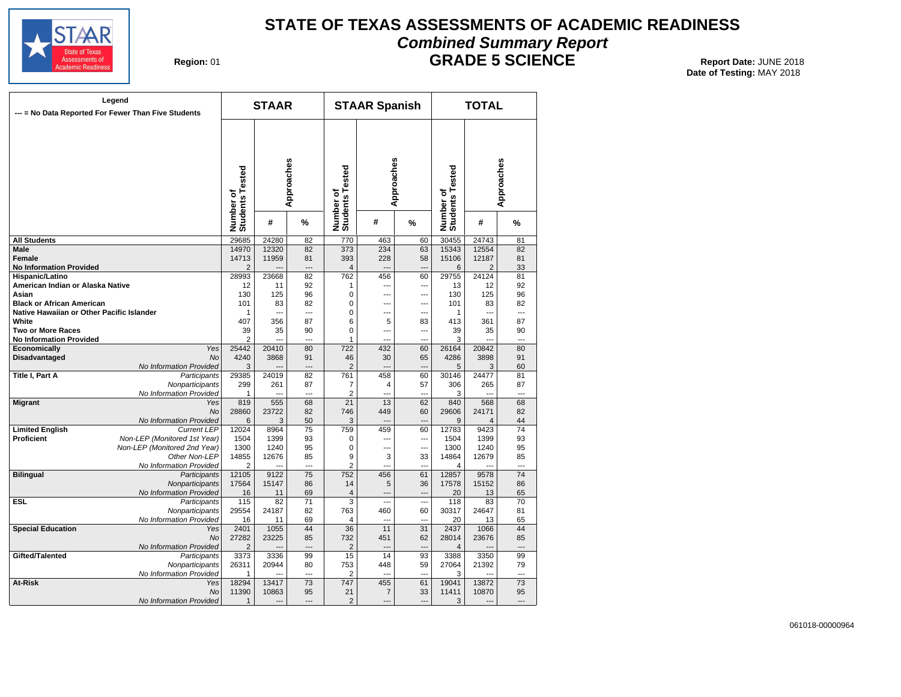# STATE OF TEXAS ASSESSMENTS OF ACADEMIC READINESS

## *Combined Summary Report*

## GRADE 5 SCIENCE

**Region:** 01

**Report Date:** JUNE 2018
**Date of Testing:** MAY 2018

| Legend<br>--- = No Data Reported For Fewer Than Five Students | | STAAR | | | STAAR Spanish | | | TOTAL | | |
|---|---|---|---|---|---|---|---|---|---|---|
| | | Number of Students Tested | Approaches # | Approaches % | Number of Students Tested | Approaches # | Approaches % | Number of Students Tested | Approaches # | Approaches % |
| **All Students** | | 29685 | 24280 | 82 | 770 | 463 | 60 | 30455 | 24743 | 81 |
| **Male** | | 14970 | 12320 | 82 | 373 | 234 | 63 | 15343 | 12554 | 82 |
| **Female** | | 14713 | 11959 | 81 | 393 | 228 | 58 | 15106 | 12187 | 81 |
| **No Information Provided** | | 2 | --- | --- | 4 | --- | --- | 6 | 2 | 33 |
| **Hispanic/Latino** | | 28993 | 23668 | 82 | 762 | 456 | 60 | 29755 | 24124 | 81 |
| **American Indian or Alaska Native** | | 12 | 11 | 92 | 1 | --- | --- | 13 | 12 | 92 |
| **Asian** | | 130 | 125 | 96 | 0 | --- | --- | 130 | 125 | 96 |
| **Black or African American** | | 101 | 83 | 82 | 0 | --- | --- | 101 | 83 | 82 |
| **Native Hawaiian or Other Pacific Islander** | | 1 | --- | --- | 0 | --- | --- | 1 | --- | --- |
| **White** | | 407 | 356 | 87 | 6 | 5 | 83 | 413 | 361 | 87 |
| **Two or More Races** | | 39 | 35 | 90 | 0 | --- | --- | 39 | 35 | 90 |
| **No Information Provided** | | 2 | --- | --- | 1 | --- | --- | 3 | --- | --- |
| **Economically Disadvantaged** | *Yes* | 25442 | 20410 | 80 | 722 | 432 | 60 | 26164 | 20842 | 80 |
| | *No* | 4240 | 3868 | 91 | 46 | 30 | 65 | 4286 | 3898 | 91 |
| | *No Information Provided* | 3 | --- | --- | 2 | --- | --- | 5 | 3 | 60 |
| **Title I, Part A** | *Participants* | 29385 | 24019 | 82 | 761 | 458 | 60 | 30146 | 24477 | 81 |
| | *Nonparticipants* | 299 | 261 | 87 | 7 | 4 | 57 | 306 | 265 | 87 |
| | *No Information Provided* | 1 | --- | --- | 2 | --- | --- | 3 | --- | --- |
| **Migrant** | *Yes* | 819 | 555 | 68 | 21 | 13 | 62 | 840 | 568 | 68 |
| | *No* | 28860 | 23722 | 82 | 746 | 449 | 60 | 29606 | 24171 | 82 |
| | *No Information Provided* | 6 | 3 | 50 | 3 | --- | --- | 9 | 4 | 44 |
| **Limited English Proficient** | *Current LEP* | 12024 | 8964 | 75 | 759 | 459 | 60 | 12783 | 9423 | 74 |
| | *Non-LEP (Monitored 1st Year)* | 1504 | 1399 | 93 | 0 | --- | --- | 1504 | 1399 | 93 |
| | *Non-LEP (Monitored 2nd Year)* | 1300 | 1240 | 95 | 0 | --- | --- | 1300 | 1240 | 95 |
| | *Other Non-LEP* | 14855 | 12676 | 85 | 9 | 3 | 33 | 14864 | 12679 | 85 |
| | *No Information Provided* | 2 | --- | --- | 2 | --- | --- | 4 | --- | --- |
| **Bilingual** | *Participants* | 12105 | 9122 | 75 | 752 | 456 | 61 | 12857 | 9578 | 74 |
| | *Nonparticipants* | 17564 | 15147 | 86 | 14 | 5 | 36 | 17578 | 15152 | 86 |
| | *No Information Provided* | 16 | 11 | 69 | 4 | --- | --- | 20 | 13 | 65 |
| **ESL** | *Participants* | 115 | 82 | 71 | 3 | --- | --- | 118 | 83 | 70 |
| | *Nonparticipants* | 29554 | 24187 | 82 | 763 | 460 | 60 | 30317 | 24647 | 81 |
| | *No Information Provided* | 16 | 11 | 69 | 4 | --- | --- | 20 | 13 | 65 |
| **Special Education** | *Yes* | 2401 | 1055 | 44 | 36 | 11 | 31 | 2437 | 1066 | 44 |
| | *No* | 27282 | 23225 | 85 | 732 | 451 | 62 | 28014 | 23676 | 85 |
| | *No Information Provided* | 2 | --- | --- | 2 | --- | --- | 4 | --- | --- |
| **Gifted/Talented** | *Participants* | 3373 | 3336 | 99 | 15 | 14 | 93 | 3388 | 3350 | 99 |
| | *Nonparticipants* | 26311 | 20944 | 80 | 753 | 448 | 59 | 27064 | 21392 | 79 |
| | *No Information Provided* | 1 | --- | --- | 2 | --- | --- | 3 | --- | --- |
| **At-Risk** | *Yes* | 18294 | 13417 | 73 | 747 | 455 | 61 | 19041 | 13872 | 73 |
| | *No* | 11390 | 10863 | 95 | 21 | 7 | 33 | 11411 | 10870 | 95 |
| | *No Information Provided* | 1 | --- | --- | 2 | --- | --- | 3 | --- | --- |

061018-00000964